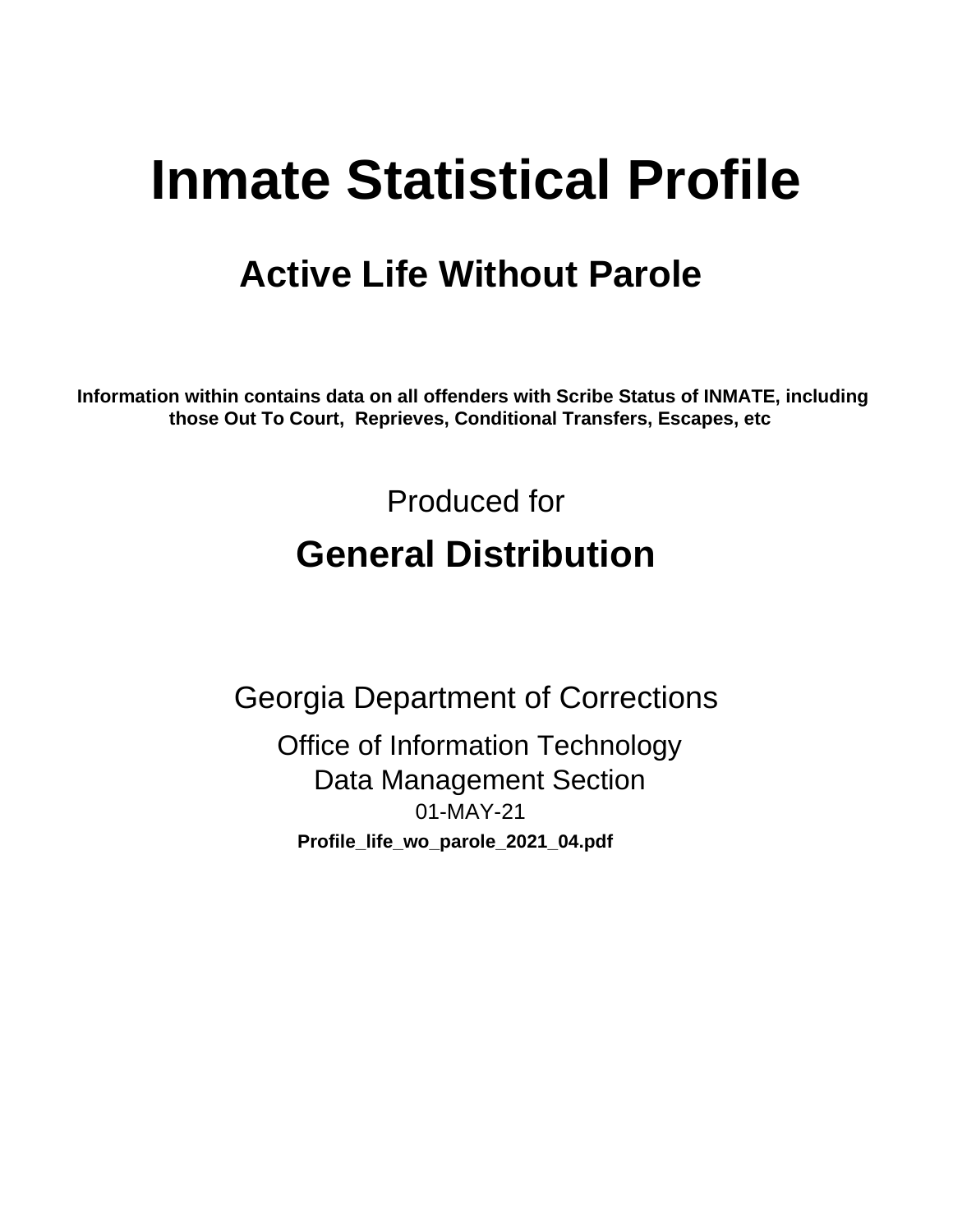# Inmate Statistical Profile

## Active Life Without Parole

**Information within contains data on all offenders with Scribe Status of INMATE, including those Out To Court, Reprieves, Conditional Transfers, Escapes, etc**

Produced for

## General Distribution

Georgia Department of Corrections

Office of Information Technology

Data Management Section

01-MAY-21

**Profile_life_wo_parole_2021_04.pdf**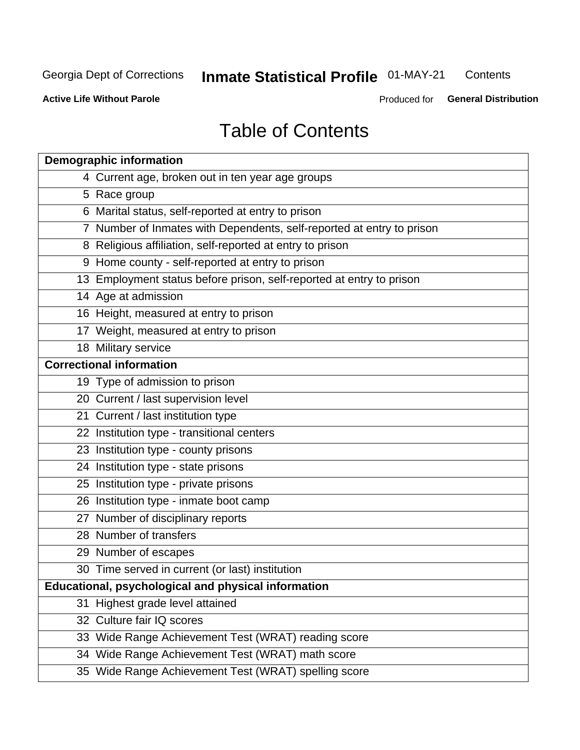# Table of Contents

| Demographic information | |
|---|---|
| 4 | Current age, broken out in ten year age groups |
| 5 | Race group |
| 6 | Marital status, self-reported at entry to prison |
| 7 | Number of Inmates with Dependents, self-reported at entry to prison |
| 8 | Religious affiliation, self-reported at entry to prison |
| 9 | Home county - self-reported at entry to prison |
| 13 | Employment status before prison, self-reported at entry to prison |
| 14 | Age at admission |
| 16 | Height, measured at entry to prison |
| 17 | Weight, measured at entry to prison |
| 18 | Military service |
| **Correctional information** | |
| 19 | Type of admission to prison |
| 20 | Current / last supervision level |
| 21 | Current / last institution type |
| 22 | Institution type - transitional centers |
| 23 | Institution type - county prisons |
| 24 | Institution type - state prisons |
| 25 | Institution type - private prisons |
| 26 | Institution type - inmate boot camp |
| 27 | Number of disciplinary reports |
| 28 | Number of transfers |
| 29 | Number of escapes |
| 30 | Time served in current (or last) institution |
| **Educational, psychological and physical information** | |
| 31 | Highest grade level attained |
| 32 | Culture fair IQ scores |
| 33 | Wide Range Achievement Test (WRAT) reading score |
| 34 | Wide Range Achievement Test (WRAT) math score |
| 35 | Wide Range Achievement Test (WRAT) spelling score |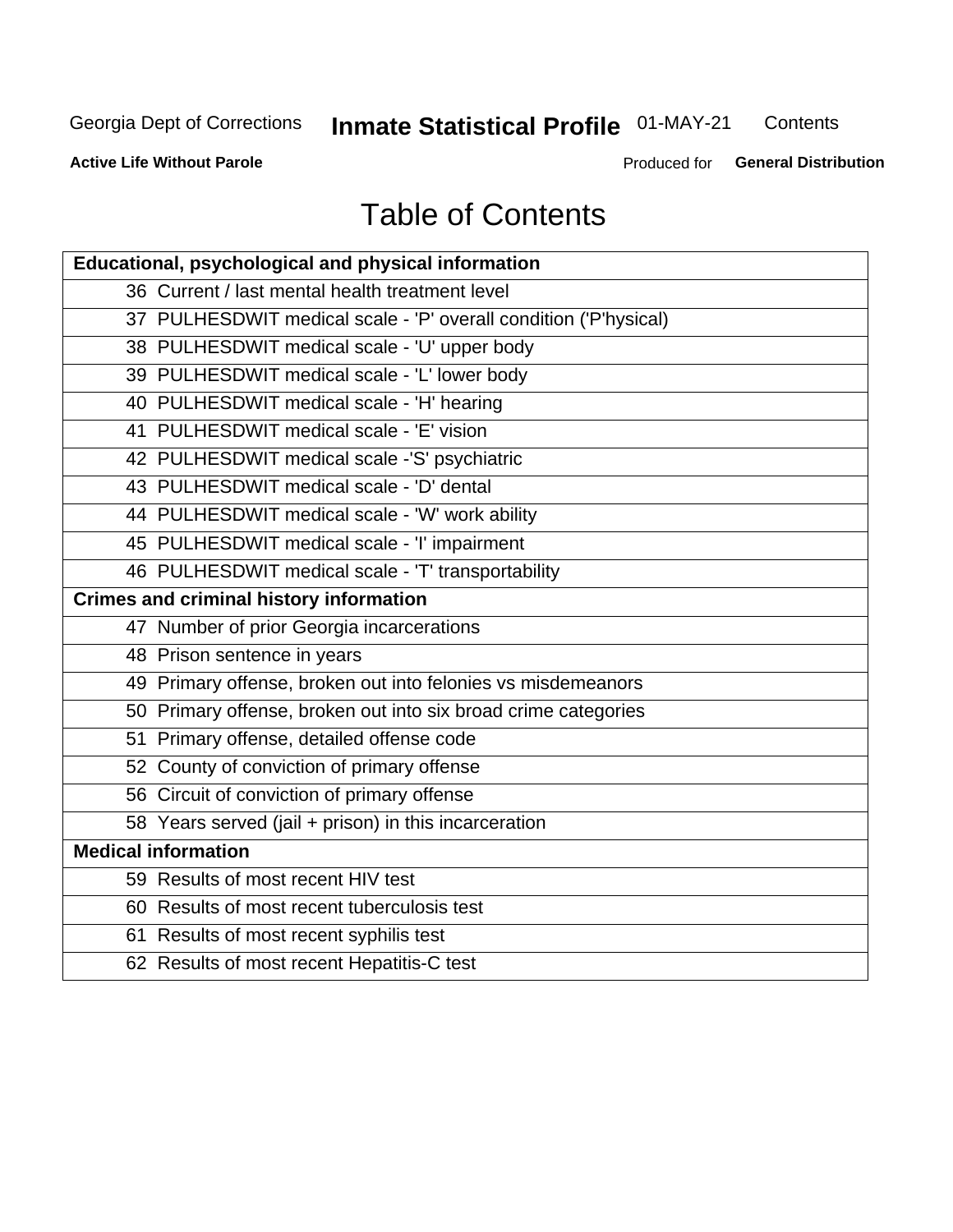# Table of Contents

| Educational, psychological and physical information |
|---|
| 36 Current / last mental health treatment level |
| 37 PULHESDWIT medical scale - 'P' overall condition ('P'hysical) |
| 38 PULHESDWIT medical scale - 'U' upper body |
| 39 PULHESDWIT medical scale - 'L' lower body |
| 40 PULHESDWIT medical scale - 'H' hearing |
| 41 PULHESDWIT medical scale - 'E' vision |
| 42 PULHESDWIT medical scale -'S' psychiatric |
| 43 PULHESDWIT medical scale - 'D' dental |
| 44 PULHESDWIT medical scale - 'W' work ability |
| 45 PULHESDWIT medical scale - 'I' impairment |
| 46 PULHESDWIT medical scale - 'T' transportability |
| **Crimes and criminal history information** |
| 47 Number of prior Georgia incarcerations |
| 48 Prison sentence in years |
| 49 Primary offense, broken out into felonies vs misdemeanors |
| 50 Primary offense, broken out into six broad crime categories |
| 51 Primary offense, detailed offense code |
| 52 County of conviction of primary offense |
| 56 Circuit of conviction of primary offense |
| 58 Years served (jail + prison) in this incarceration |
| **Medical information** |
| 59 Results of most recent HIV test |
| 60 Results of most recent tuberculosis test |
| 61 Results of most recent syphilis test |
| 62 Results of most recent Hepatitis-C test |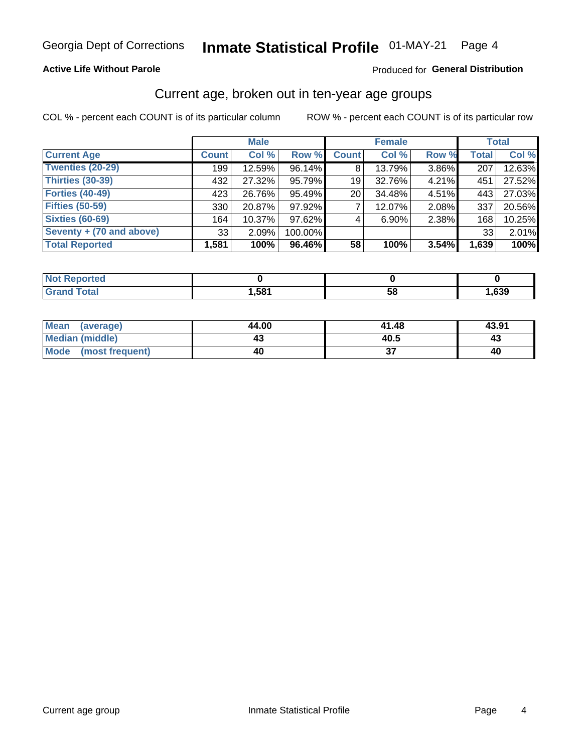Georgia Dept of Corrections **Inmate Statistical Profile** 01-MAY-21 Page 4

**Active Life Without Parole**

Produced for **General Distribution**

## Current age, broken out in ten-year age groups

COL % - percent each COUNT is of its particular column

ROW % - percent each COUNT is of its particular row

| | Male | | | Female | | | Total | |
|---|---|---|---|---|---|---|---|---|
| **Current Age** | **Count** | **Col %** | **Row %** | **Count** | **Col %** | **Row %** | **Total** | **Col %** |
| **Twenties (20-29)** | 199 | 12.59% | 96.14% | 8 | 13.79% | 3.86% | 207 | 12.63% |
| **Thirties (30-39)** | 432 | 27.32% | 95.79% | 19 | 32.76% | 4.21% | 451 | 27.52% |
| **Forties (40-49)** | 423 | 26.76% | 95.49% | 20 | 34.48% | 4.51% | 443 | 27.03% |
| **Fifties (50-59)** | 330 | 20.87% | 97.92% | 7 | 12.07% | 2.08% | 337 | 20.56% |
| **Sixties (60-69)** | 164 | 10.37% | 97.62% | 4 | 6.90% | 2.38% | 168 | 10.25% |
| **Seventy + (70 and above)** | 33 | 2.09% | 100.00% | | | | 33 | 2.01% |
| **Total Reported** | **1,581** | **100%** | **96.46%** | **58** | **100%** | **3.54%** | **1,639** | **100%** |

| | Male | Female | Total |
|---|---|---|---|
| **Not Reported** | **0** | **0** | **0** |
| **Grand Total** | **1,581** | **58** | **1,639** |

| | Male | Female | Total |
|---|---|---|---|
| **Mean (average)** | **44.00** | **41.48** | **43.91** |
| **Median (middle)** | **43** | **40.5** | **43** |
| **Mode (most frequent)** | **40** | **37** | **40** |

Current age group Inmate Statistical Profile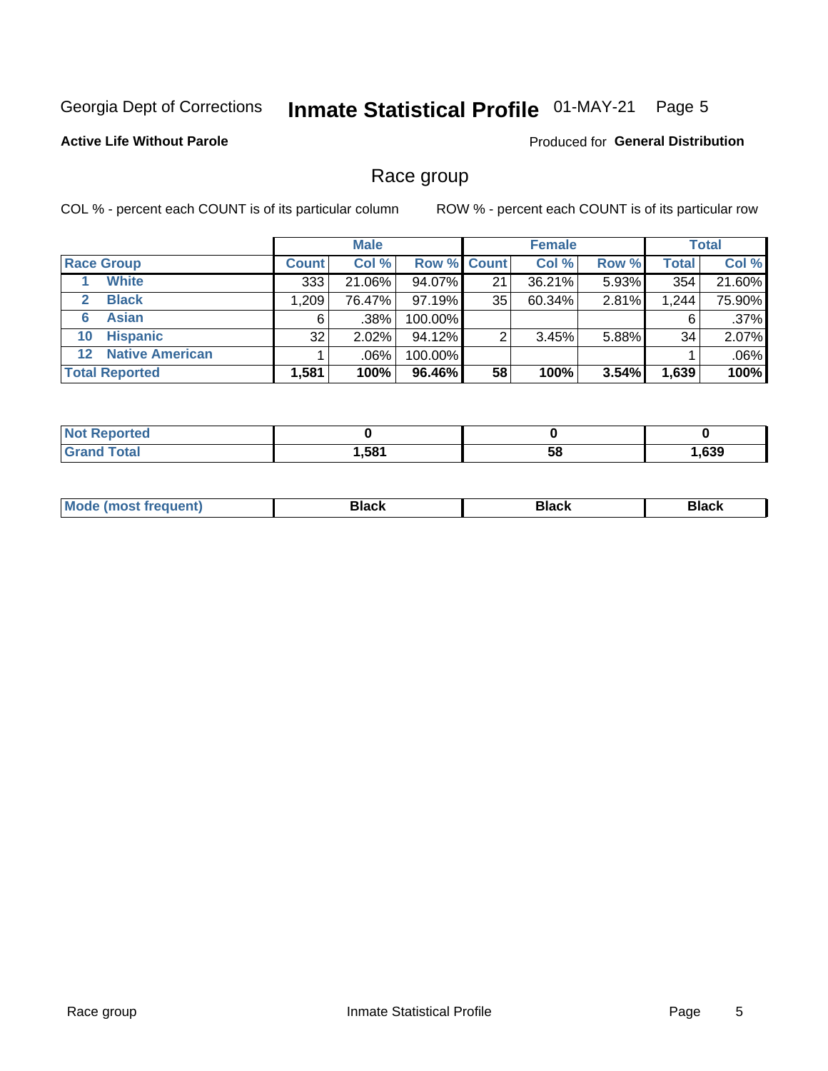Georgia Dept of Corrections **Inmate Statistical Profile** 01-MAY-21 Page 5

**Active Life Without Parole**

Produced for **General Distribution**

## Race group

COL % - percent each COUNT is of its particular column

ROW % - percent each COUNT is of its particular row

| | Male | | | Female | | | Total | |
|---|---|---|---|---|---|---|---|---|
| **Race Group** | **Count** | **Col %** | **Row %** | **Count** | **Col %** | **Row %** | **Total** | **Col %** |
| 1 **White** | 333 | 21.06% | 94.07% | 21 | 36.21% | 5.93% | 354 | 21.60% |
| 2 **Black** | 1,209 | 76.47% | 97.19% | 35 | 60.34% | 2.81% | 1,244 | 75.90% |
| 6 **Asian** | 6 | .38% | 100.00% | | | | 6 | .37% |
| 10 **Hispanic** | 32 | 2.02% | 94.12% | 2 | 3.45% | 5.88% | 34 | 2.07% |
| 12 **Native American** | 1 | .06% | 100.00% | | | | 1 | .06% |
| **Total Reported** | **1,581** | **100%** | **96.46%** | **58** | **100%** | **3.54%** | **1,639** | **100%** |

| | Male | Female | Total |
|---|---|---|---|
| **Not Reported** | **0** | **0** | **0** |
| **Grand Total** | **1,581** | **58** | **1,639** |

| | Male | Female | Total |
|---|---|---|---|
| **Mode (most frequent)** | **Black** | **Black** | **Black** |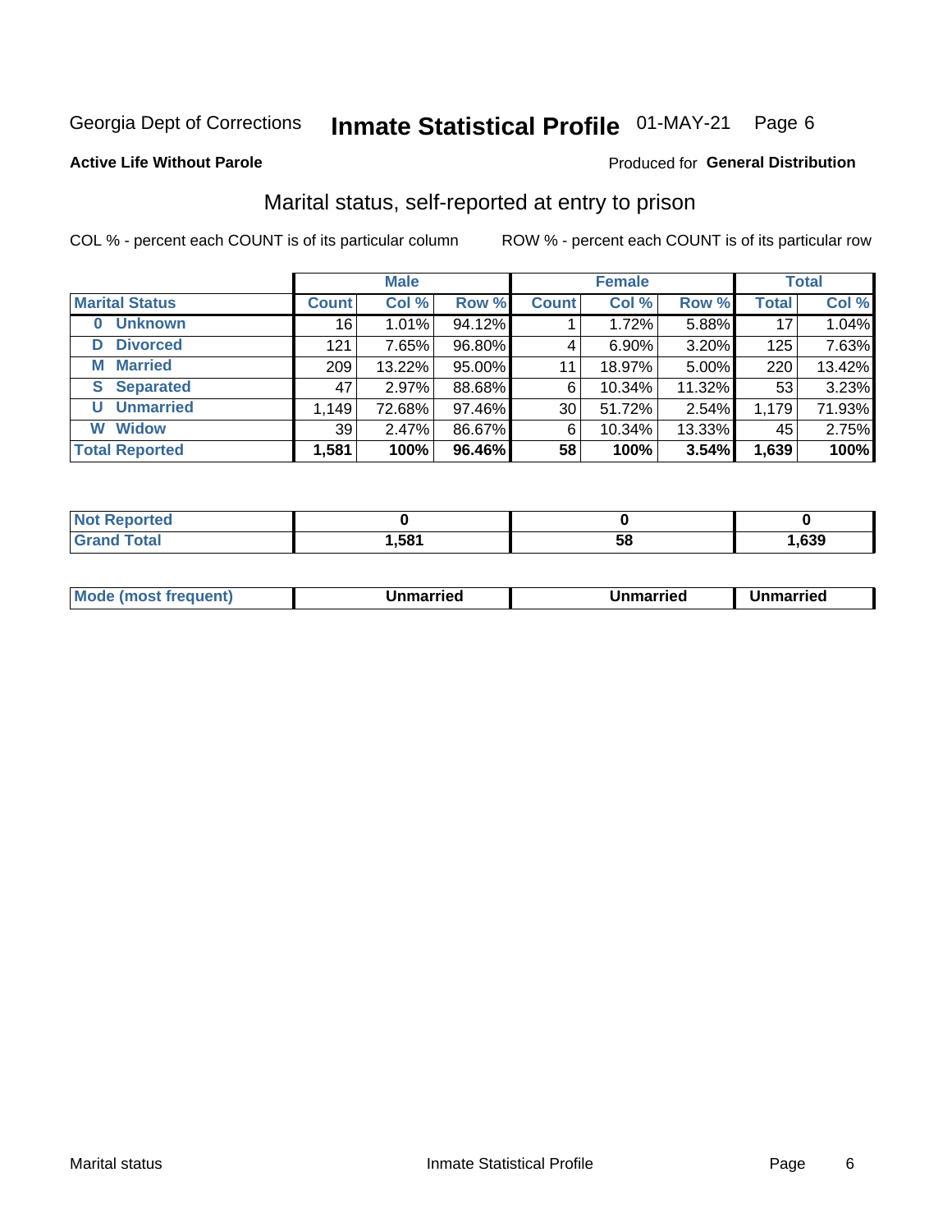Georgia Dept of Corrections **Inmate Statistical Profile** 01-MAY-21 Page 6

**Active Life Without Parole**

Produced for **General Distribution**

## Marital status, self-reported at entry to prison

COL % - percent each COUNT is of its particular column

ROW % - percent each COUNT is of its particular row

| | Male | | | Female | | | Total | |
|---|---|---|---|---|---|---|---|---|
| **Marital Status** | **Count** | **Col %** | **Row %** | **Count** | **Col %** | **Row %** | **Total** | **Col %** |
| **0 Unknown** | 16 | 1.01% | 94.12% | 1 | 1.72% | 5.88% | 17 | 1.04% |
| **D Divorced** | 121 | 7.65% | 96.80% | 4 | 6.90% | 3.20% | 125 | 7.63% |
| **M Married** | 209 | 13.22% | 95.00% | 11 | 18.97% | 5.00% | 220 | 13.42% |
| **S Separated** | 47 | 2.97% | 88.68% | 6 | 10.34% | 11.32% | 53 | 3.23% |
| **U Unmarried** | 1,149 | 72.68% | 97.46% | 30 | 51.72% | 2.54% | 1,179 | 71.93% |
| **W Widow** | 39 | 2.47% | 86.67% | 6 | 10.34% | 13.33% | 45 | 2.75% |
| **Total Reported** | **1,581** | **100%** | **96.46%** | **58** | **100%** | **3.54%** | **1,639** | **100%** |

| | Male | Female | Total |
|---|---|---|---|
| **Not Reported** | **0** | **0** | **0** |
| **Grand Total** | **1,581** | **58** | **1,639** |

| | Male | Female | Total |
|---|---|---|---|
| **Mode (most frequent)** | **Unmarried** | **Unmarried** | **Unmarried** |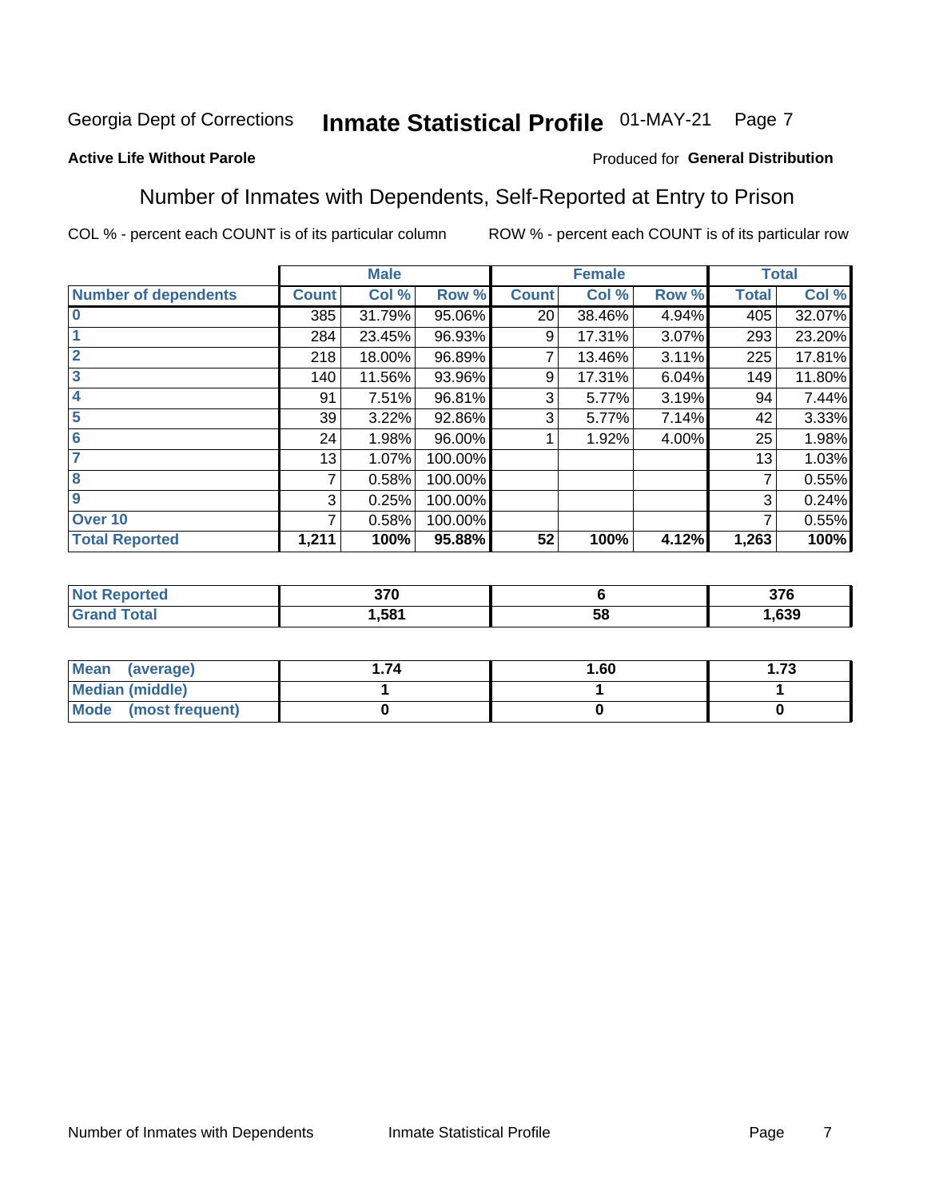Georgia Dept of Corrections **Inmate Statistical Profile** 01-MAY-21 Page 7

**Active Life Without Parole**

Produced for **General Distribution**

## Number of Inmates with Dependents, Self-Reported at Entry to Prison

COL % - percent each COUNT is of its particular column ROW % - percent each COUNT is of its particular row

| | Male | | | Female | | | Total | |
|---|---|---|---|---|---|---|---|---|
| **Number of dependents** | **Count** | **Col %** | **Row %** | **Count** | **Col %** | **Row %** | **Total** | **Col %** |
| **0** | 385 | 31.79% | 95.06% | 20 | 38.46% | 4.94% | 405 | 32.07% |
| **1** | 284 | 23.45% | 96.93% | 9 | 17.31% | 3.07% | 293 | 23.20% |
| **2** | 218 | 18.00% | 96.89% | 7 | 13.46% | 3.11% | 225 | 17.81% |
| **3** | 140 | 11.56% | 93.96% | 9 | 17.31% | 6.04% | 149 | 11.80% |
| **4** | 91 | 7.51% | 96.81% | 3 | 5.77% | 3.19% | 94 | 7.44% |
| **5** | 39 | 3.22% | 92.86% | 3 | 5.77% | 7.14% | 42 | 3.33% |
| **6** | 24 | 1.98% | 96.00% | 1 | 1.92% | 4.00% | 25 | 1.98% |
| **7** | 13 | 1.07% | 100.00% | | | | 13 | 1.03% |
| **8** | 7 | 0.58% | 100.00% | | | | 7 | 0.55% |
| **9** | 3 | 0.25% | 100.00% | | | | 3 | 0.24% |
| **Over 10** | 7 | 0.58% | 100.00% | | | | 7 | 0.55% |
| **Total Reported** | **1,211** | **100%** | **95.88%** | **52** | **100%** | **4.12%** | **1,263** | **100%** |

| | Male | Female | Total |
|---|---|---|---|
| **Not Reported** | **370** | **6** | **376** |
| **Grand Total** | **1,581** | **58** | **1,639** |

| | Male | Female | Total |
|---|---|---|---|
| **Mean (average)** | **1.74** | **1.60** | **1.73** |
| **Median (middle)** | **1** | **1** | **1** |
| **Mode (most frequent)** | **0** | **0** | **0** |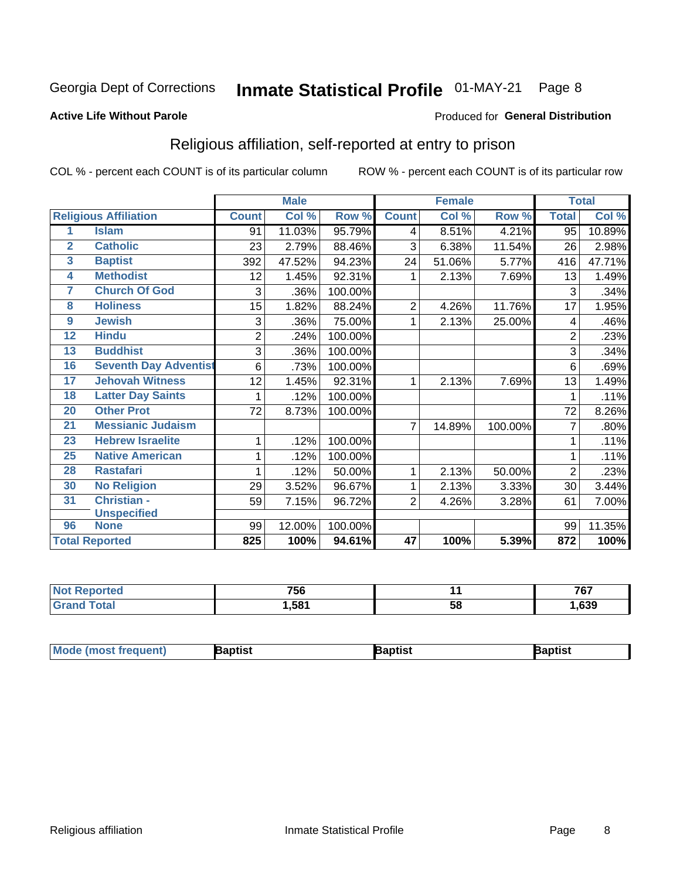Georgia Dept of Corrections **Inmate Statistical Profile** 01-MAY-21 Page 8

**Active Life Without Parole**

Produced for **General Distribution**

## Religious affiliation, self-reported at entry to prison

COL % - percent each COUNT is of its particular column ROW % - percent each COUNT is of its particular row

| Religious Affiliation | | Male | | | Female | | | Total | |
|---|---|---|---|---|---|---|---|---|---|
| | | Count | Col % | Row % | Count | Col % | Row % | Total | Col % |
| 1 | Islam | 91 | 11.03% | 95.79% | 4 | 8.51% | 4.21% | 95 | 10.89% |
| 2 | Catholic | 23 | 2.79% | 88.46% | 3 | 6.38% | 11.54% | 26 | 2.98% |
| 3 | Baptist | 392 | 47.52% | 94.23% | 24 | 51.06% | 5.77% | 416 | 47.71% |
| 4 | Methodist | 12 | 1.45% | 92.31% | 1 | 2.13% | 7.69% | 13 | 1.49% |
| 7 | Church Of God | 3 | .36% | 100.00% | | | | 3 | .34% |
| 8 | Holiness | 15 | 1.82% | 88.24% | 2 | 4.26% | 11.76% | 17 | 1.95% |
| 9 | Jewish | 3 | .36% | 75.00% | 1 | 2.13% | 25.00% | 4 | .46% |
| 12 | Hindu | 2 | .24% | 100.00% | | | | 2 | .23% |
| 13 | Buddhist | 3 | .36% | 100.00% | | | | 3 | .34% |
| 16 | Seventh Day Adventist | 6 | .73% | 100.00% | | | | 6 | .69% |
| 17 | Jehovah Witness | 12 | 1.45% | 92.31% | 1 | 2.13% | 7.69% | 13 | 1.49% |
| 18 | Latter Day Saints | 1 | .12% | 100.00% | | | | 1 | .11% |
| 20 | Other Prot | 72 | 8.73% | 100.00% | | | | 72 | 8.26% |
| 21 | Messianic Judaism | | | | 7 | 14.89% | 100.00% | 7 | .80% |
| 23 | Hebrew Israelite | 1 | .12% | 100.00% | | | | 1 | .11% |
| 25 | Native American | 1 | .12% | 100.00% | | | | 1 | .11% |
| 28 | Rastafari | 1 | .12% | 50.00% | 1 | 2.13% | 50.00% | 2 | .23% |
| 30 | No Religion | 29 | 3.52% | 96.67% | 1 | 2.13% | 3.33% | 30 | 3.44% |
| 31 | Christian - Unspecified | 59 | 7.15% | 96.72% | 2 | 4.26% | 3.28% | 61 | 7.00% |
| 96 | None | 99 | 12.00% | 100.00% | | | | 99 | 11.35% |
| **Total Reported** | | **825** | **100%** | **94.61%** | **47** | **100%** | **5.39%** | **872** | **100%** |

| | Male | Female | Total |
|---|---|---|---|
| Not Reported | 756 | 11 | 767 |
| Grand Total | 1,581 | 58 | 1,639 |

| | Male | Female | Total |
|---|---|---|---|
| Mode (most frequent) | Baptist | Baptist | Baptist |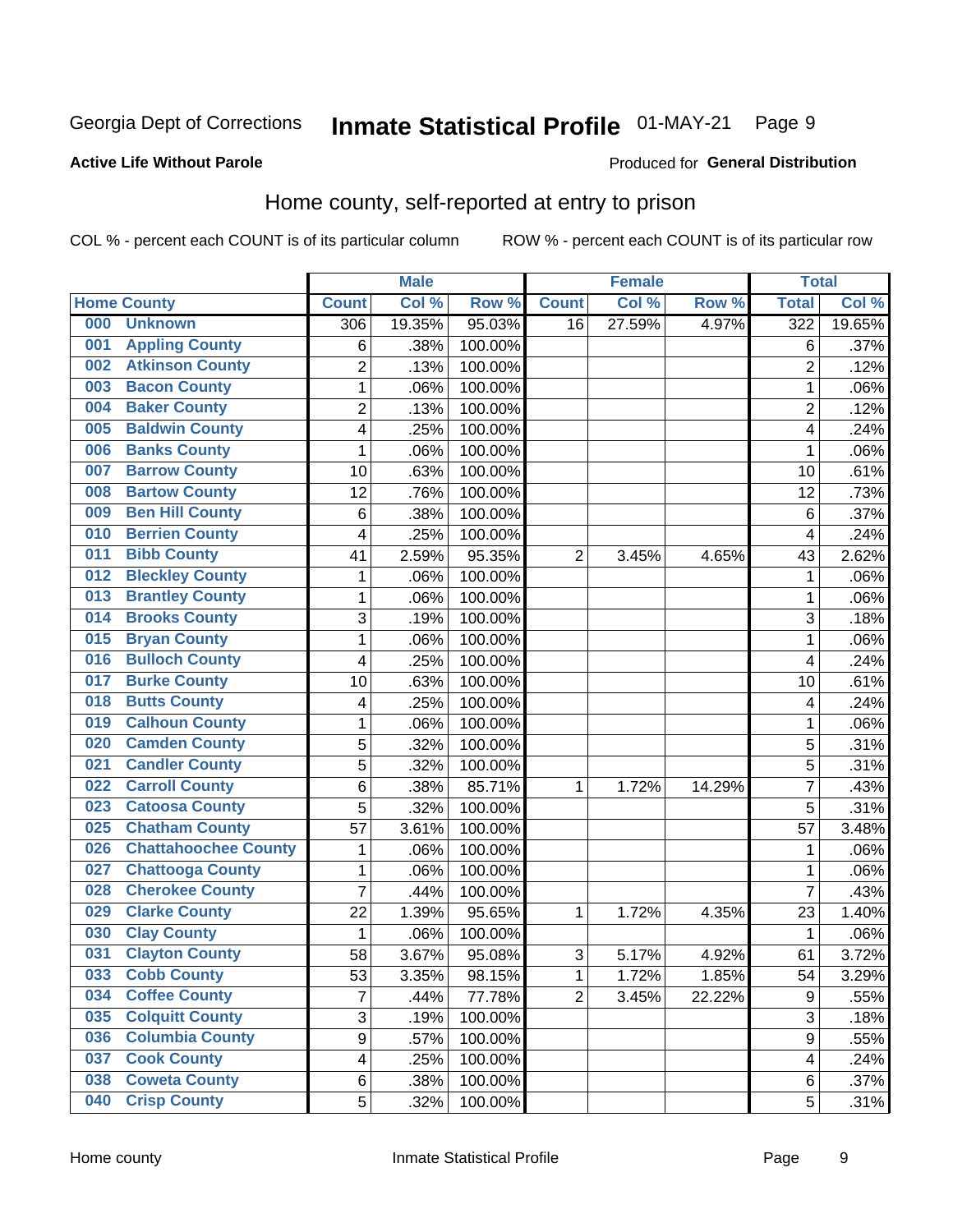Georgia Dept of Corrections **Inmate Statistical Profile** 01-MAY-21

**Active Life Without Parole**

Produced for **General Distribution**

## Home county, self-reported at entry to prison

COL % - percent each COUNT is of its particular column ROW % - percent each COUNT is of its particular row

| Home County | | Male | | | Female | | | Total | |
|---|---|---|---|---|---|---|---|---|---|
| | | Count | Col % | Row % | Count | Col % | Row % | Total | Col % |
| 000 | Unknown | 306 | 19.35% | 95.03% | 16 | 27.59% | 4.97% | 322 | 19.65% |
| 001 | Appling County | 6 | .38% | 100.00% | | | | 6 | .37% |
| 002 | Atkinson County | 2 | .13% | 100.00% | | | | 2 | .12% |
| 003 | Bacon County | 1 | .06% | 100.00% | | | | 1 | .06% |
| 004 | Baker County | 2 | .13% | 100.00% | | | | 2 | .12% |
| 005 | Baldwin County | 4 | .25% | 100.00% | | | | 4 | .24% |
| 006 | Banks County | 1 | .06% | 100.00% | | | | 1 | .06% |
| 007 | Barrow County | 10 | .63% | 100.00% | | | | 10 | .61% |
| 008 | Bartow County | 12 | .76% | 100.00% | | | | 12 | .73% |
| 009 | Ben Hill County | 6 | .38% | 100.00% | | | | 6 | .37% |
| 010 | Berrien County | 4 | .25% | 100.00% | | | | 4 | .24% |
| 011 | Bibb County | 41 | 2.59% | 95.35% | 2 | 3.45% | 4.65% | 43 | 2.62% |
| 012 | Bleckley County | 1 | .06% | 100.00% | | | | 1 | .06% |
| 013 | Brantley County | 1 | .06% | 100.00% | | | | 1 | .06% |
| 014 | Brooks County | 3 | .19% | 100.00% | | | | 3 | .18% |
| 015 | Bryan County | 1 | .06% | 100.00% | | | | 1 | .06% |
| 016 | Bulloch County | 4 | .25% | 100.00% | | | | 4 | .24% |
| 017 | Burke County | 10 | .63% | 100.00% | | | | 10 | .61% |
| 018 | Butts County | 4 | .25% | 100.00% | | | | 4 | .24% |
| 019 | Calhoun County | 1 | .06% | 100.00% | | | | 1 | .06% |
| 020 | Camden County | 5 | .32% | 100.00% | | | | 5 | .31% |
| 021 | Candler County | 5 | .32% | 100.00% | | | | 5 | .31% |
| 022 | Carroll County | 6 | .38% | 85.71% | 1 | 1.72% | 14.29% | 7 | .43% |
| 023 | Catoosa County | 5 | .32% | 100.00% | | | | 5 | .31% |
| 025 | Chatham County | 57 | 3.61% | 100.00% | | | | 57 | 3.48% |
| 026 | Chattahoochee County | 1 | .06% | 100.00% | | | | 1 | .06% |
| 027 | Chattooga County | 1 | .06% | 100.00% | | | | 1 | .06% |
| 028 | Cherokee County | 7 | .44% | 100.00% | | | | 7 | .43% |
| 029 | Clarke County | 22 | 1.39% | 95.65% | 1 | 1.72% | 4.35% | 23 | 1.40% |
| 030 | Clay County | 1 | .06% | 100.00% | | | | 1 | .06% |
| 031 | Clayton County | 58 | 3.67% | 95.08% | 3 | 5.17% | 4.92% | 61 | 3.72% |
| 033 | Cobb County | 53 | 3.35% | 98.15% | 1 | 1.72% | 1.85% | 54 | 3.29% |
| 034 | Coffee County | 7 | .44% | 77.78% | 2 | 3.45% | 22.22% | 9 | .55% |
| 035 | Colquitt County | 3 | .19% | 100.00% | | | | 3 | .18% |
| 036 | Columbia County | 9 | .57% | 100.00% | | | | 9 | .55% |
| 037 | Cook County | 4 | .25% | 100.00% | | | | 4 | .24% |
| 038 | Coweta County | 6 | .38% | 100.00% | | | | 6 | .37% |
| 040 | Crisp County | 5 | .32% | 100.00% | | | | 5 | .31% |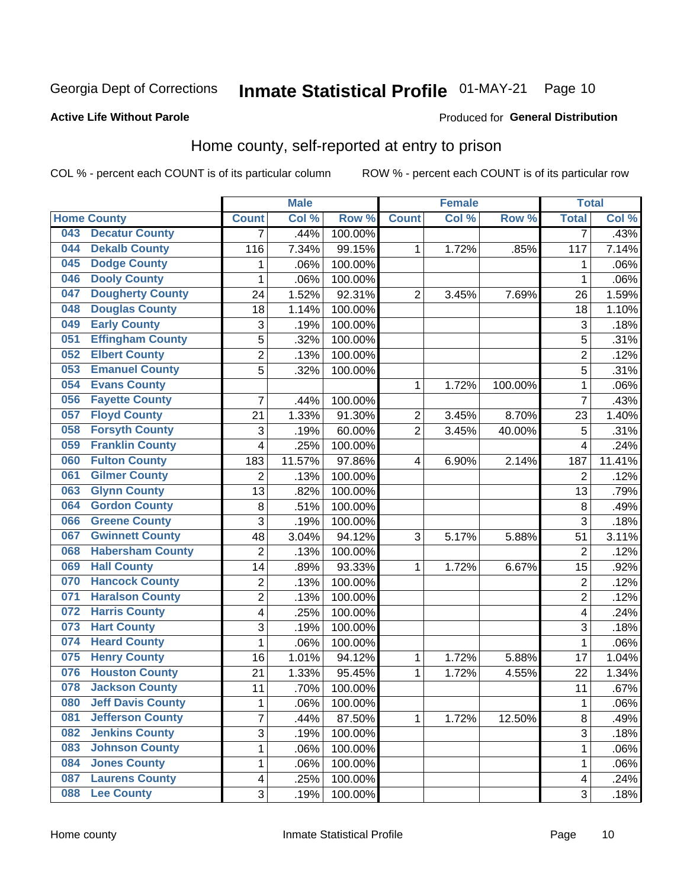Georgia Dept of Corrections **Inmate Statistical Profile** 01-MAY-21

**Active Life Without Parole**

Produced for **General Distribution**

## Home county, self-reported at entry to prison

COL % - percent each COUNT is of its particular column ROW % - percent each COUNT is of its particular row

| Home County | | Male | | | Female | | | Total | |
|---|---|---|---|---|---|---|---|---|---|
| | | Count | Col % | Row % | Count | Col % | Row % | Total | Col % |
| 043 | Decatur County | 7 | .44% | 100.00% | | | | 7 | .43% |
| 044 | Dekalb County | 116 | 7.34% | 99.15% | 1 | 1.72% | .85% | 117 | 7.14% |
| 045 | Dodge County | 1 | .06% | 100.00% | | | | 1 | .06% |
| 046 | Dooly County | 1 | .06% | 100.00% | | | | 1 | .06% |
| 047 | Dougherty County | 24 | 1.52% | 92.31% | 2 | 3.45% | 7.69% | 26 | 1.59% |
| 048 | Douglas County | 18 | 1.14% | 100.00% | | | | 18 | 1.10% |
| 049 | Early County | 3 | .19% | 100.00% | | | | 3 | .18% |
| 051 | Effingham County | 5 | .32% | 100.00% | | | | 5 | .31% |
| 052 | Elbert County | 2 | .13% | 100.00% | | | | 2 | .12% |
| 053 | Emanuel County | 5 | .32% | 100.00% | | | | 5 | .31% |
| 054 | Evans County | | | | 1 | 1.72% | 100.00% | 1 | .06% |
| 056 | Fayette County | 7 | .44% | 100.00% | | | | 7 | .43% |
| 057 | Floyd County | 21 | 1.33% | 91.30% | 2 | 3.45% | 8.70% | 23 | 1.40% |
| 058 | Forsyth County | 3 | .19% | 60.00% | 2 | 3.45% | 40.00% | 5 | .31% |
| 059 | Franklin County | 4 | .25% | 100.00% | | | | 4 | .24% |
| 060 | Fulton County | 183 | 11.57% | 97.86% | 4 | 6.90% | 2.14% | 187 | 11.41% |
| 061 | Gilmer County | 2 | .13% | 100.00% | | | | 2 | .12% |
| 063 | Glynn County | 13 | .82% | 100.00% | | | | 13 | .79% |
| 064 | Gordon County | 8 | .51% | 100.00% | | | | 8 | .49% |
| 066 | Greene County | 3 | .19% | 100.00% | | | | 3 | .18% |
| 067 | Gwinnett County | 48 | 3.04% | 94.12% | 3 | 5.17% | 5.88% | 51 | 3.11% |
| 068 | Habersham County | 2 | .13% | 100.00% | | | | 2 | .12% |
| 069 | Hall County | 14 | .89% | 93.33% | 1 | 1.72% | 6.67% | 15 | .92% |
| 070 | Hancock County | 2 | .13% | 100.00% | | | | 2 | .12% |
| 071 | Haralson County | 2 | .13% | 100.00% | | | | 2 | .12% |
| 072 | Harris County | 4 | .25% | 100.00% | | | | 4 | .24% |
| 073 | Hart County | 3 | .19% | 100.00% | | | | 3 | .18% |
| 074 | Heard County | 1 | .06% | 100.00% | | | | 1 | .06% |
| 075 | Henry County | 16 | 1.01% | 94.12% | 1 | 1.72% | 5.88% | 17 | 1.04% |
| 076 | Houston County | 21 | 1.33% | 95.45% | 1 | 1.72% | 4.55% | 22 | 1.34% |
| 078 | Jackson County | 11 | .70% | 100.00% | | | | 11 | .67% |
| 080 | Jeff Davis County | 1 | .06% | 100.00% | | | | 1 | .06% |
| 081 | Jefferson County | 7 | .44% | 87.50% | 1 | 1.72% | 12.50% | 8 | .49% |
| 082 | Jenkins County | 3 | .19% | 100.00% | | | | 3 | .18% |
| 083 | Johnson County | 1 | .06% | 100.00% | | | | 1 | .06% |
| 084 | Jones County | 1 | .06% | 100.00% | | | | 1 | .06% |
| 087 | Laurens County | 4 | .25% | 100.00% | | | | 4 | .24% |
| 088 | Lee County | 3 | .19% | 100.00% | | | | 3 | .18% |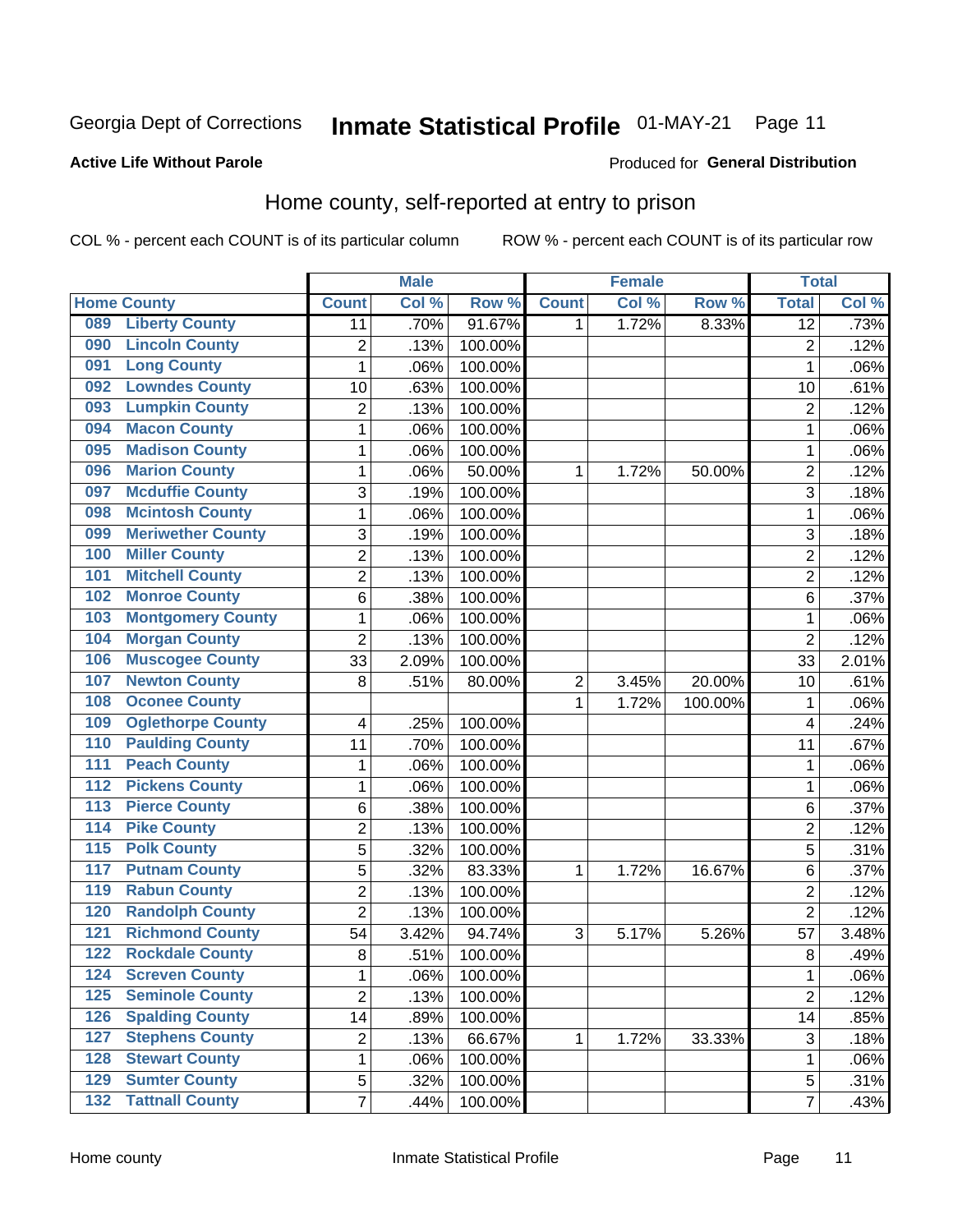Georgia Dept of Corrections **Inmate Statistical Profile** 01-MAY-21 Page 11

**Active Life Without Parole**

Produced for **General Distribution**

## Home county, self-reported at entry to prison

COL % - percent each COUNT is of its particular column ROW % - percent each COUNT is of its particular row

| Home County | | Male | | | Female | | | Total | |
|---|---|---|---|---|---|---|---|---|---|
| | | Count | Col % | Row % | Count | Col % | Row % | Total | Col % |
| 089 | Liberty County | 11 | .70% | 91.67% | 1 | 1.72% | 8.33% | 12 | .73% |
| 090 | Lincoln County | 2 | .13% | 100.00% | | | | 2 | .12% |
| 091 | Long County | 1 | .06% | 100.00% | | | | 1 | .06% |
| 092 | Lowndes County | 10 | .63% | 100.00% | | | | 10 | .61% |
| 093 | Lumpkin County | 2 | .13% | 100.00% | | | | 2 | .12% |
| 094 | Macon County | 1 | .06% | 100.00% | | | | 1 | .06% |
| 095 | Madison County | 1 | .06% | 100.00% | | | | 1 | .06% |
| 096 | Marion County | 1 | .06% | 50.00% | 1 | 1.72% | 50.00% | 2 | .12% |
| 097 | Mcduffie County | 3 | .19% | 100.00% | | | | 3 | .18% |
| 098 | Mcintosh County | 1 | .06% | 100.00% | | | | 1 | .06% |
| 099 | Meriwether County | 3 | .19% | 100.00% | | | | 3 | .18% |
| 100 | Miller County | 2 | .13% | 100.00% | | | | 2 | .12% |
| 101 | Mitchell County | 2 | .13% | 100.00% | | | | 2 | .12% |
| 102 | Monroe County | 6 | .38% | 100.00% | | | | 6 | .37% |
| 103 | Montgomery County | 1 | .06% | 100.00% | | | | 1 | .06% |
| 104 | Morgan County | 2 | .13% | 100.00% | | | | 2 | .12% |
| 106 | Muscogee County | 33 | 2.09% | 100.00% | | | | 33 | 2.01% |
| 107 | Newton County | 8 | .51% | 80.00% | 2 | 3.45% | 20.00% | 10 | .61% |
| 108 | Oconee County | | | | 1 | 1.72% | 100.00% | 1 | .06% |
| 109 | Oglethorpe County | 4 | .25% | 100.00% | | | | 4 | .24% |
| 110 | Paulding County | 11 | .70% | 100.00% | | | | 11 | .67% |
| 111 | Peach County | 1 | .06% | 100.00% | | | | 1 | .06% |
| 112 | Pickens County | 1 | .06% | 100.00% | | | | 1 | .06% |
| 113 | Pierce County | 6 | .38% | 100.00% | | | | 6 | .37% |
| 114 | Pike County | 2 | .13% | 100.00% | | | | 2 | .12% |
| 115 | Polk County | 5 | .32% | 100.00% | | | | 5 | .31% |
| 117 | Putnam County | 5 | .32% | 83.33% | 1 | 1.72% | 16.67% | 6 | .37% |
| 119 | Rabun County | 2 | .13% | 100.00% | | | | 2 | .12% |
| 120 | Randolph County | 2 | .13% | 100.00% | | | | 2 | .12% |
| 121 | Richmond County | 54 | 3.42% | 94.74% | 3 | 5.17% | 5.26% | 57 | 3.48% |
| 122 | Rockdale County | 8 | .51% | 100.00% | | | | 8 | .49% |
| 124 | Screven County | 1 | .06% | 100.00% | | | | 1 | .06% |
| 125 | Seminole County | 2 | .13% | 100.00% | | | | 2 | .12% |
| 126 | Spalding County | 14 | .89% | 100.00% | | | | 14 | .85% |
| 127 | Stephens County | 2 | .13% | 66.67% | 1 | 1.72% | 33.33% | 3 | .18% |
| 128 | Stewart County | 1 | .06% | 100.00% | | | | 1 | .06% |
| 129 | Sumter County | 5 | .32% | 100.00% | | | | 5 | .31% |
| 132 | Tattnall County | 7 | .44% | 100.00% | | | | 7 | .43% |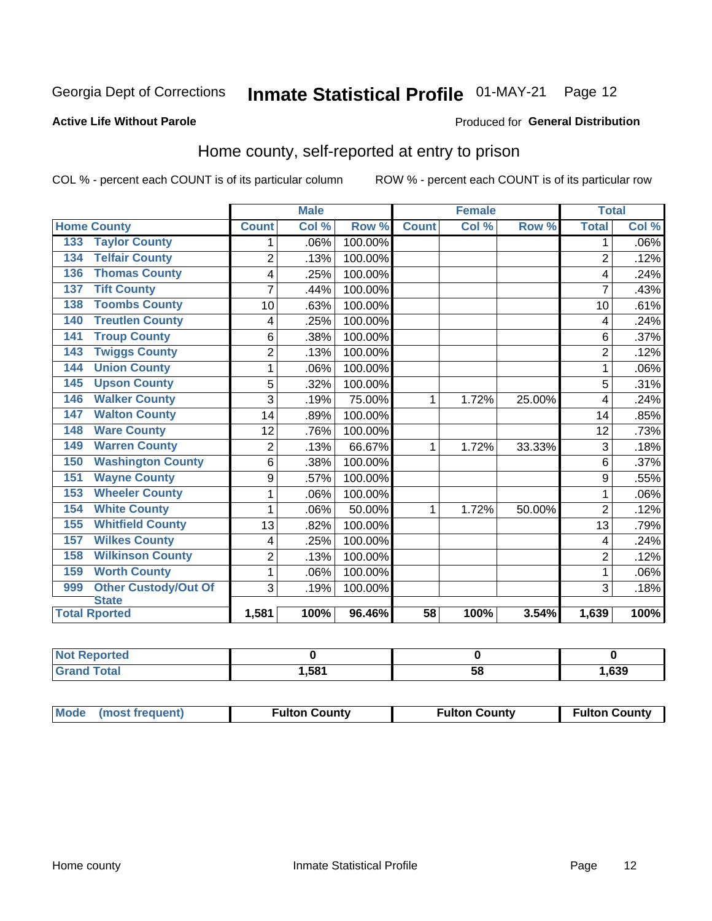Georgia Dept of Corrections **Inmate Statistical Profile** 01-MAY-21 Page 12

**Active Life Without Parole**

Produced for **General Distribution**

## Home county, self-reported at entry to prison

COL % - percent each COUNT is of its particular column ROW % - percent each COUNT is of its particular row

| Home County | | Male | | | Female | | | Total | |
|---|---|---|---|---|---|---|---|---|---|
| | | Count | Col % | Row % | Count | Col % | Row % | Total | Col % |
| 133 | Taylor County | 1 | .06% | 100.00% | | | | 1 | .06% |
| 134 | Telfair County | 2 | .13% | 100.00% | | | | 2 | .12% |
| 136 | Thomas County | 4 | .25% | 100.00% | | | | 4 | .24% |
| 137 | Tift County | 7 | .44% | 100.00% | | | | 7 | .43% |
| 138 | Toombs County | 10 | .63% | 100.00% | | | | 10 | .61% |
| 140 | Treutlen County | 4 | .25% | 100.00% | | | | 4 | .24% |
| 141 | Troup County | 6 | .38% | 100.00% | | | | 6 | .37% |
| 143 | Twiggs County | 2 | .13% | 100.00% | | | | 2 | .12% |
| 144 | Union County | 1 | .06% | 100.00% | | | | 1 | .06% |
| 145 | Upson County | 5 | .32% | 100.00% | | | | 5 | .31% |
| 146 | Walker County | 3 | .19% | 75.00% | 1 | 1.72% | 25.00% | 4 | .24% |
| 147 | Walton County | 14 | .89% | 100.00% | | | | 14 | .85% |
| 148 | Ware County | 12 | .76% | 100.00% | | | | 12 | .73% |
| 149 | Warren County | 2 | .13% | 66.67% | 1 | 1.72% | 33.33% | 3 | .18% |
| 150 | Washington County | 6 | .38% | 100.00% | | | | 6 | .37% |
| 151 | Wayne County | 9 | .57% | 100.00% | | | | 9 | .55% |
| 153 | Wheeler County | 1 | .06% | 100.00% | | | | 1 | .06% |
| 154 | White County | 1 | .06% | 50.00% | 1 | 1.72% | 50.00% | 2 | .12% |
| 155 | Whitfield County | 13 | .82% | 100.00% | | | | 13 | .79% |
| 157 | Wilkes County | 4 | .25% | 100.00% | | | | 4 | .24% |
| 158 | Wilkinson County | 2 | .13% | 100.00% | | | | 2 | .12% |
| 159 | Worth County | 1 | .06% | 100.00% | | | | 1 | .06% |
| 999 | Other Custody/Out Of State | 3 | .19% | 100.00% | | | | 3 | .18% |
| Total Rported | | 1,581 | 100% | 96.46% | 58 | 100% | 3.54% | 1,639 | 100% |

| | Male | Female | Total |
|---|---|---|---|
| Not Reported | 0 | 0 | 0 |
| Grand Total | 1,581 | 58 | 1,639 |

| | Male | Female | Total |
|---|---|---|---|
| Mode (most frequent) | Fulton County | Fulton County | Fulton County |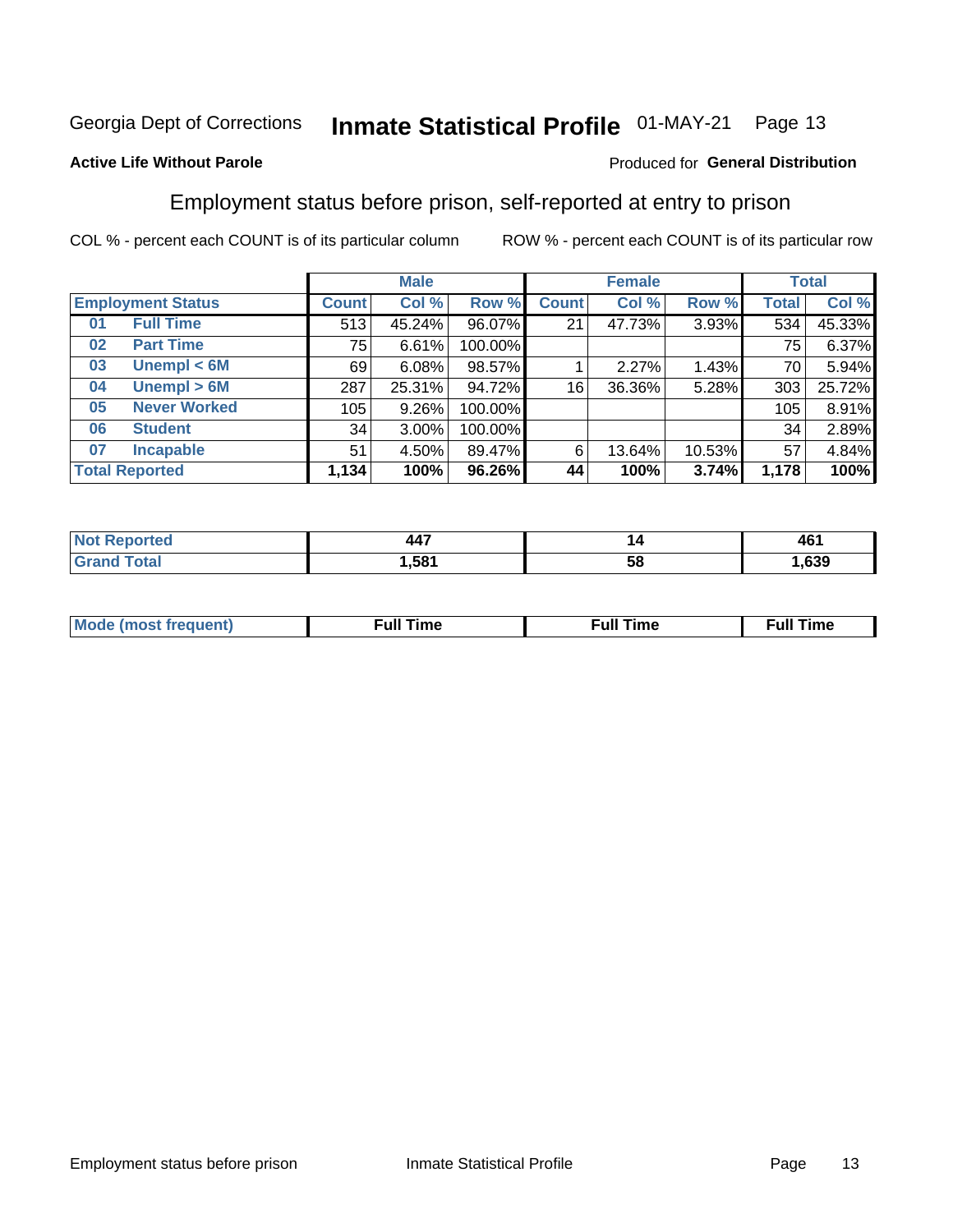Georgia Dept of Corrections **Inmate Statistical Profile** 01-MAY-21 Page 13

**Active Life Without Parole**

Produced for **General Distribution**

## Employment status before prison, self-reported at entry to prison

COL % - percent each COUNT is of its particular column ROW % - percent each COUNT is of its particular row

| Employment Status | | Male | | | Female | | | Total | |
|---|---|---|---|---|---|---|---|---|---|
| | | Count | Col % | Row % | Count | Col % | Row % | Total | Col % |
| 01 | Full Time | 513 | 45.24% | 96.07% | 21 | 47.73% | 3.93% | 534 | 45.33% |
| 02 | Part Time | 75 | 6.61% | 100.00% | | | | 75 | 6.37% |
| 03 | Unempl < 6M | 69 | 6.08% | 98.57% | 1 | 2.27% | 1.43% | 70 | 5.94% |
| 04 | Unempl > 6M | 287 | 25.31% | 94.72% | 16 | 36.36% | 5.28% | 303 | 25.72% |
| 05 | Never Worked | 105 | 9.26% | 100.00% | | | | 105 | 8.91% |
| 06 | Student | 34 | 3.00% | 100.00% | | | | 34 | 2.89% |
| 07 | Incapable | 51 | 4.50% | 89.47% | 6 | 13.64% | 10.53% | 57 | 4.84% |
| **Total Reported** | | **1,134** | **100%** | **96.26%** | **44** | **100%** | **3.74%** | **1,178** | **100%** |

| | Male | Female | Total |
|---|---|---|---|
| Not Reported | **447** | **14** | **461** |
| Grand Total | **1,581** | **58** | **1,639** |

| | Male | Female | Total |
|---|---|---|---|
| Mode (most frequent) | **Full Time** | **Full Time** | **Full Time** |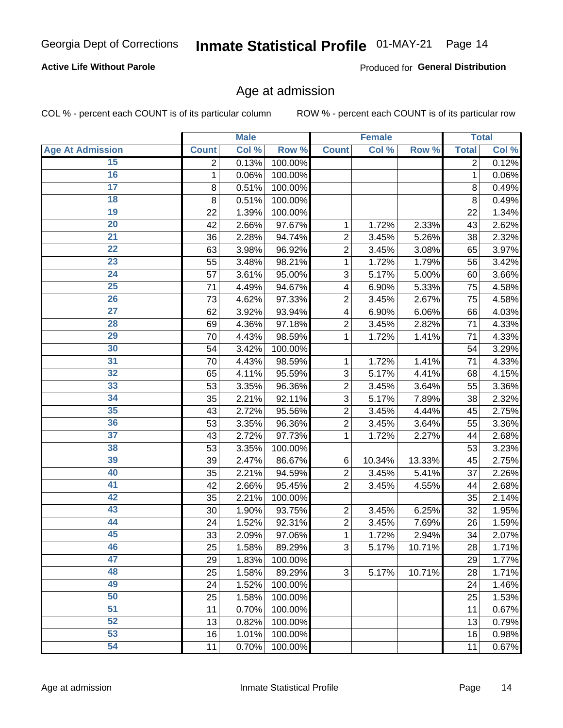Georgia Dept of Corrections **Inmate Statistical Profile** 01-MAY-21

**Active Life Without Parole**

Produced for **General Distribution**

## Age at admission

COL % - percent each COUNT is of its particular column

ROW % - percent each COUNT is of its particular row

| | Male | | | Female | | | Total | |
|---|---|---|---|---|---|---|---|---|
| Age At Admission | Count | Col % | Row % | Count | Col % | Row % | Total | Col % |
| 15 | 2 | 0.13% | 100.00% | | | | 2 | 0.12% |
| 16 | 1 | 0.06% | 100.00% | | | | 1 | 0.06% |
| 17 | 8 | 0.51% | 100.00% | | | | 8 | 0.49% |
| 18 | 8 | 0.51% | 100.00% | | | | 8 | 0.49% |
| 19 | 22 | 1.39% | 100.00% | | | | 22 | 1.34% |
| 20 | 42 | 2.66% | 97.67% | 1 | 1.72% | 2.33% | 43 | 2.62% |
| 21 | 36 | 2.28% | 94.74% | 2 | 3.45% | 5.26% | 38 | 2.32% |
| 22 | 63 | 3.98% | 96.92% | 2 | 3.45% | 3.08% | 65 | 3.97% |
| 23 | 55 | 3.48% | 98.21% | 1 | 1.72% | 1.79% | 56 | 3.42% |
| 24 | 57 | 3.61% | 95.00% | 3 | 5.17% | 5.00% | 60 | 3.66% |
| 25 | 71 | 4.49% | 94.67% | 4 | 6.90% | 5.33% | 75 | 4.58% |
| 26 | 73 | 4.62% | 97.33% | 2 | 3.45% | 2.67% | 75 | 4.58% |
| 27 | 62 | 3.92% | 93.94% | 4 | 6.90% | 6.06% | 66 | 4.03% |
| 28 | 69 | 4.36% | 97.18% | 2 | 3.45% | 2.82% | 71 | 4.33% |
| 29 | 70 | 4.43% | 98.59% | 1 | 1.72% | 1.41% | 71 | 4.33% |
| 30 | 54 | 3.42% | 100.00% | | | | 54 | 3.29% |
| 31 | 70 | 4.43% | 98.59% | 1 | 1.72% | 1.41% | 71 | 4.33% |
| 32 | 65 | 4.11% | 95.59% | 3 | 5.17% | 4.41% | 68 | 4.15% |
| 33 | 53 | 3.35% | 96.36% | 2 | 3.45% | 3.64% | 55 | 3.36% |
| 34 | 35 | 2.21% | 92.11% | 3 | 5.17% | 7.89% | 38 | 2.32% |
| 35 | 43 | 2.72% | 95.56% | 2 | 3.45% | 4.44% | 45 | 2.75% |
| 36 | 53 | 3.35% | 96.36% | 2 | 3.45% | 3.64% | 55 | 3.36% |
| 37 | 43 | 2.72% | 97.73% | 1 | 1.72% | 2.27% | 44 | 2.68% |
| 38 | 53 | 3.35% | 100.00% | | | | 53 | 3.23% |
| 39 | 39 | 2.47% | 86.67% | 6 | 10.34% | 13.33% | 45 | 2.75% |
| 40 | 35 | 2.21% | 94.59% | 2 | 3.45% | 5.41% | 37 | 2.26% |
| 41 | 42 | 2.66% | 95.45% | 2 | 3.45% | 4.55% | 44 | 2.68% |
| 42 | 35 | 2.21% | 100.00% | | | | 35 | 2.14% |
| 43 | 30 | 1.90% | 93.75% | 2 | 3.45% | 6.25% | 32 | 1.95% |
| 44 | 24 | 1.52% | 92.31% | 2 | 3.45% | 7.69% | 26 | 1.59% |
| 45 | 33 | 2.09% | 97.06% | 1 | 1.72% | 2.94% | 34 | 2.07% |
| 46 | 25 | 1.58% | 89.29% | 3 | 5.17% | 10.71% | 28 | 1.71% |
| 47 | 29 | 1.83% | 100.00% | | | | 29 | 1.77% |
| 48 | 25 | 1.58% | 89.29% | 3 | 5.17% | 10.71% | 28 | 1.71% |
| 49 | 24 | 1.52% | 100.00% | | | | 24 | 1.46% |
| 50 | 25 | 1.58% | 100.00% | | | | 25 | 1.53% |
| 51 | 11 | 0.70% | 100.00% | | | | 11 | 0.67% |
| 52 | 13 | 0.82% | 100.00% | | | | 13 | 0.79% |
| 53 | 16 | 1.01% | 100.00% | | | | 16 | 0.98% |
| 54 | 11 | 0.70% | 100.00% | | | | 11 | 0.67% |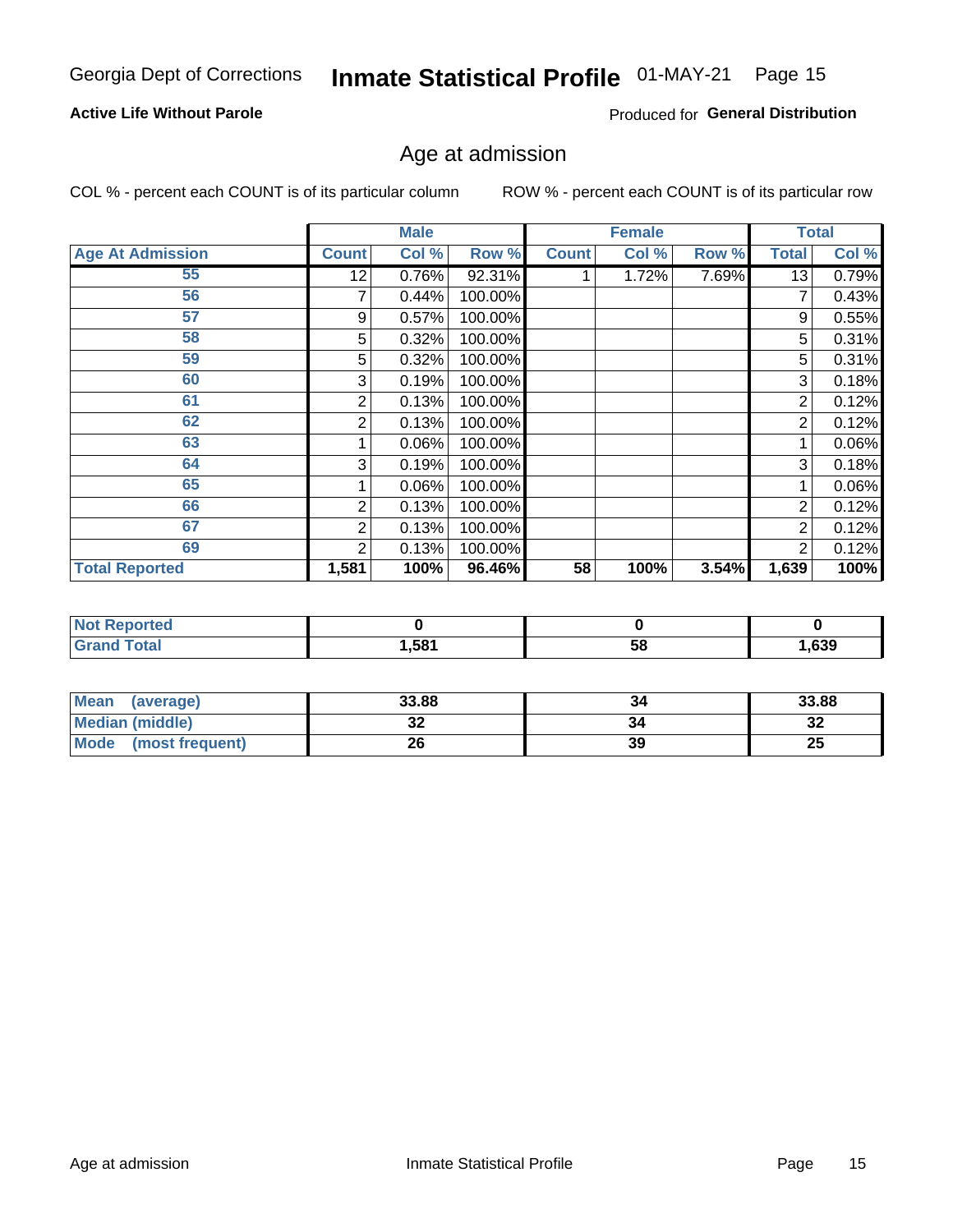Georgia Dept of Corrections **Inmate Statistical Profile** 01-MAY-21

**Active Life Without Parole**

Produced for **General Distribution**

## Age at admission

COL % - percent each COUNT is of its particular column    ROW % - percent each COUNT is of its particular row

| | Male | | | Female | | | Total | |
|---|---|---|---|---|---|---|---|---|
| **Age At Admission** | **Count** | **Col %** | **Row %** | **Count** | **Col %** | **Row %** | **Total** | **Col %** |
| 55 | 12 | 0.76% | 92.31% | 1 | 1.72% | 7.69% | 13 | 0.79% |
| 56 | 7 | 0.44% | 100.00% | | | | 7 | 0.43% |
| 57 | 9 | 0.57% | 100.00% | | | | 9 | 0.55% |
| 58 | 5 | 0.32% | 100.00% | | | | 5 | 0.31% |
| 59 | 5 | 0.32% | 100.00% | | | | 5 | 0.31% |
| 60 | 3 | 0.19% | 100.00% | | | | 3 | 0.18% |
| 61 | 2 | 0.13% | 100.00% | | | | 2 | 0.12% |
| 62 | 2 | 0.13% | 100.00% | | | | 2 | 0.12% |
| 63 | 1 | 0.06% | 100.00% | | | | 1 | 0.06% |
| 64 | 3 | 0.19% | 100.00% | | | | 3 | 0.18% |
| 65 | 1 | 0.06% | 100.00% | | | | 1 | 0.06% |
| 66 | 2 | 0.13% | 100.00% | | | | 2 | 0.12% |
| 67 | 2 | 0.13% | 100.00% | | | | 2 | 0.12% |
| 69 | 2 | 0.13% | 100.00% | | | | 2 | 0.12% |
| **Total Reported** | **1,581** | **100%** | **96.46%** | **58** | **100%** | **3.54%** | **1,639** | **100%** |

| | Male | Female | Total |
|---|---|---|---|
| **Not Reported** | **0** | **0** | **0** |
| **Grand Total** | **1,581** | **58** | **1,639** |

| | Male | Female | Total |
|---|---|---|---|
| **Mean (average)** | **33.88** | **34** | **33.88** |
| **Median (middle)** | **32** | **34** | **32** |
| **Mode (most frequent)** | **26** | **39** | **25** |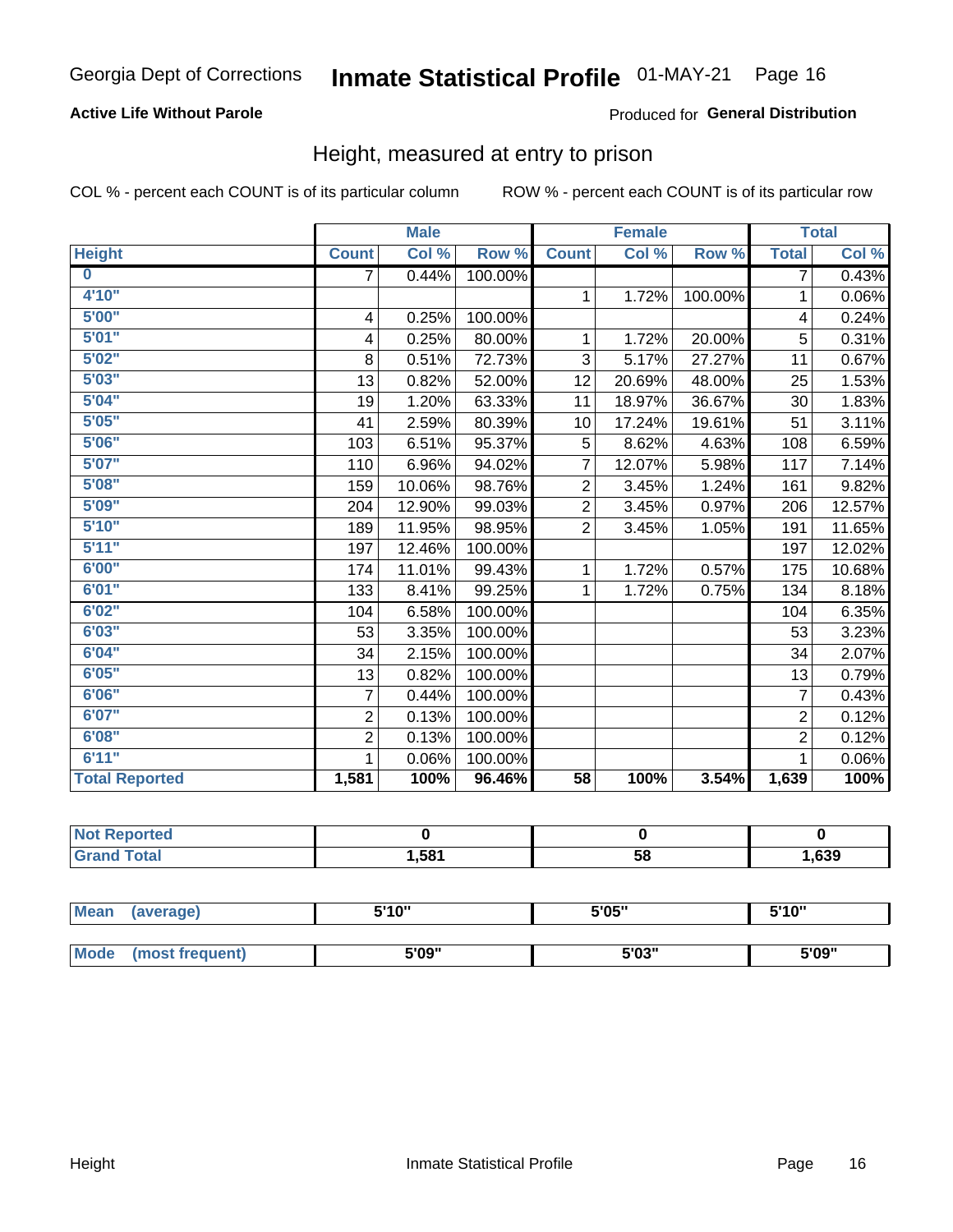Georgia Dept of Corrections **Inmate Statistical Profile** 01-MAY-21

**Active Life Without Parole**

Produced for **General Distribution**

## Height, measured at entry to prison

COL % - percent each COUNT is of its particular column

ROW % - percent each COUNT is of its particular row

| | Male | | | Female | | | Total | |
|---|---|---|---|---|---|---|---|---|
| Height | Count | Col % | Row % | Count | Col % | Row % | Total | Col % |
| 0 | 7 | 0.44% | 100.00% | | | | 7 | 0.43% |
| 4'10" | | | | 1 | 1.72% | 100.00% | 1 | 0.06% |
| 5'00" | 4 | 0.25% | 100.00% | | | | 4 | 0.24% |
| 5'01" | 4 | 0.25% | 80.00% | 1 | 1.72% | 20.00% | 5 | 0.31% |
| 5'02" | 8 | 0.51% | 72.73% | 3 | 5.17% | 27.27% | 11 | 0.67% |
| 5'03" | 13 | 0.82% | 52.00% | 12 | 20.69% | 48.00% | 25 | 1.53% |
| 5'04" | 19 | 1.20% | 63.33% | 11 | 18.97% | 36.67% | 30 | 1.83% |
| 5'05" | 41 | 2.59% | 80.39% | 10 | 17.24% | 19.61% | 51 | 3.11% |
| 5'06" | 103 | 6.51% | 95.37% | 5 | 8.62% | 4.63% | 108 | 6.59% |
| 5'07" | 110 | 6.96% | 94.02% | 7 | 12.07% | 5.98% | 117 | 7.14% |
| 5'08" | 159 | 10.06% | 98.76% | 2 | 3.45% | 1.24% | 161 | 9.82% |
| 5'09" | 204 | 12.90% | 99.03% | 2 | 3.45% | 0.97% | 206 | 12.57% |
| 5'10" | 189 | 11.95% | 98.95% | 2 | 3.45% | 1.05% | 191 | 11.65% |
| 5'11" | 197 | 12.46% | 100.00% | | | | 197 | 12.02% |
| 6'00" | 174 | 11.01% | 99.43% | 1 | 1.72% | 0.57% | 175 | 10.68% |
| 6'01" | 133 | 8.41% | 99.25% | 1 | 1.72% | 0.75% | 134 | 8.18% |
| 6'02" | 104 | 6.58% | 100.00% | | | | 104 | 6.35% |
| 6'03" | 53 | 3.35% | 100.00% | | | | 53 | 3.23% |
| 6'04" | 34 | 2.15% | 100.00% | | | | 34 | 2.07% |
| 6'05" | 13 | 0.82% | 100.00% | | | | 13 | 0.79% |
| 6'06" | 7 | 0.44% | 100.00% | | | | 7 | 0.43% |
| 6'07" | 2 | 0.13% | 100.00% | | | | 2 | 0.12% |
| 6'08" | 2 | 0.13% | 100.00% | | | | 2 | 0.12% |
| 6'11" | 1 | 0.06% | 100.00% | | | | 1 | 0.06% |
| **Total Reported** | **1,581** | **100%** | **96.46%** | **58** | **100%** | **3.54%** | **1,639** | **100%** |

| | Male | Female | Total |
|---|---|---|---|
| Not Reported | 0 | 0 | 0 |
| Grand Total | 1,581 | 58 | 1,639 |

| | Male | Female | Total |
|---|---|---|---|
| Mean (average) | 5'10" | 5'05" | 5'10" |
| Mode (most frequent) | 5'09" | 5'03" | 5'09" |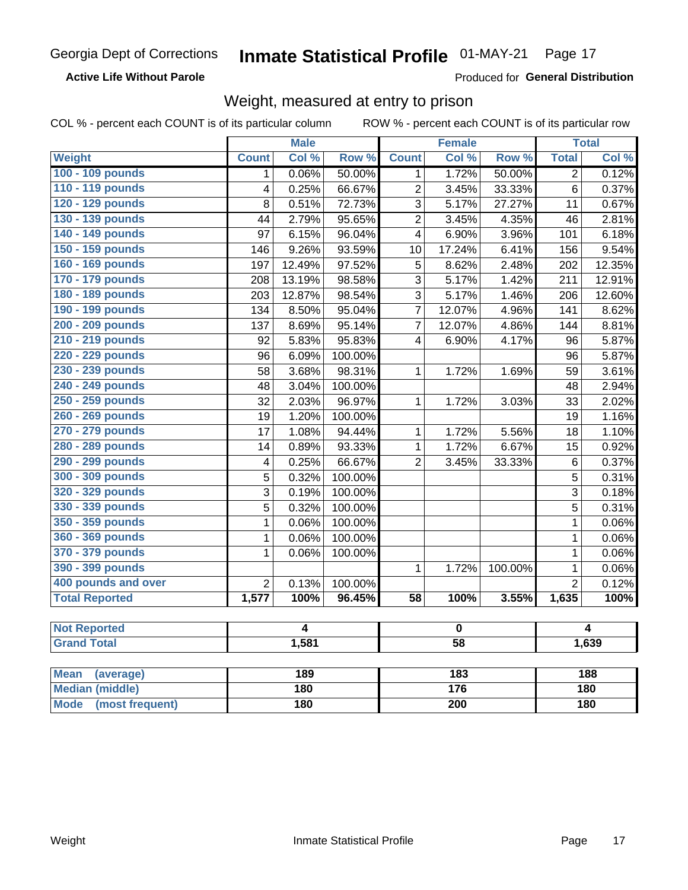Georgia Dept of Corrections **Inmate Statistical Profile** 01-MAY-21

**Active Life Without Parole**

Produced for **General Distribution**

## Weight, measured at entry to prison

COL % - percent each COUNT is of its particular column

ROW % - percent each COUNT is of its particular row

| | Male | | | Female | | | Total | |
|---|---|---|---|---|---|---|---|---|
| **Weight** | **Count** | **Col %** | **Row %** | **Count** | **Col %** | **Row %** | **Total** | **Col %** |
| 100 - 109 pounds | 1 | 0.06% | 50.00% | 1 | 1.72% | 50.00% | 2 | 0.12% |
| 110 - 119 pounds | 4 | 0.25% | 66.67% | 2 | 3.45% | 33.33% | 6 | 0.37% |
| 120 - 129 pounds | 8 | 0.51% | 72.73% | 3 | 5.17% | 27.27% | 11 | 0.67% |
| 130 - 139 pounds | 44 | 2.79% | 95.65% | 2 | 3.45% | 4.35% | 46 | 2.81% |
| 140 - 149 pounds | 97 | 6.15% | 96.04% | 4 | 6.90% | 3.96% | 101 | 6.18% |
| 150 - 159 pounds | 146 | 9.26% | 93.59% | 10 | 17.24% | 6.41% | 156 | 9.54% |
| 160 - 169 pounds | 197 | 12.49% | 97.52% | 5 | 8.62% | 2.48% | 202 | 12.35% |
| 170 - 179 pounds | 208 | 13.19% | 98.58% | 3 | 5.17% | 1.42% | 211 | 12.91% |
| 180 - 189 pounds | 203 | 12.87% | 98.54% | 3 | 5.17% | 1.46% | 206 | 12.60% |
| 190 - 199 pounds | 134 | 8.50% | 95.04% | 7 | 12.07% | 4.96% | 141 | 8.62% |
| 200 - 209 pounds | 137 | 8.69% | 95.14% | 7 | 12.07% | 4.86% | 144 | 8.81% |
| 210 - 219 pounds | 92 | 5.83% | 95.83% | 4 | 6.90% | 4.17% | 96 | 5.87% |
| 220 - 229 pounds | 96 | 6.09% | 100.00% | | | | 96 | 5.87% |
| 230 - 239 pounds | 58 | 3.68% | 98.31% | 1 | 1.72% | 1.69% | 59 | 3.61% |
| 240 - 249 pounds | 48 | 3.04% | 100.00% | | | | 48 | 2.94% |
| 250 - 259 pounds | 32 | 2.03% | 96.97% | 1 | 1.72% | 3.03% | 33 | 2.02% |
| 260 - 269 pounds | 19 | 1.20% | 100.00% | | | | 19 | 1.16% |
| 270 - 279 pounds | 17 | 1.08% | 94.44% | 1 | 1.72% | 5.56% | 18 | 1.10% |
| 280 - 289 pounds | 14 | 0.89% | 93.33% | 1 | 1.72% | 6.67% | 15 | 0.92% |
| 290 - 299 pounds | 4 | 0.25% | 66.67% | 2 | 3.45% | 33.33% | 6 | 0.37% |
| 300 - 309 pounds | 5 | 0.32% | 100.00% | | | | 5 | 0.31% |
| 320 - 329 pounds | 3 | 0.19% | 100.00% | | | | 3 | 0.18% |
| 330 - 339 pounds | 5 | 0.32% | 100.00% | | | | 5 | 0.31% |
| 350 - 359 pounds | 1 | 0.06% | 100.00% | | | | 1 | 0.06% |
| 360 - 369 pounds | 1 | 0.06% | 100.00% | | | | 1 | 0.06% |
| 370 - 379 pounds | 1 | 0.06% | 100.00% | | | | 1 | 0.06% |
| 390 - 399 pounds | | | | 1 | 1.72% | 100.00% | 1 | 0.06% |
| 400 pounds and over | 2 | 0.13% | 100.00% | | | | 2 | 0.12% |
| **Total Reported** | **1,577** | **100%** | **96.45%** | **58** | **100%** | **3.55%** | **1,635** | **100%** |

| | Male | Female | Total |
|---|---|---|---|
| Not Reported | 4 | 0 | 4 |
| Grand Total | 1,581 | 58 | 1,639 |

| | Male | Female | Total |
|---|---|---|---|
| Mean (average) | 189 | 183 | 188 |
| Median (middle) | 180 | 176 | 180 |
| Mode (most frequent) | 180 | 200 | 180 |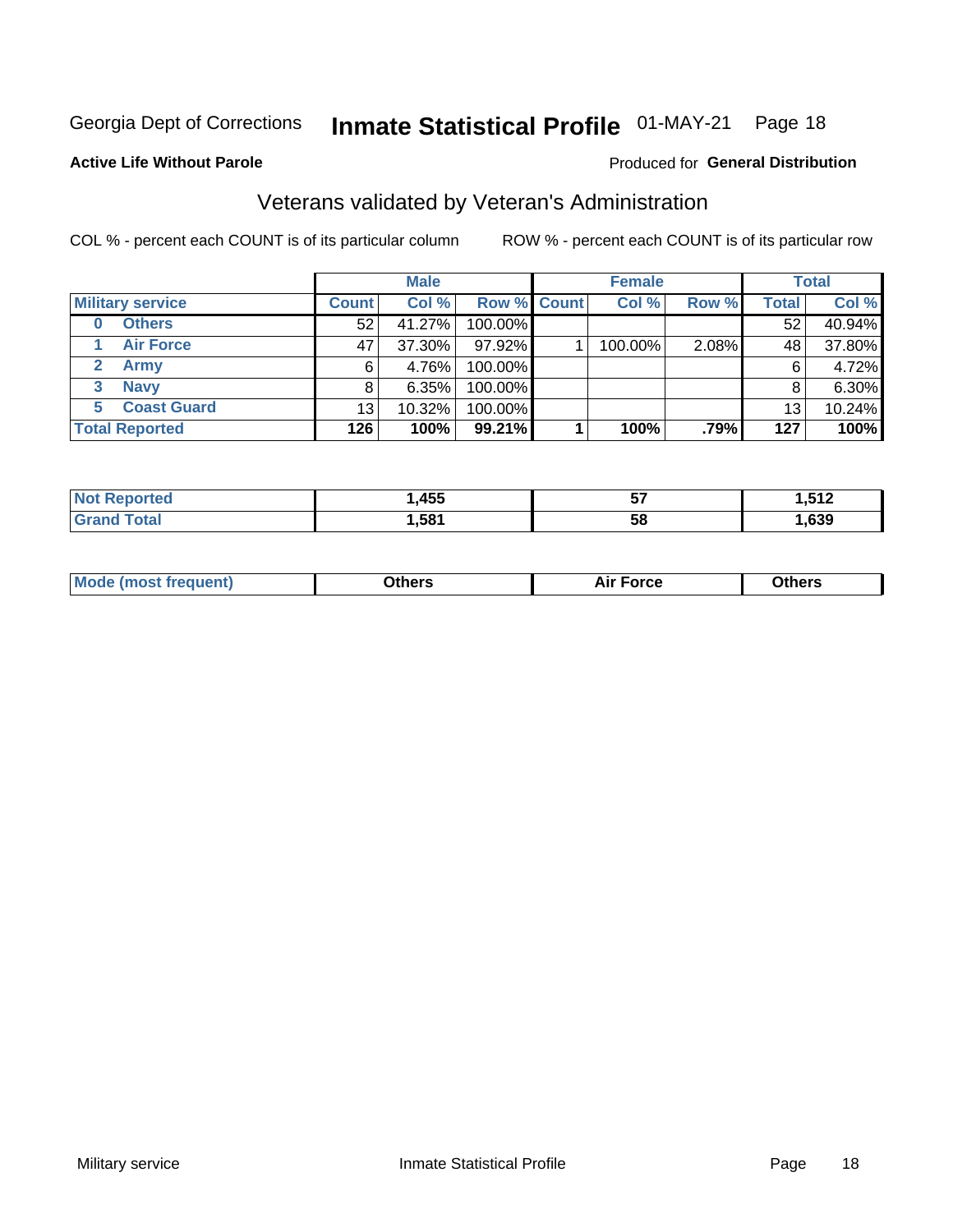Georgia Dept of Corrections **Inmate Statistical Profile** 01-MAY-21 Page 18

**Active Life Without Parole**

Produced for **General Distribution**

## Veterans validated by Veteran's Administration

COL % - percent each COUNT is of its particular column ROW % - percent each COUNT is of its particular row

| | | Male | | | Female | | | Total | |
|---|---|---|---|---|---|---|---|---|---|
| **Military service** | | **Count** | **Col %** | **Row %** | **Count** | **Col %** | **Row %** | **Total** | **Col %** |
| 0 | Others | 52 | 41.27% | 100.00% | | | | 52 | 40.94% |
| 1 | Air Force | 47 | 37.30% | 97.92% | 1 | 100.00% | 2.08% | 48 | 37.80% |
| 2 | Army | 6 | 4.76% | 100.00% | | | | 6 | 4.72% |
| 3 | Navy | 8 | 6.35% | 100.00% | | | | 8 | 6.30% |
| 5 | Coast Guard | 13 | 10.32% | 100.00% | | | | 13 | 10.24% |
| **Total Reported** | | **126** | **100%** | **99.21%** | **1** | **100%** | **.79%** | **127** | **100%** |

| | Male | Female | Total |
|---|---|---|---|
| **Not Reported** | 1,455 | 57 | 1,512 |
| **Grand Total** | 1,581 | 58 | 1,639 |

| | Male | Female | Total |
|---|---|---|---|
| **Mode (most frequent)** | Others | Air Force | Others |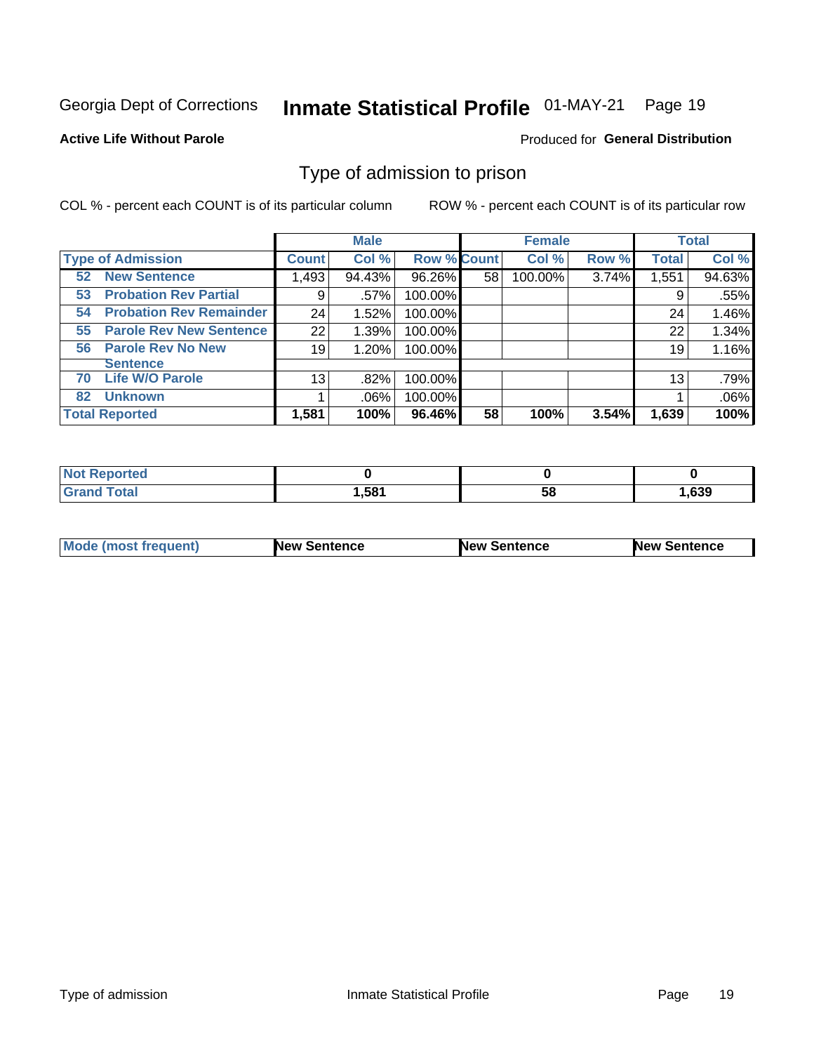Georgia Dept of Corrections **Inmate Statistical Profile** 01-MAY-21

**Active Life Without Parole**

Produced for **General Distribution**

## Type of admission to prison

COL % - percent each COUNT is of its particular column

ROW % - percent each COUNT is of its particular row

| | Male | | | Female | | | Total | |
|---|---|---|---|---|---|---|---|---|
| **Type of Admission** | **Count** | **Col %** | **Row %** | **Count** | **Col %** | **Row %** | **Total** | **Col %** |
| 52 **New Sentence** | 1,493 | 94.43% | 96.26% | 58 | 100.00% | 3.74% | 1,551 | 94.63% |
| 53 **Probation Rev Partial** | 9 | .57% | 100.00% | | | | 9 | .55% |
| 54 **Probation Rev Remainder** | 24 | 1.52% | 100.00% | | | | 24 | 1.46% |
| 55 **Parole Rev New Sentence** | 22 | 1.39% | 100.00% | | | | 22 | 1.34% |
| 56 **Parole Rev No New Sentence** | 19 | 1.20% | 100.00% | | | | 19 | 1.16% |
| 70 **Life W/O Parole** | 13 | .82% | 100.00% | | | | 13 | .79% |
| 82 **Unknown** | 1 | .06% | 100.00% | | | | 1 | .06% |
| **Total Reported** | **1,581** | **100%** | **96.46%** | **58** | **100%** | **3.54%** | **1,639** | **100%** |

| | Male | Female | Total |
|---|---|---|---|
| **Not Reported** | **0** | **0** | **0** |
| **Grand Total** | **1,581** | **58** | **1,639** |

| | Male | Female | Total |
|---|---|---|---|
| **Mode (most frequent)** | **New Sentence** | **New Sentence** | **New Sentence** |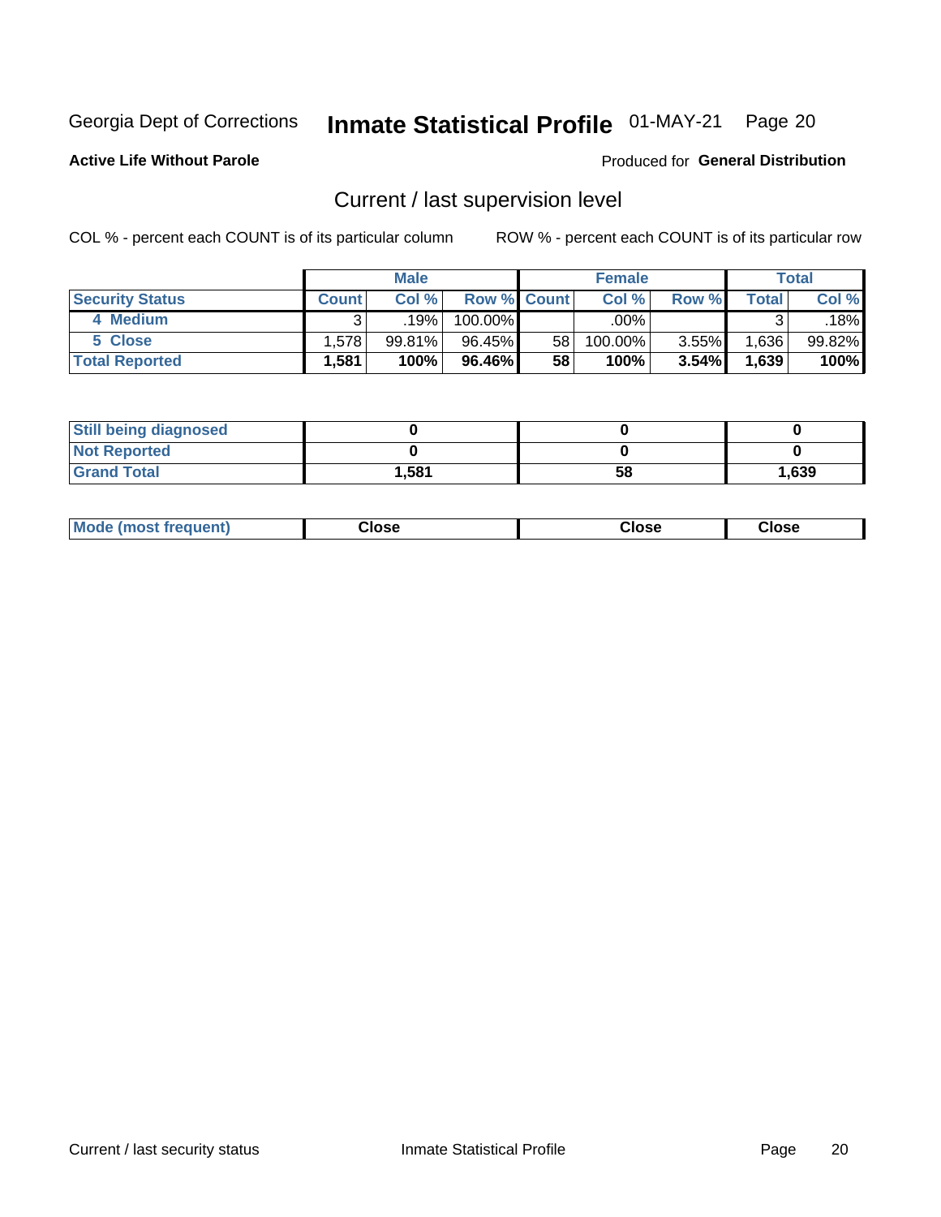Georgia Dept of Corrections **Inmate Statistical Profile** 01-MAY-21 Page 20

**Active Life Without Parole**

Produced for **General Distribution**

## Current / last supervision level

COL % - percent each COUNT is of its particular column

ROW % - percent each COUNT is of its particular row

| | Male | | | Female | | | Total | |
|---|---|---|---|---|---|---|---|---|
| **Security Status** | **Count** | **Col %** | **Row %** | **Count** | **Col %** | **Row %** | **Total** | **Col %** |
| 4 Medium | 3 | .19% | 100.00% | | .00% | | 3 | .18% |
| 5 Close | 1,578 | 99.81% | 96.45% | 58 | 100.00% | 3.55% | 1,636 | 99.82% |
| **Total Reported** | **1,581** | **100%** | **96.46%** | **58** | **100%** | **3.54%** | **1,639** | **100%** |

| | Male | Female | Total |
|---|---|---|---|
| **Still being diagnosed** | **0** | **0** | **0** |
| **Not Reported** | **0** | **0** | **0** |
| **Grand Total** | **1,581** | **58** | **1,639** |

| | Male | Female | Total |
|---|---|---|---|
| **Mode (most frequent)** | **Close** | **Close** | **Close** |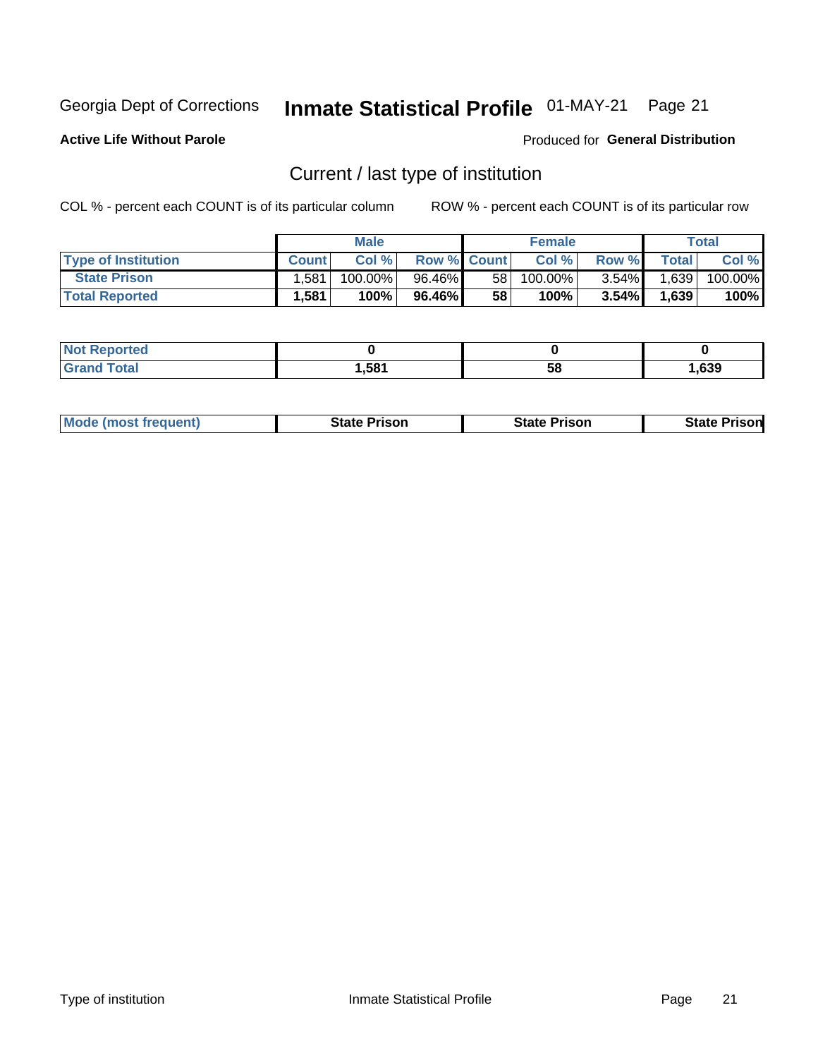Georgia Dept of Corrections **Inmate Statistical Profile** 01-MAY-21 Page 21

**Active Life Without Parole**

Produced for **General Distribution**

## Current / last type of institution

COL % - percent each COUNT is of its particular column ROW % - percent each COUNT is of its particular row

| | Male | | | Female | | | Total | |
|---|---|---|---|---|---|---|---|---|
| **Type of Institution** | **Count** | **Col %** | **Row %** | **Count** | **Col %** | **Row %** | **Total** | **Col %** |
| **State Prison** | 1,581 | 100.00% | 96.46% | 58 | 100.00% | 3.54% | 1,639 | 100.00% |
| **Total Reported** | **1,581** | **100%** | **96.46%** | **58** | **100%** | **3.54%** | **1,639** | **100%** |

| | Male | Female | Total |
|---|---|---|---|
| **Not Reported** | **0** | **0** | **0** |
| **Grand Total** | **1,581** | **58** | **1,639** |

| | Male | Female | Total |
|---|---|---|---|
| **Mode (most frequent)** | **State Prison** | **State Prison** | **State Prison** |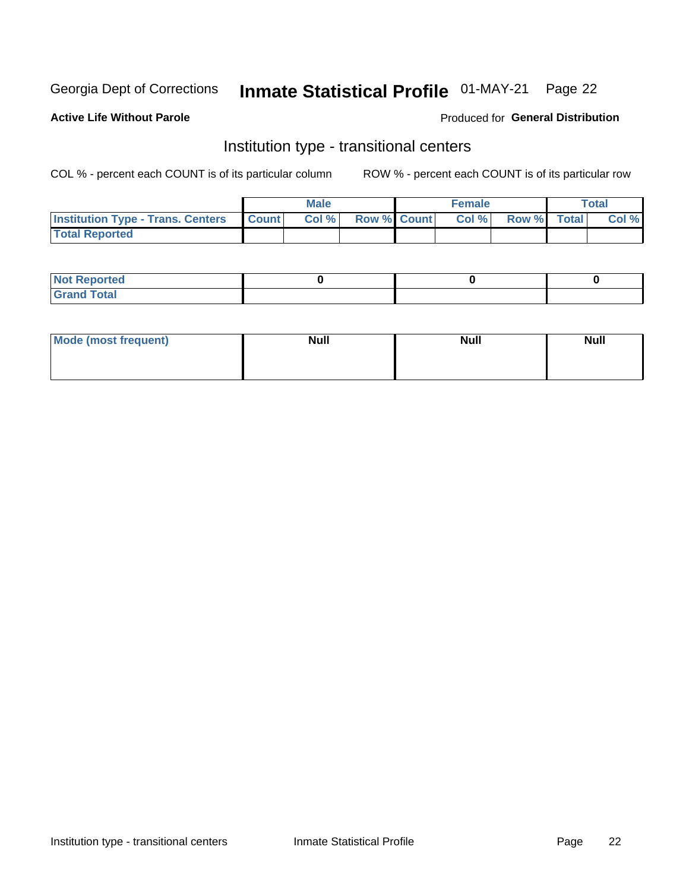Georgia Dept of Corrections **Inmate Statistical Profile** 01-MAY-21 Page 22

**Active Life Without Parole**

Produced for **General Distribution**

## Institution type - transitional centers

COL % - percent each COUNT is of its particular column

ROW % - percent each COUNT is of its particular row

| | Male | | | Female | | | Total | |
|---|---|---|---|---|---|---|---|---|
| **Institution Type - Trans. Centers** | **Count** | **Col %** | **Row %** | **Count** | **Col %** | **Row %** | **Total** | **Col %** |
| **Total Reported** | | | | | | | | |

| | Male | Female | Total |
|---|---|---|---|
| **Not Reported** | 0 | 0 | 0 |
| **Grand Total** | | | |

| | Male | Female | Total |
|---|---|---|---|
| **Mode (most frequent)** | Null | Null | Null |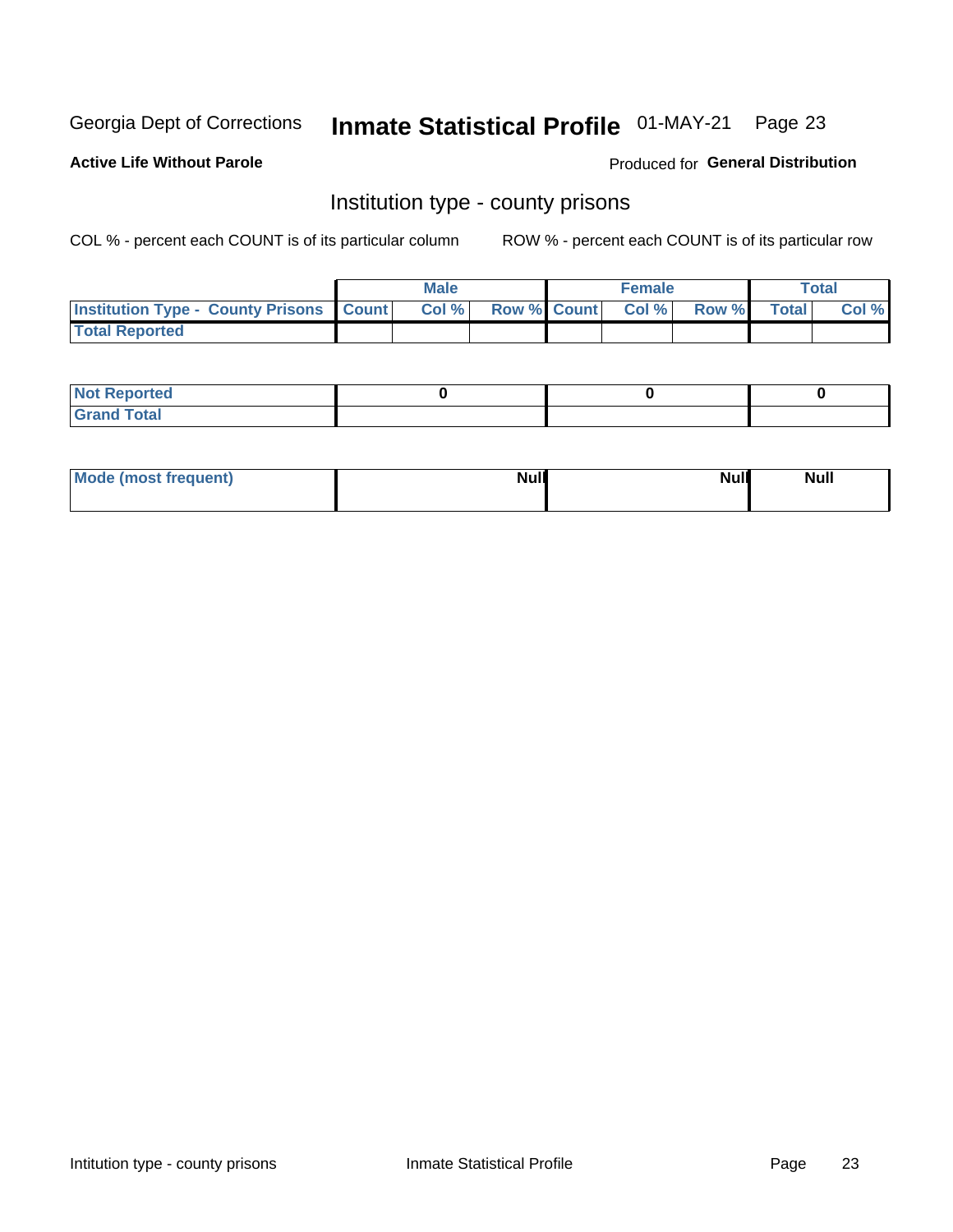Georgia Dept of Corrections **Inmate Statistical Profile** 01-MAY-21

**Active Life Without Parole**

Produced for **General Distribution**

## Institution type - county prisons

COL % - percent each COUNT is of its particular column

ROW % - percent each COUNT is of its particular row

| | Male | | | Female | | | Total | |
|---|---|---|---|---|---|---|---|---|
| **Institution Type - County Prisons** | **Count** | **Col %** | **Row %** | **Count** | **Col %** | **Row %** | **Total** | **Col %** |
| **Total Reported** | | | | | | | | |

| | Male | Female | Total |
|---|---|---|---|
| **Not Reported** | **0** | **0** | **0** |
| **Grand Total** | | | |

| | Male | Female | Total |
|---|---|---|---|
| **Mode (most frequent)** | **Null** | **Null** | **Null** |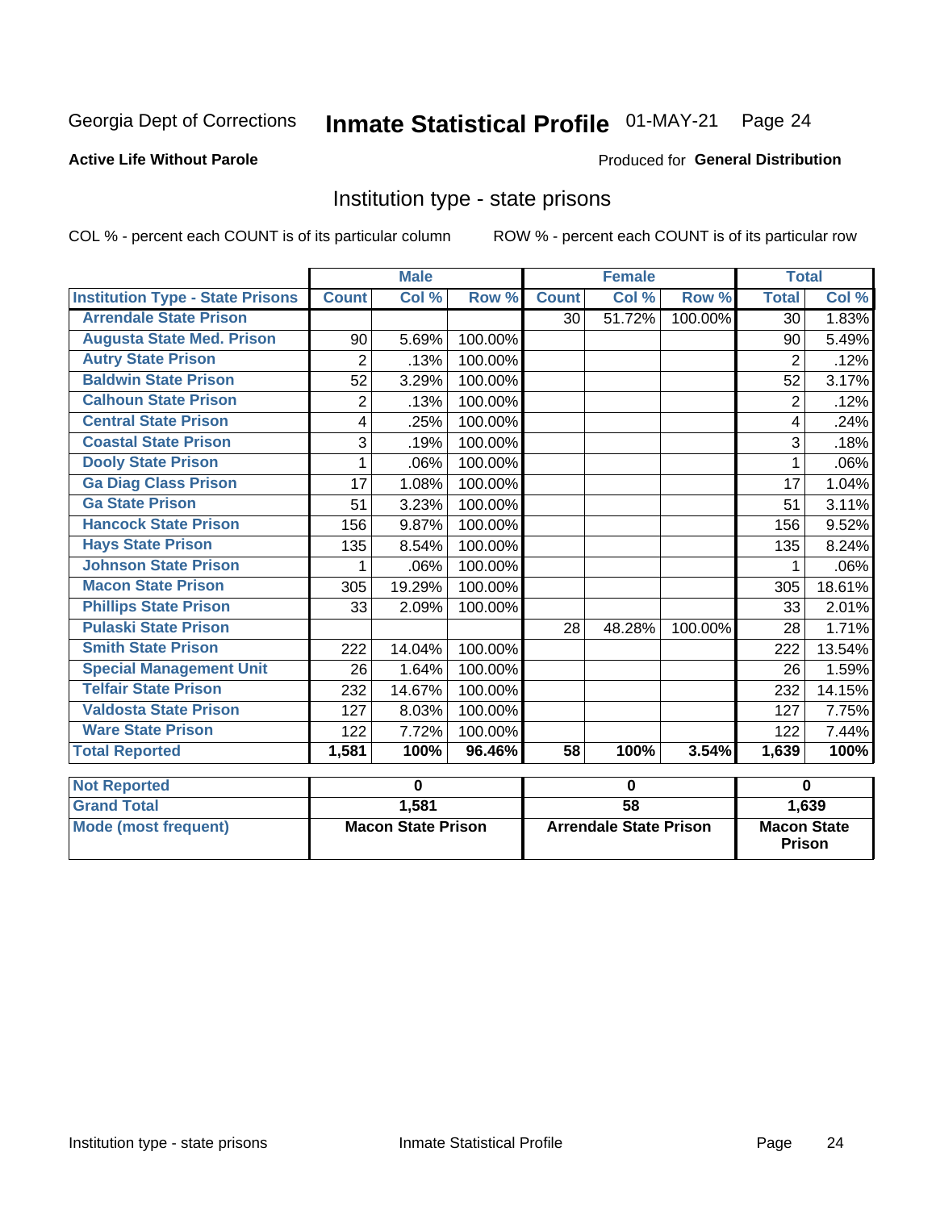Georgia Dept of Corrections **Inmate Statistical Profile** 01-MAY-21 Page 24

**Active Life Without Parole**

Produced for **General Distribution**

## Institution type - state prisons

COL % - percent each COUNT is of its particular column

ROW % - percent each COUNT is of its particular row

| | Male | | | Female | | | Total | |
|---|---|---|---|---|---|---|---|---|
| **Institution Type - State Prisons** | **Count** | **Col %** | **Row %** | **Count** | **Col %** | **Row %** | **Total** | **Col %** |
| **Arrendale State Prison** | | | | 30 | 51.72% | 100.00% | 30 | 1.83% |
| **Augusta State Med. Prison** | 90 | 5.69% | 100.00% | | | | 90 | 5.49% |
| **Autry State Prison** | 2 | .13% | 100.00% | | | | 2 | .12% |
| **Baldwin State Prison** | 52 | 3.29% | 100.00% | | | | 52 | 3.17% |
| **Calhoun State Prison** | 2 | .13% | 100.00% | | | | 2 | .12% |
| **Central State Prison** | 4 | .25% | 100.00% | | | | 4 | .24% |
| **Coastal State Prison** | 3 | .19% | 100.00% | | | | 3 | .18% |
| **Dooly State Prison** | 1 | .06% | 100.00% | | | | 1 | .06% |
| **Ga Diag Class Prison** | 17 | 1.08% | 100.00% | | | | 17 | 1.04% |
| **Ga State Prison** | 51 | 3.23% | 100.00% | | | | 51 | 3.11% |
| **Hancock State Prison** | 156 | 9.87% | 100.00% | | | | 156 | 9.52% |
| **Hays State Prison** | 135 | 8.54% | 100.00% | | | | 135 | 8.24% |
| **Johnson State Prison** | 1 | .06% | 100.00% | | | | 1 | .06% |
| **Macon State Prison** | 305 | 19.29% | 100.00% | | | | 305 | 18.61% |
| **Phillips State Prison** | 33 | 2.09% | 100.00% | | | | 33 | 2.01% |
| **Pulaski State Prison** | | | | 28 | 48.28% | 100.00% | 28 | 1.71% |
| **Smith State Prison** | 222 | 14.04% | 100.00% | | | | 222 | 13.54% |
| **Special Management Unit** | 26 | 1.64% | 100.00% | | | | 26 | 1.59% |
| **Telfair State Prison** | 232 | 14.67% | 100.00% | | | | 232 | 14.15% |
| **Valdosta State Prison** | 127 | 8.03% | 100.00% | | | | 127 | 7.75% |
| **Ware State Prison** | 122 | 7.72% | 100.00% | | | | 122 | 7.44% |
| **Total Reported** | **1,581** | **100%** | **96.46%** | **58** | **100%** | **3.54%** | **1,639** | **100%** |

| | Male | Female | Total |
|---|---|---|---|
| **Not Reported** | **0** | **0** | **0** |
| **Grand Total** | **1,581** | **58** | **1,639** |
| **Mode (most frequent)** | **Macon State Prison** | **Arrendale State Prison** | **Macon State Prison** |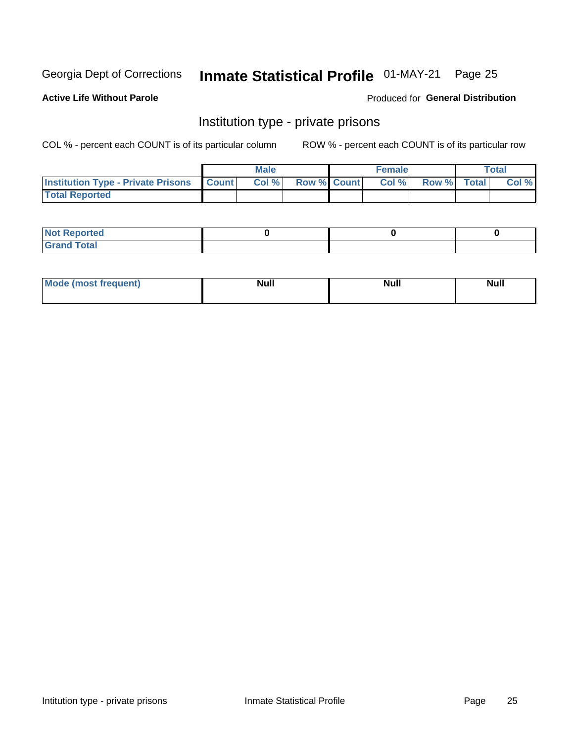Georgia Dept of Corrections **Inmate Statistical Profile** 01-MAY-21

**Active Life Without Parole**

Produced for **General Distribution**

## Institution type - private prisons

COL % - percent each COUNT is of its particular column

ROW % - percent each COUNT is of its particular row

| | Male | | | Female | | | Total | |
|---|---|---|---|---|---|---|---|---|
| **Institution Type - Private Prisons** | **Count** | **Col %** | **Row %** | **Count** | **Col %** | **Row %** | **Total** | **Col %** |
| **Total Reported** | | | | | | | | |

| | Male | Female | Total |
|---|---|---|---|
| **Not Reported** | 0 | 0 | 0 |
| **Grand Total** | | | |

| | Male | Female | Total |
|---|---|---|---|
| **Mode (most frequent)** | **Null** | **Null** | **Null** |

Intitution type - private prisons    Inmate Statistical Profile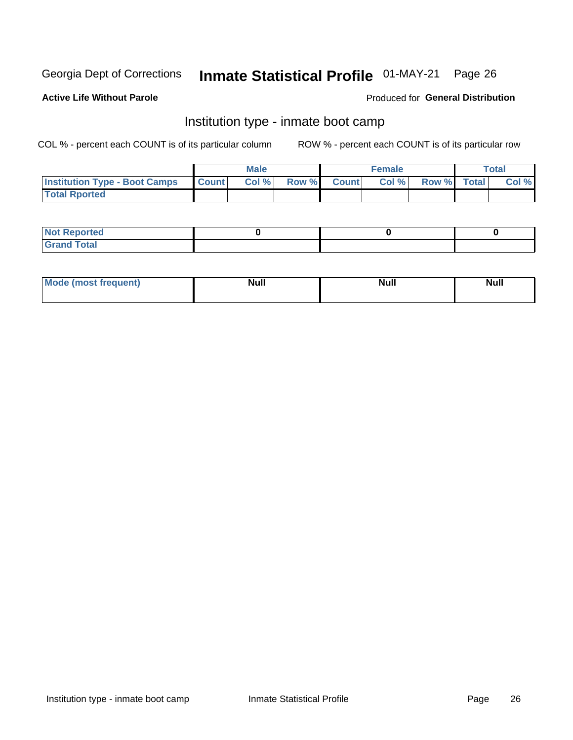Georgia Dept of Corrections **Inmate Statistical Profile** 01-MAY-21

**Active Life Without Parole**

Produced for **General Distribution**

## Institution type - inmate boot camp

COL % - percent each COUNT is of its particular column

ROW % - percent each COUNT is of its particular row

| | Male | | | Female | | | Total | |
|---|---|---|---|---|---|---|---|---|
| **Institution Type - Boot Camps** | **Count** | **Col %** | **Row %** | **Count** | **Col %** | **Row %** | **Total** | **Col %** |
| **Total Rported** | | | | | | | | |

| | Male | Female | Total |
|---|---|---|---|
| **Not Reported** | **0** | **0** | **0** |
| **Grand Total** | | | |

| | Male | Female | Total |
|---|---|---|---|
| **Mode (most frequent)** | **Null** | **Null** | **Null** |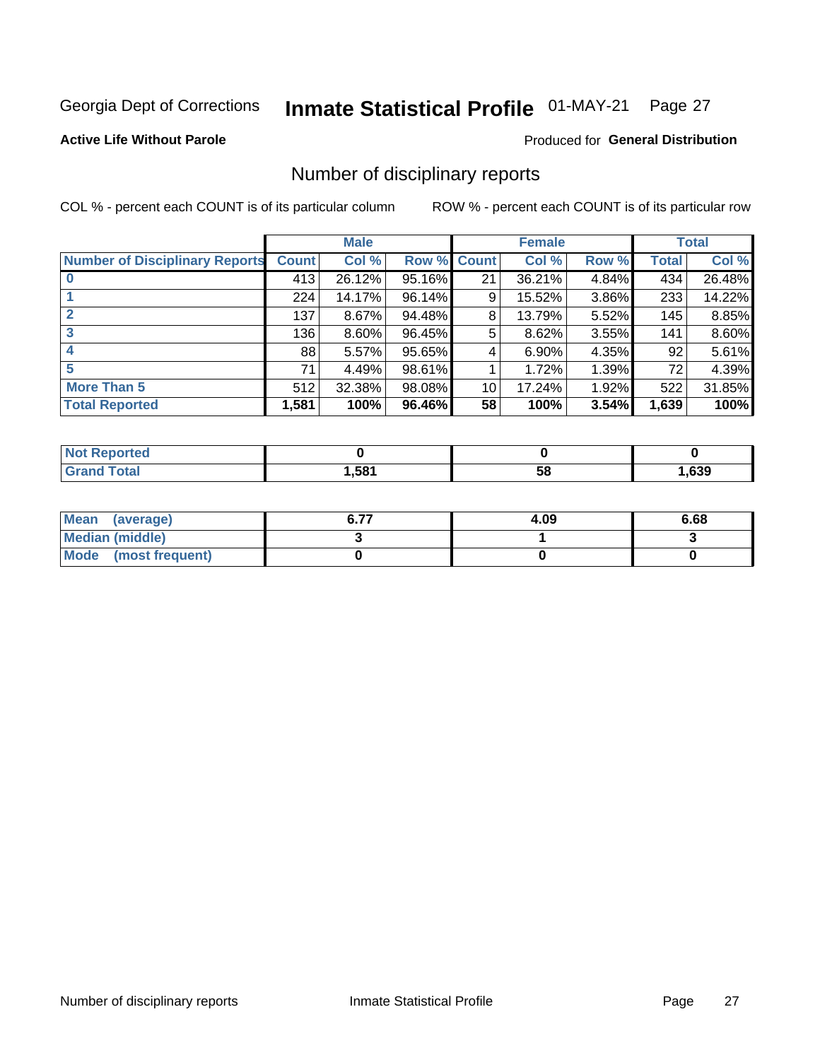Georgia Dept of Corrections **Inmate Statistical Profile** 01-MAY-21

**Active Life Without Parole**

Produced for **General Distribution**

## Number of disciplinary reports

COL % - percent each COUNT is of its particular column    ROW % - percent each COUNT is of its particular row

| | Male | | | Female | | | Total | |
|---|---|---|---|---|---|---|---|---|
| **Number of Disciplinary Reports** | **Count** | **Col %** | **Row %** | **Count** | **Col %** | **Row %** | **Total** | **Col %** |
| **0** | 413 | 26.12% | 95.16% | 21 | 36.21% | 4.84% | 434 | 26.48% |
| **1** | 224 | 14.17% | 96.14% | 9 | 15.52% | 3.86% | 233 | 14.22% |
| **2** | 137 | 8.67% | 94.48% | 8 | 13.79% | 5.52% | 145 | 8.85% |
| **3** | 136 | 8.60% | 96.45% | 5 | 8.62% | 3.55% | 141 | 8.60% |
| **4** | 88 | 5.57% | 95.65% | 4 | 6.90% | 4.35% | 92 | 5.61% |
| **5** | 71 | 4.49% | 98.61% | 1 | 1.72% | 1.39% | 72 | 4.39% |
| **More Than 5** | 512 | 32.38% | 98.08% | 10 | 17.24% | 1.92% | 522 | 31.85% |
| **Total Reported** | **1,581** | **100%** | **96.46%** | **58** | **100%** | **3.54%** | **1,639** | **100%** |

| | Male | Female | Total |
|---|---|---|---|
| **Not Reported** | **0** | **0** | **0** |
| **Grand Total** | **1,581** | **58** | **1,639** |

| | Male | Female | Total |
|---|---|---|---|
| **Mean (average)** | **6.77** | **4.09** | **6.68** |
| **Median (middle)** | **3** | **1** | **3** |
| **Mode (most frequent)** | **0** | **0** | **0** |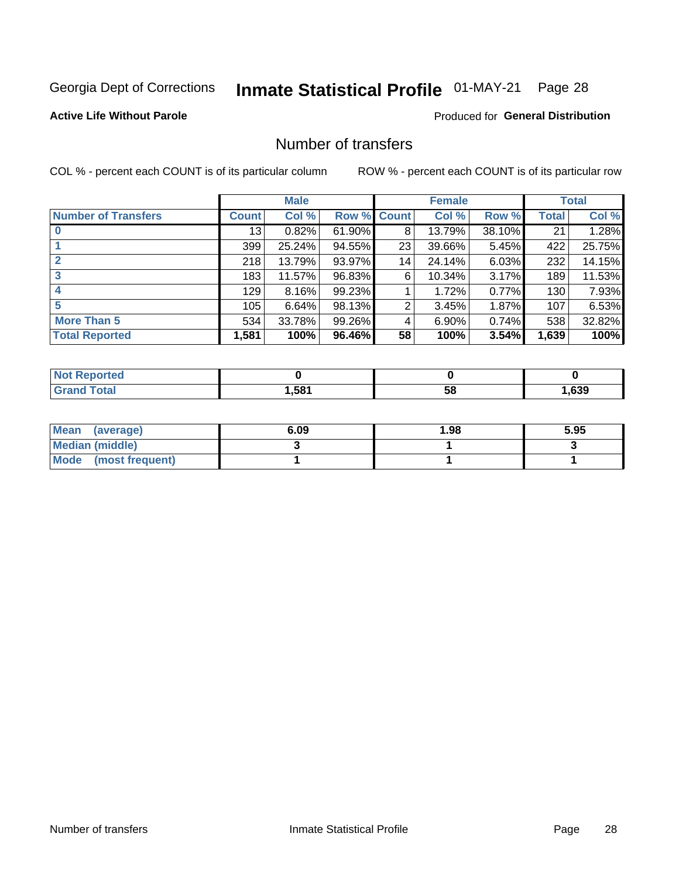Georgia Dept of Corrections **Inmate Statistical Profile** 01-MAY-21 Page 28

**Active Life Without Parole**

Produced for **General Distribution**

## Number of transfers

COL % - percent each COUNT is of its particular column

ROW % - percent each COUNT is of its particular row

| | Male | | | Female | | | Total | |
|---|---|---|---|---|---|---|---|---|
| **Number of Transfers** | **Count** | **Col %** | **Row %** | **Count** | **Col %** | **Row %** | **Total** | **Col %** |
| **0** | 13 | 0.82% | 61.90% | 8 | 13.79% | 38.10% | 21 | 1.28% |
| **1** | 399 | 25.24% | 94.55% | 23 | 39.66% | 5.45% | 422 | 25.75% |
| **2** | 218 | 13.79% | 93.97% | 14 | 24.14% | 6.03% | 232 | 14.15% |
| **3** | 183 | 11.57% | 96.83% | 6 | 10.34% | 3.17% | 189 | 11.53% |
| **4** | 129 | 8.16% | 99.23% | 1 | 1.72% | 0.77% | 130 | 7.93% |
| **5** | 105 | 6.64% | 98.13% | 2 | 3.45% | 1.87% | 107 | 6.53% |
| **More Than 5** | 534 | 33.78% | 99.26% | 4 | 6.90% | 0.74% | 538 | 32.82% |
| **Total Reported** | **1,581** | **100%** | **96.46%** | **58** | **100%** | **3.54%** | **1,639** | **100%** |

| | Male | Female | Total |
|---|---|---|---|
| **Not Reported** | **0** | **0** | **0** |
| **Grand Total** | **1,581** | **58** | **1,639** |

| | Male | Female | Total |
|---|---|---|---|
| **Mean (average)** | **6.09** | **1.98** | **5.95** |
| **Median (middle)** | **3** | **1** | **3** |
| **Mode (most frequent)** | **1** | **1** | **1** |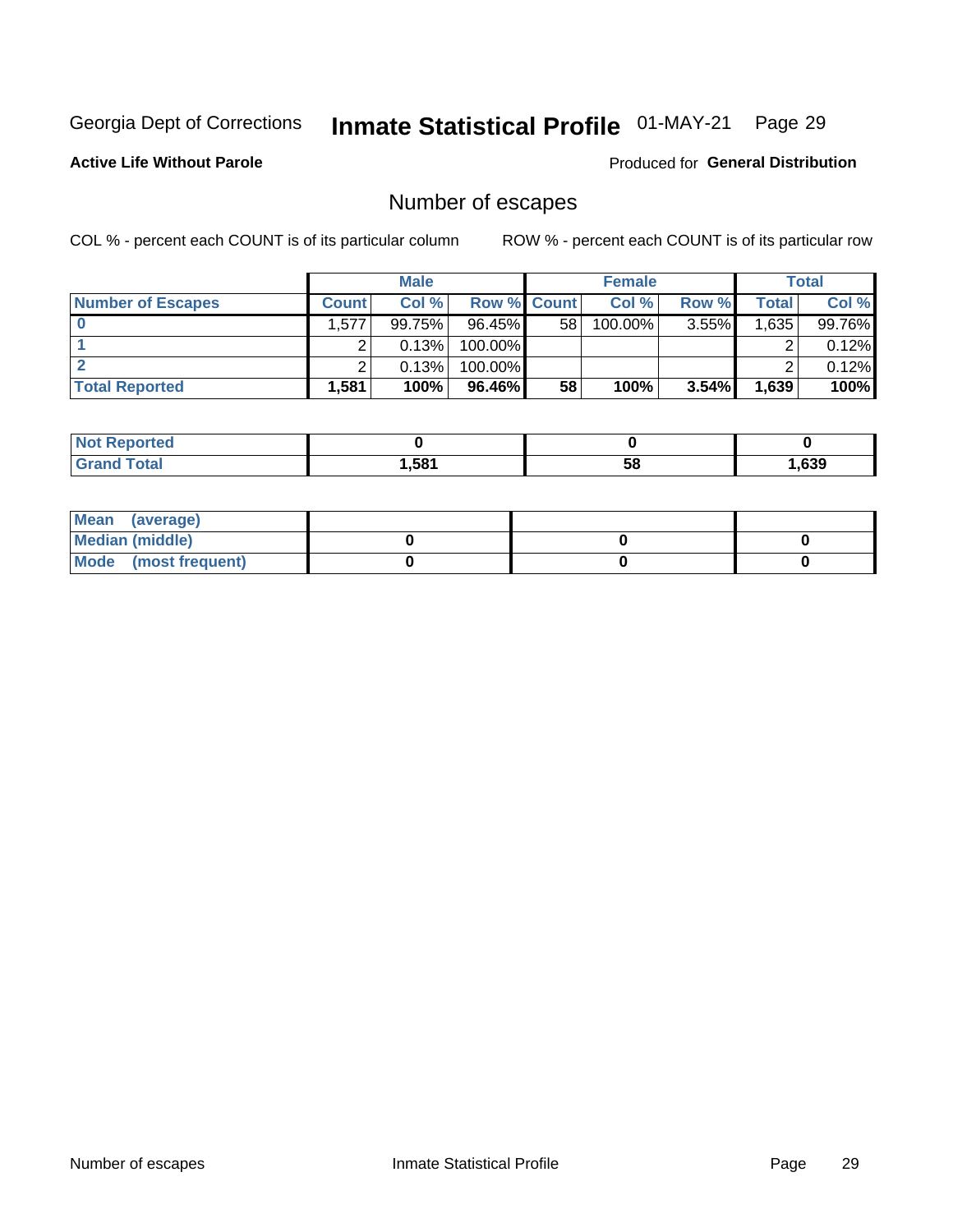Georgia Dept of Corrections **Inmate Statistical Profile** 01-MAY-21 Page 29

**Active Life Without Parole**

Produced for **General Distribution**

## Number of escapes

COL % - percent each COUNT is of its particular column ROW % - percent each COUNT is of its particular row

| | Male | | | Female | | | Total | |
|---|---|---|---|---|---|---|---|---|
| **Number of Escapes** | **Count** | **Col %** | **Row %** | **Count** | **Col %** | **Row %** | **Total** | **Col %** |
| **0** | 1,577 | 99.75% | 96.45% | 58 | 100.00% | 3.55% | 1,635 | 99.76% |
| **1** | 2 | 0.13% | 100.00% | | | | 2 | 0.12% |
| **2** | 2 | 0.13% | 100.00% | | | | 2 | 0.12% |
| **Total Reported** | **1,581** | **100%** | **96.46%** | **58** | **100%** | **3.54%** | **1,639** | **100%** |

| | Male | Female | Total |
|---|---|---|---|
| **Not Reported** | **0** | **0** | **0** |
| **Grand Total** | **1,581** | **58** | **1,639** |

| | Male | Female | Total |
|---|---|---|---|
| **Mean (average)** | | | |
| **Median (middle)** | **0** | **0** | **0** |
| **Mode (most frequent)** | **0** | **0** | **0** |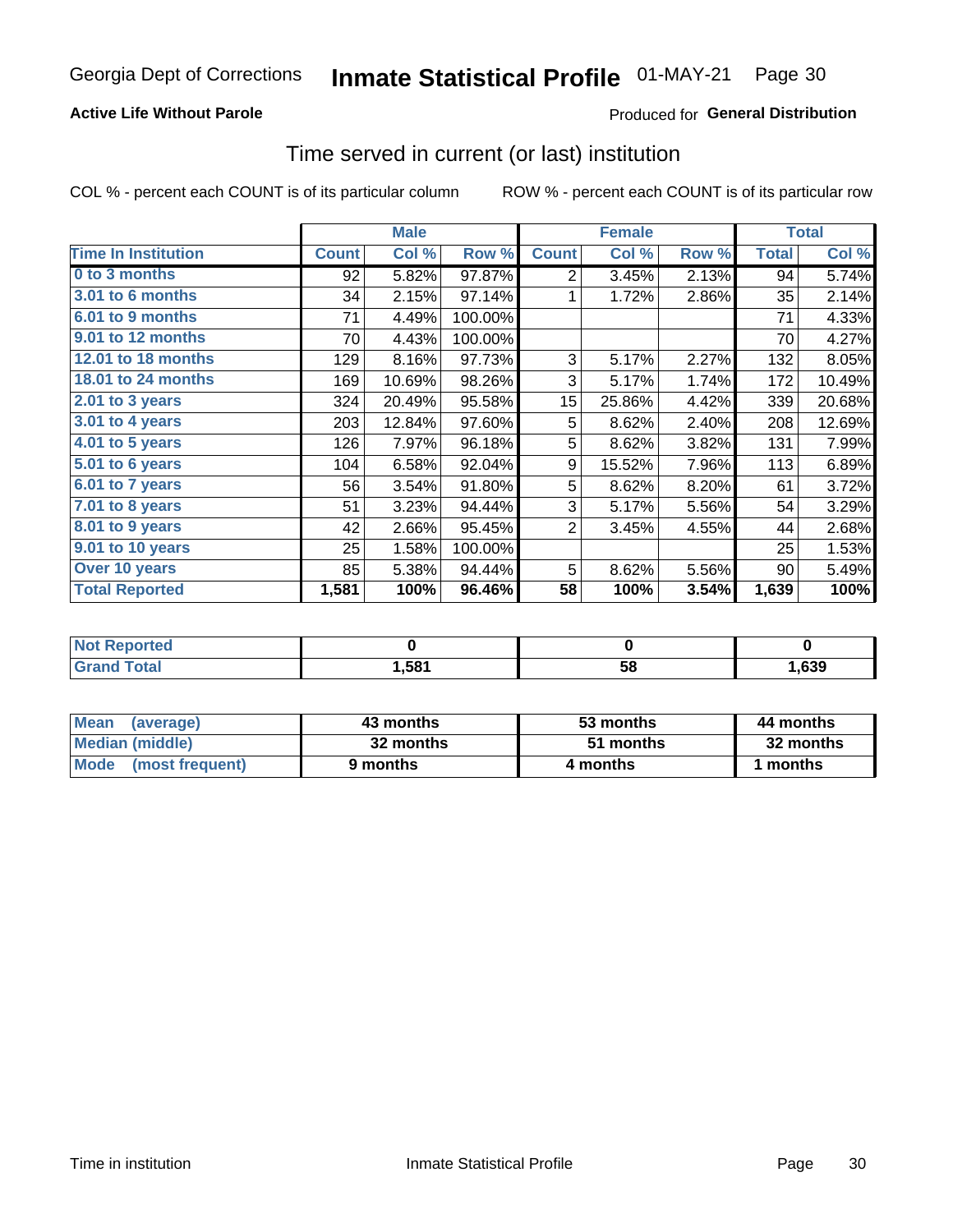Georgia Dept of Corrections **Inmate Statistical Profile** 01-MAY-21

**Active Life Without Parole**

Produced for **General Distribution**

## Time served in current (or last) institution

COL % - percent each COUNT is of its particular column    ROW % - percent each COUNT is of its particular row

| | Male | | | Female | | | Total | |
|---|---|---|---|---|---|---|---|---|
| **Time In Institution** | **Count** | **Col %** | **Row %** | **Count** | **Col %** | **Row %** | **Total** | **Col %** |
| **0 to 3 months** | 92 | 5.82% | 97.87% | 2 | 3.45% | 2.13% | 94 | 5.74% |
| **3.01 to 6 months** | 34 | 2.15% | 97.14% | 1 | 1.72% | 2.86% | 35 | 2.14% |
| **6.01 to 9 months** | 71 | 4.49% | 100.00% | | | | 71 | 4.33% |
| **9.01 to 12 months** | 70 | 4.43% | 100.00% | | | | 70 | 4.27% |
| **12.01 to 18 months** | 129 | 8.16% | 97.73% | 3 | 5.17% | 2.27% | 132 | 8.05% |
| **18.01 to 24 months** | 169 | 10.69% | 98.26% | 3 | 5.17% | 1.74% | 172 | 10.49% |
| **2.01 to 3 years** | 324 | 20.49% | 95.58% | 15 | 25.86% | 4.42% | 339 | 20.68% |
| **3.01 to 4 years** | 203 | 12.84% | 97.60% | 5 | 8.62% | 2.40% | 208 | 12.69% |
| **4.01 to 5 years** | 126 | 7.97% | 96.18% | 5 | 8.62% | 3.82% | 131 | 7.99% |
| **5.01 to 6 years** | 104 | 6.58% | 92.04% | 9 | 15.52% | 7.96% | 113 | 6.89% |
| **6.01 to 7 years** | 56 | 3.54% | 91.80% | 5 | 8.62% | 8.20% | 61 | 3.72% |
| **7.01 to 8 years** | 51 | 3.23% | 94.44% | 3 | 5.17% | 5.56% | 54 | 3.29% |
| **8.01 to 9 years** | 42 | 2.66% | 95.45% | 2 | 3.45% | 4.55% | 44 | 2.68% |
| **9.01 to 10 years** | 25 | 1.58% | 100.00% | | | | 25 | 1.53% |
| **Over 10 years** | 85 | 5.38% | 94.44% | 5 | 8.62% | 5.56% | 90 | 5.49% |
| **Total Reported** | **1,581** | **100%** | **96.46%** | **58** | **100%** | **3.54%** | **1,639** | **100%** |

| | Male | Female | Total |
|---|---|---|---|
| **Not Reported** | **0** | **0** | **0** |
| **Grand Total** | **1,581** | **58** | **1,639** |

| | Male | Female | Total |
|---|---|---|---|
| **Mean (average)** | **43 months** | **53 months** | **44 months** |
| **Median (middle)** | **32 months** | **51 months** | **32 months** |
| **Mode (most frequent)** | **9 months** | **4 months** | **1 months** |

Time in institution    Inmate Statistical Profile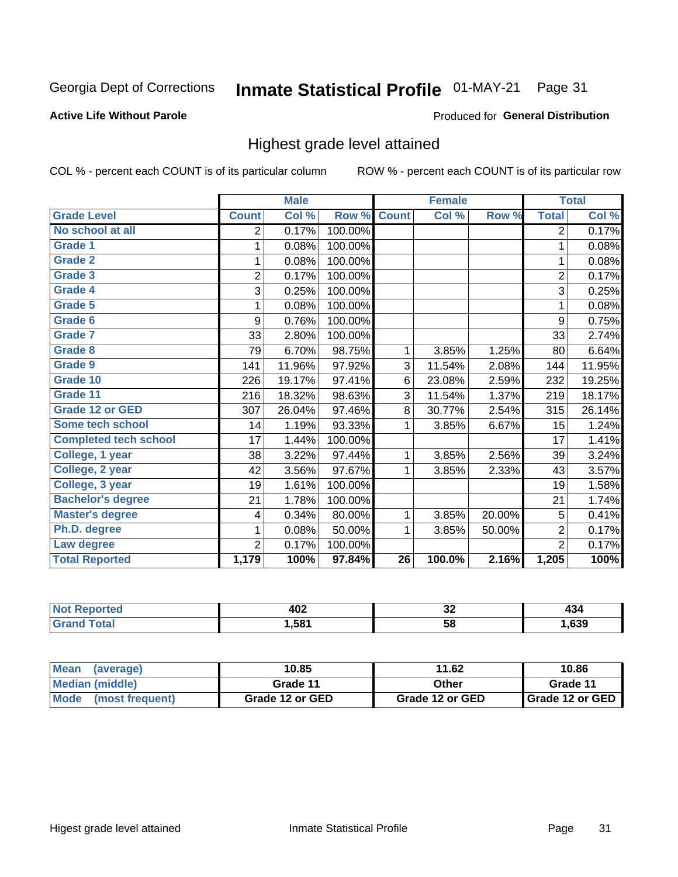Georgia Dept of Corrections **Inmate Statistical Profile** 01-MAY-21 Page 31

**Active Life Without Parole**

Produced for **General Distribution**

## Highest grade level attained

COL % - percent each COUNT is of its particular column

ROW % - percent each COUNT is of its particular row

| | Male | | | Female | | | Total | |
|---|---|---|---|---|---|---|---|---|
| **Grade Level** | **Count** | **Col %** | **Row %** | **Count** | **Col %** | **Row %** | **Total** | **Col %** |
| No school at all | 2 | 0.17% | 100.00% | | | | 2 | 0.17% |
| Grade 1 | 1 | 0.08% | 100.00% | | | | 1 | 0.08% |
| Grade 2 | 1 | 0.08% | 100.00% | | | | 1 | 0.08% |
| Grade 3 | 2 | 0.17% | 100.00% | | | | 2 | 0.17% |
| Grade 4 | 3 | 0.25% | 100.00% | | | | 3 | 0.25% |
| Grade 5 | 1 | 0.08% | 100.00% | | | | 1 | 0.08% |
| Grade 6 | 9 | 0.76% | 100.00% | | | | 9 | 0.75% |
| Grade 7 | 33 | 2.80% | 100.00% | | | | 33 | 2.74% |
| Grade 8 | 79 | 6.70% | 98.75% | 1 | 3.85% | 1.25% | 80 | 6.64% |
| Grade 9 | 141 | 11.96% | 97.92% | 3 | 11.54% | 2.08% | 144 | 11.95% |
| Grade 10 | 226 | 19.17% | 97.41% | 6 | 23.08% | 2.59% | 232 | 19.25% |
| Grade 11 | 216 | 18.32% | 98.63% | 3 | 11.54% | 1.37% | 219 | 18.17% |
| Grade 12 or GED | 307 | 26.04% | 97.46% | 8 | 30.77% | 2.54% | 315 | 26.14% |
| Some tech school | 14 | 1.19% | 93.33% | 1 | 3.85% | 6.67% | 15 | 1.24% |
| Completed tech school | 17 | 1.44% | 100.00% | | | | 17 | 1.41% |
| College, 1 year | 38 | 3.22% | 97.44% | 1 | 3.85% | 2.56% | 39 | 3.24% |
| College, 2 year | 42 | 3.56% | 97.67% | 1 | 3.85% | 2.33% | 43 | 3.57% |
| College, 3 year | 19 | 1.61% | 100.00% | | | | 19 | 1.58% |
| Bachelor's degree | 21 | 1.78% | 100.00% | | | | 21 | 1.74% |
| Master's degree | 4 | 0.34% | 80.00% | 1 | 3.85% | 20.00% | 5 | 0.41% |
| Ph.D. degree | 1 | 0.08% | 50.00% | 1 | 3.85% | 50.00% | 2 | 0.17% |
| Law degree | 2 | 0.17% | 100.00% | | | | 2 | 0.17% |
| **Total Reported** | **1,179** | **100%** | **97.84%** | **26** | **100.0%** | **2.16%** | **1,205** | **100%** |

| | Male | Female | Total |
|---|---|---|---|
| Not Reported | 402 | 32 | 434 |
| Grand Total | 1,581 | 58 | 1,639 |

| | Male | Female | Total |
|---|---|---|---|
| Mean (average) | 10.85 | 11.62 | 10.86 |
| Median (middle) | Grade 11 | Other | Grade 11 |
| Mode (most frequent) | Grade 12 or GED | Grade 12 or GED | Grade 12 or GED |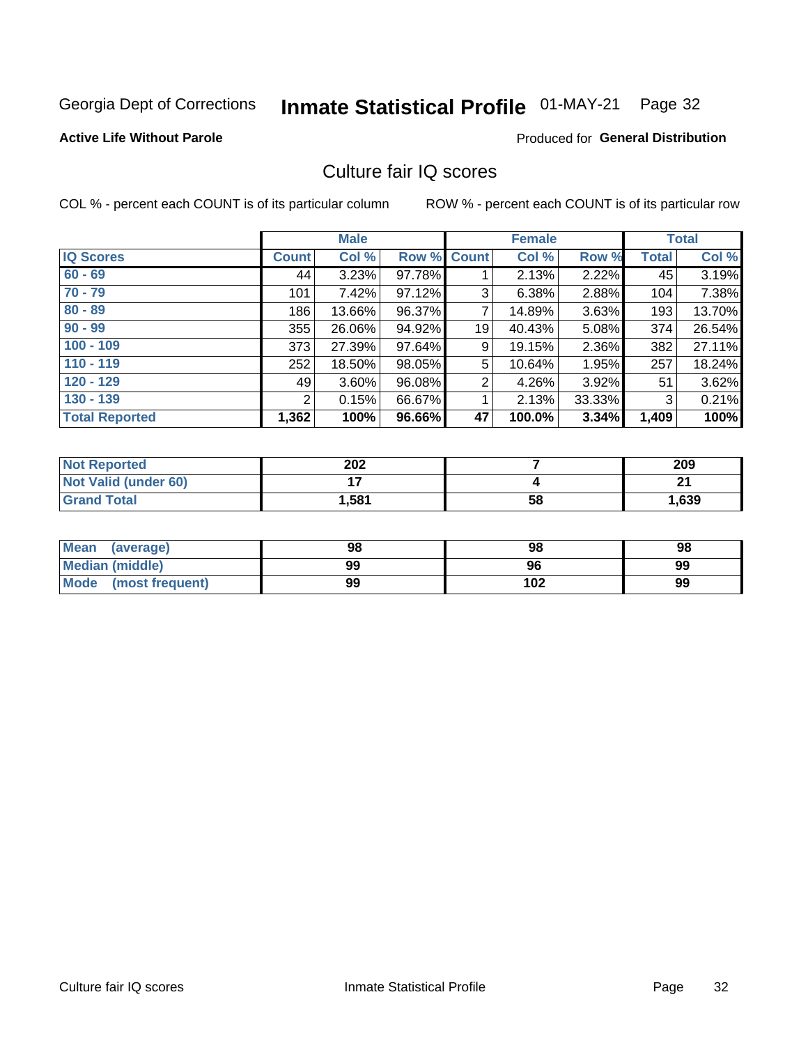Georgia Dept of Corrections **Inmate Statistical Profile** 01-MAY-21

**Active Life Without Parole**

Produced for **General Distribution**

## Culture fair IQ scores

COL % - percent each COUNT is of its particular column

ROW % - percent each COUNT is of its particular row

| | Male | | | Female | | | Total | |
|---|---|---|---|---|---|---|---|---|
| IQ Scores | Count | Col % | Row % | Count | Col % | Row % | Total | Col % |
| 60 - 69 | 44 | 3.23% | 97.78% | 1 | 2.13% | 2.22% | 45 | 3.19% |
| 70 - 79 | 101 | 7.42% | 97.12% | 3 | 6.38% | 2.88% | 104 | 7.38% |
| 80 - 89 | 186 | 13.66% | 96.37% | 7 | 14.89% | 3.63% | 193 | 13.70% |
| 90 - 99 | 355 | 26.06% | 94.92% | 19 | 40.43% | 5.08% | 374 | 26.54% |
| 100 - 109 | 373 | 27.39% | 97.64% | 9 | 19.15% | 2.36% | 382 | 27.11% |
| 110 - 119 | 252 | 18.50% | 98.05% | 5 | 10.64% | 1.95% | 257 | 18.24% |
| 120 - 129 | 49 | 3.60% | 96.08% | 2 | 4.26% | 3.92% | 51 | 3.62% |
| 130 - 139 | 2 | 0.15% | 66.67% | 1 | 2.13% | 33.33% | 3 | 0.21% |
| **Total Reported** | **1,362** | **100%** | **96.66%** | **47** | **100.0%** | **3.34%** | **1,409** | **100%** |

| | Male | Female | Total |
|---|---|---|---|
| Not Reported | 202 | 7 | 209 |
| Not Valid (under 60) | 17 | 4 | 21 |
| Grand Total | 1,581 | 58 | 1,639 |

| | Male | Female | Total |
|---|---|---|---|
| Mean (average) | 98 | 98 | 98 |
| Median (middle) | 99 | 96 | 99 |
| Mode (most frequent) | 99 | 102 | 99 |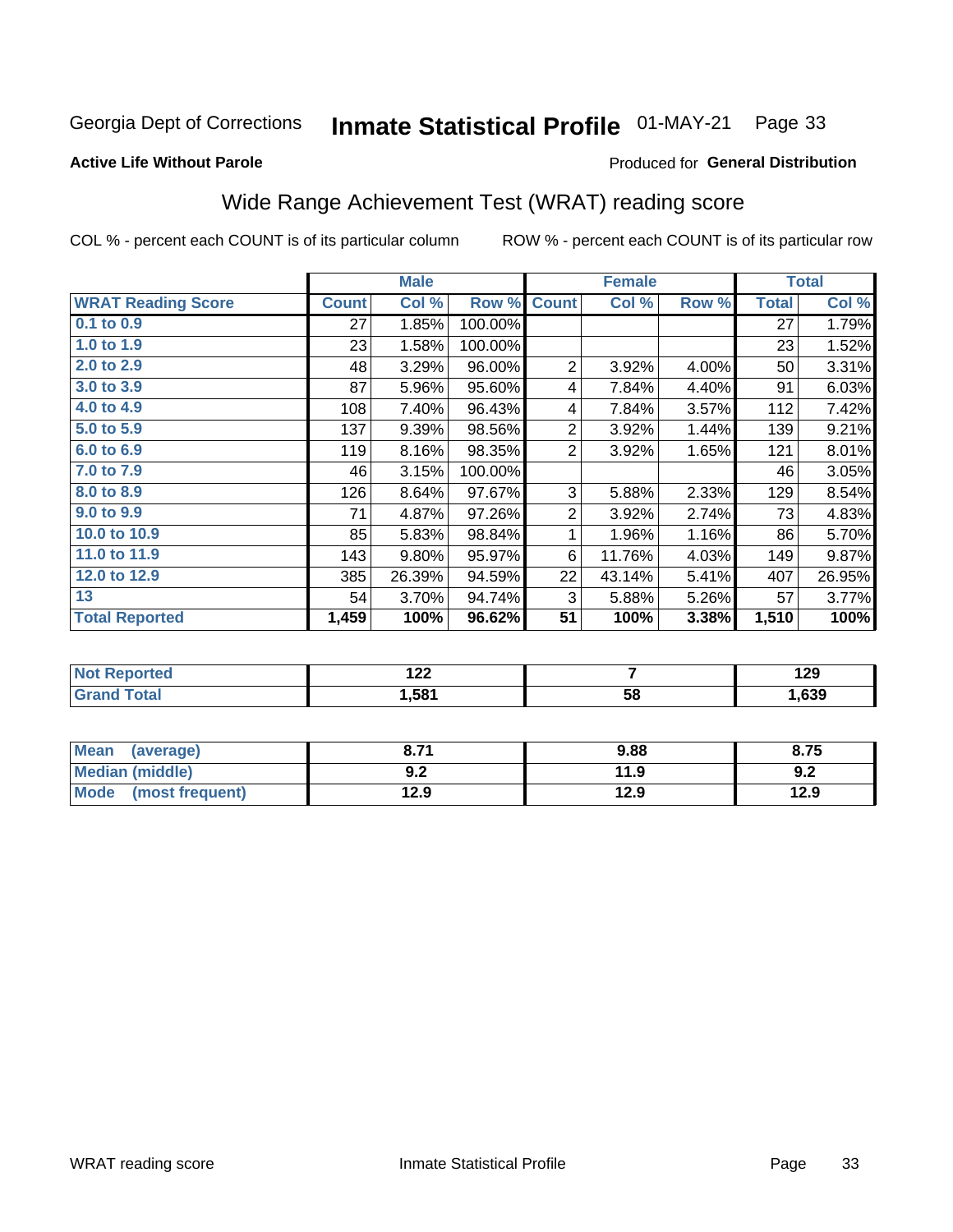Georgia Dept of Corrections **Inmate Statistical Profile** 01-MAY-21

**Active Life Without Parole**

Produced for **General Distribution**

## Wide Range Achievement Test (WRAT) reading score

COL % - percent each COUNT is of its particular column ROW % - percent each COUNT is of its particular row

| | Male | | | Female | | | Total | |
|---|---|---|---|---|---|---|---|---|
| **WRAT Reading Score** | **Count** | **Col %** | **Row %** | **Count** | **Col %** | **Row %** | **Total** | **Col %** |
| 0.1 to 0.9 | 27 | 1.85% | 100.00% | | | | 27 | 1.79% |
| 1.0 to 1.9 | 23 | 1.58% | 100.00% | | | | 23 | 1.52% |
| 2.0 to 2.9 | 48 | 3.29% | 96.00% | 2 | 3.92% | 4.00% | 50 | 3.31% |
| 3.0 to 3.9 | 87 | 5.96% | 95.60% | 4 | 7.84% | 4.40% | 91 | 6.03% |
| 4.0 to 4.9 | 108 | 7.40% | 96.43% | 4 | 7.84% | 3.57% | 112 | 7.42% |
| 5.0 to 5.9 | 137 | 9.39% | 98.56% | 2 | 3.92% | 1.44% | 139 | 9.21% |
| 6.0 to 6.9 | 119 | 8.16% | 98.35% | 2 | 3.92% | 1.65% | 121 | 8.01% |
| 7.0 to 7.9 | 46 | 3.15% | 100.00% | | | | 46 | 3.05% |
| 8.0 to 8.9 | 126 | 8.64% | 97.67% | 3 | 5.88% | 2.33% | 129 | 8.54% |
| 9.0 to 9.9 | 71 | 4.87% | 97.26% | 2 | 3.92% | 2.74% | 73 | 4.83% |
| 10.0 to 10.9 | 85 | 5.83% | 98.84% | 1 | 1.96% | 1.16% | 86 | 5.70% |
| 11.0 to 11.9 | 143 | 9.80% | 95.97% | 6 | 11.76% | 4.03% | 149 | 9.87% |
| 12.0 to 12.9 | 385 | 26.39% | 94.59% | 22 | 43.14% | 5.41% | 407 | 26.95% |
| 13 | 54 | 3.70% | 94.74% | 3 | 5.88% | 5.26% | 57 | 3.77% |
| **Total Reported** | **1,459** | **100%** | **96.62%** | **51** | **100%** | **3.38%** | **1,510** | **100%** |

| | Male | Female | Total |
|---|---|---|---|
| Not Reported | 122 | 7 | 129 |
| Grand Total | 1,581 | 58 | 1,639 |

| | Male | Female | Total |
|---|---|---|---|
| Mean (average) | 8.71 | 9.88 | 8.75 |
| Median (middle) | 9.2 | 11.9 | 9.2 |
| Mode (most frequent) | 12.9 | 12.9 | 12.9 |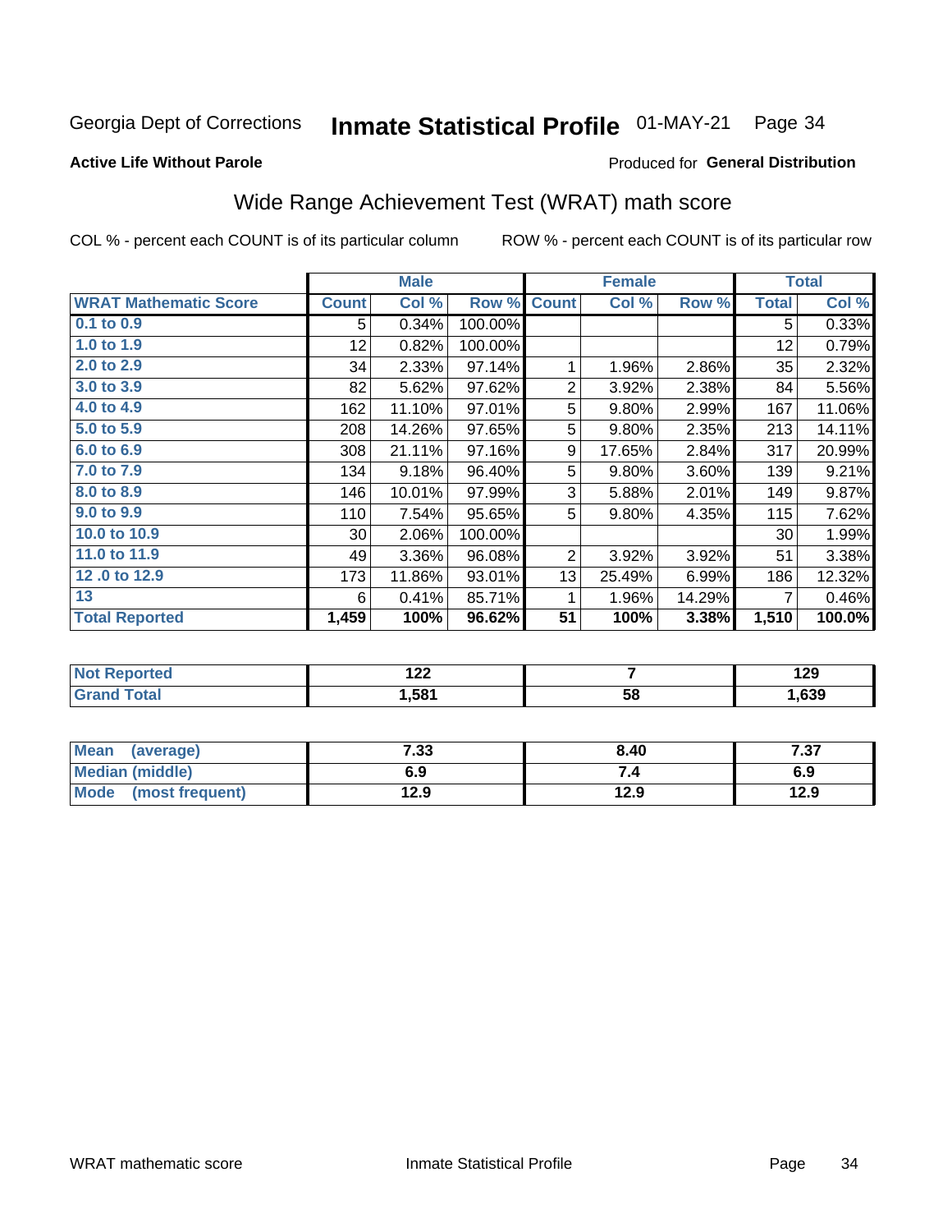Georgia Dept of Corrections **Inmate Statistical Profile** 01-MAY-21

**Active Life Without Parole**

Produced for **General Distribution**

## Wide Range Achievement Test (WRAT) math score

COL % - percent each COUNT is of its particular column ROW % - percent each COUNT is of its particular row

| WRAT Mathematic Score | Male | | | Female | | | Total | |
|---|---|---|---|---|---|---|---|---|
| | Count | Col % | Row % | Count | Col % | Row % | Total | Col % |
| 0.1 to 0.9 | 5 | 0.34% | 100.00% | | | | 5 | 0.33% |
| 1.0 to 1.9 | 12 | 0.82% | 100.00% | | | | 12 | 0.79% |
| 2.0 to 2.9 | 34 | 2.33% | 97.14% | 1 | 1.96% | 2.86% | 35 | 2.32% |
| 3.0 to 3.9 | 82 | 5.62% | 97.62% | 2 | 3.92% | 2.38% | 84 | 5.56% |
| 4.0 to 4.9 | 162 | 11.10% | 97.01% | 5 | 9.80% | 2.99% | 167 | 11.06% |
| 5.0 to 5.9 | 208 | 14.26% | 97.65% | 5 | 9.80% | 2.35% | 213 | 14.11% |
| 6.0 to 6.9 | 308 | 21.11% | 97.16% | 9 | 17.65% | 2.84% | 317 | 20.99% |
| 7.0 to 7.9 | 134 | 9.18% | 96.40% | 5 | 9.80% | 3.60% | 139 | 9.21% |
| 8.0 to 8.9 | 146 | 10.01% | 97.99% | 3 | 5.88% | 2.01% | 149 | 9.87% |
| 9.0 to 9.9 | 110 | 7.54% | 95.65% | 5 | 9.80% | 4.35% | 115 | 7.62% |
| 10.0 to 10.9 | 30 | 2.06% | 100.00% | | | | 30 | 1.99% |
| 11.0 to 11.9 | 49 | 3.36% | 96.08% | 2 | 3.92% | 3.92% | 51 | 3.38% |
| 12 .0 to 12.9 | 173 | 11.86% | 93.01% | 13 | 25.49% | 6.99% | 186 | 12.32% |
| 13 | 6 | 0.41% | 85.71% | 1 | 1.96% | 14.29% | 7 | 0.46% |
| **Total Reported** | **1,459** | **100%** | **96.62%** | **51** | **100%** | **3.38%** | **1,510** | **100.0%** |

| | Male | Female | Total |
|---|---|---|---|
| Not Reported | 122 | 7 | 129 |
| Grand Total | 1,581 | 58 | 1,639 |

| | Male | Female | Total |
|---|---|---|---|
| Mean (average) | 7.33 | 8.40 | 7.37 |
| Median (middle) | 6.9 | 7.4 | 6.9 |
| Mode (most frequent) | 12.9 | 12.9 | 12.9 |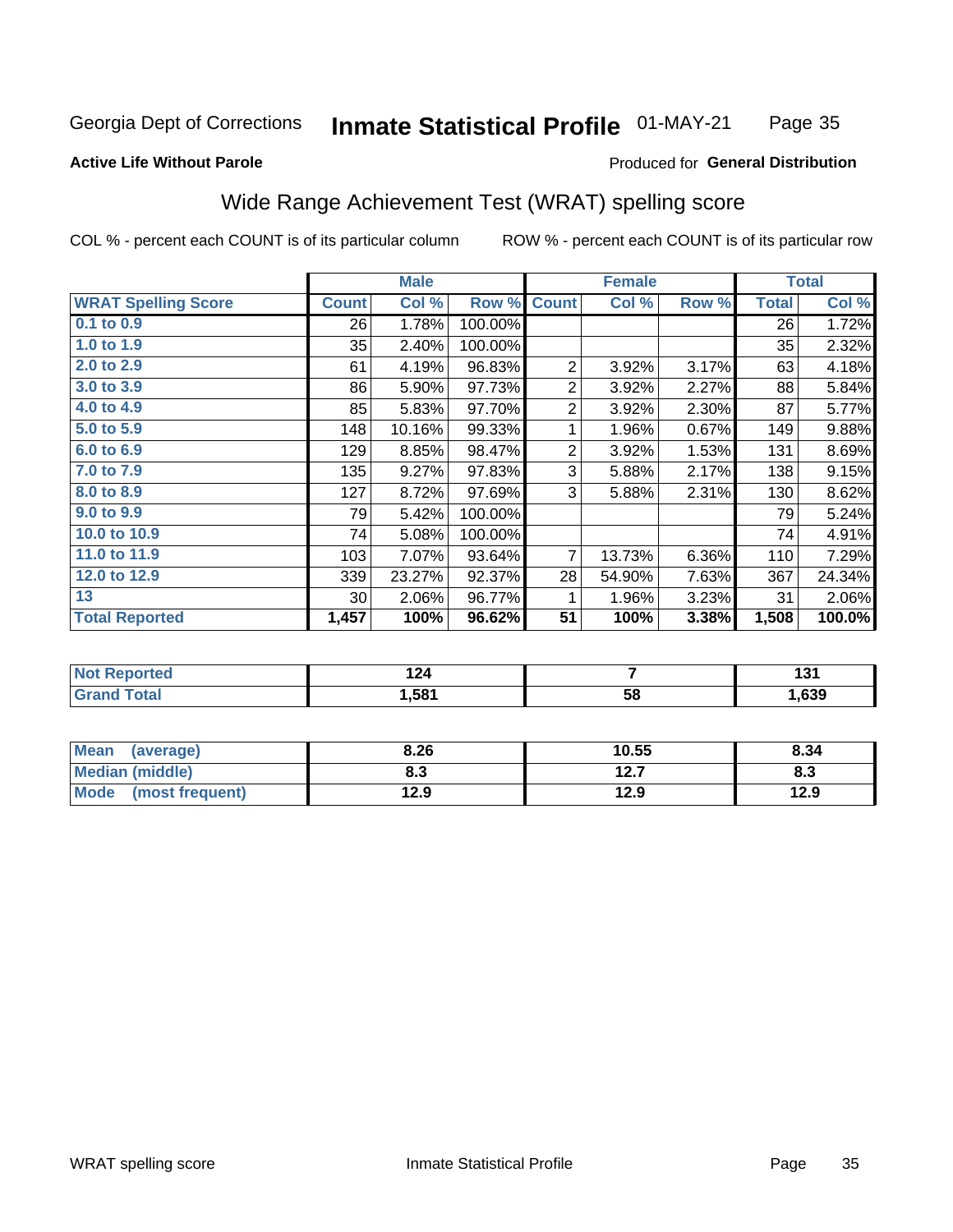Georgia Dept of Corrections **Inmate Statistical Profile** 01-MAY-21

**Active Life Without Parole**

Produced for **General Distribution**

## Wide Range Achievement Test (WRAT) spelling score

COL % - percent each COUNT is of its particular column ROW % - percent each COUNT is of its particular row

| | Male | | | Female | | | Total | |
|---|---|---|---|---|---|---|---|---|
| **WRAT Spelling Score** | **Count** | **Col %** | **Row %** | **Count** | **Col %** | **Row %** | **Total** | **Col %** |
| 0.1 to 0.9 | 26 | 1.78% | 100.00% | | | | 26 | 1.72% |
| 1.0 to 1.9 | 35 | 2.40% | 100.00% | | | | 35 | 2.32% |
| 2.0 to 2.9 | 61 | 4.19% | 96.83% | 2 | 3.92% | 3.17% | 63 | 4.18% |
| 3.0 to 3.9 | 86 | 5.90% | 97.73% | 2 | 3.92% | 2.27% | 88 | 5.84% |
| 4.0 to 4.9 | 85 | 5.83% | 97.70% | 2 | 3.92% | 2.30% | 87 | 5.77% |
| 5.0 to 5.9 | 148 | 10.16% | 99.33% | 1 | 1.96% | 0.67% | 149 | 9.88% |
| 6.0 to 6.9 | 129 | 8.85% | 98.47% | 2 | 3.92% | 1.53% | 131 | 8.69% |
| 7.0 to 7.9 | 135 | 9.27% | 97.83% | 3 | 5.88% | 2.17% | 138 | 9.15% |
| 8.0 to 8.9 | 127 | 8.72% | 97.69% | 3 | 5.88% | 2.31% | 130 | 8.62% |
| 9.0 to 9.9 | 79 | 5.42% | 100.00% | | | | 79 | 5.24% |
| 10.0 to 10.9 | 74 | 5.08% | 100.00% | | | | 74 | 4.91% |
| 11.0 to 11.9 | 103 | 7.07% | 93.64% | 7 | 13.73% | 6.36% | 110 | 7.29% |
| 12.0 to 12.9 | 339 | 23.27% | 92.37% | 28 | 54.90% | 7.63% | 367 | 24.34% |
| 13 | 30 | 2.06% | 96.77% | 1 | 1.96% | 3.23% | 31 | 2.06% |
| **Total Reported** | **1,457** | **100%** | **96.62%** | **51** | **100%** | **3.38%** | **1,508** | **100.0%** |

| | Male | Female | Total |
|---|---|---|---|
| Not Reported | 124 | 7 | 131 |
| Grand Total | 1,581 | 58 | 1,639 |

| | Male | Female | Total |
|---|---|---|---|
| Mean (average) | 8.26 | 10.55 | 8.34 |
| Median (middle) | 8.3 | 12.7 | 8.3 |
| Mode (most frequent) | 12.9 | 12.9 | 12.9 |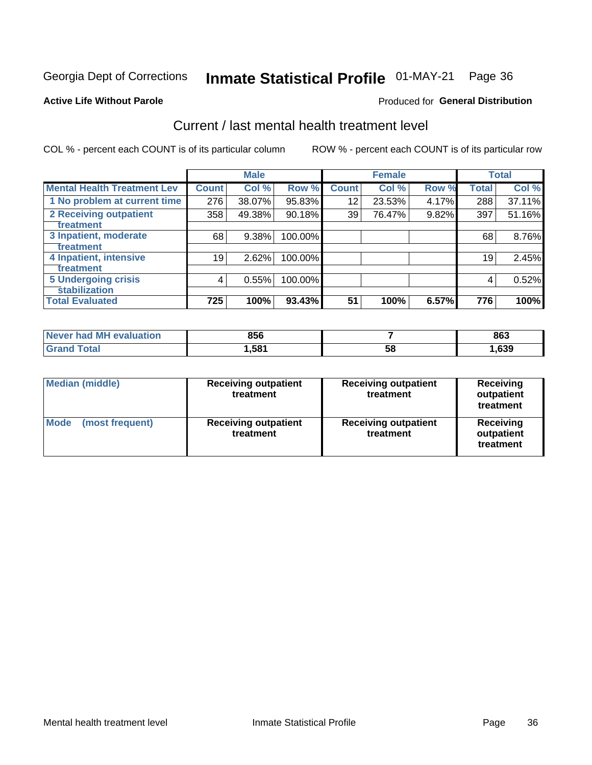Georgia Dept of Corrections **Inmate Statistical Profile** 01-MAY-21 Page 36

**Active Life Without Parole**

Produced for **General Distribution**

## Current / last mental health treatment level

COL % - percent each COUNT is of its particular column ROW % - percent each COUNT is of its particular row

| | Male | | | Female | | | Total | |
|---|---|---|---|---|---|---|---|---|
| **Mental Health Treatment Lev** | **Count** | **Col %** | **Row %** | **Count** | **Col %** | **Row %** | **Total** | **Col %** |
| 1 No problem at current time | 276 | 38.07% | 95.83% | 12 | 23.53% | 4.17% | 288 | 37.11% |
| 2 Receiving outpatient treatment | 358 | 49.38% | 90.18% | 39 | 76.47% | 9.82% | 397 | 51.16% |
| 3 Inpatient, moderate treatment | 68 | 9.38% | 100.00% | | | | 68 | 8.76% |
| 4 Inpatient, intensive treatment | 19 | 2.62% | 100.00% | | | | 19 | 2.45% |
| 5 Undergoing crisis stabilization | 4 | 0.55% | 100.00% | | | | 4 | 0.52% |
| **Total Evaluated** | **725** | **100%** | **93.43%** | **51** | **100%** | **6.57%** | **776** | **100%** |

| | Male | Female | Total |
|---|---|---|---|
| Never had MH evaluation | 856 | 7 | 863 |
| Grand Total | 1,581 | 58 | 1,639 |

| | Male | Female | Total |
|---|---|---|---|
| Median (middle) | Receiving outpatient treatment | Receiving outpatient treatment | Receiving outpatient treatment |
| Mode (most frequent) | Receiving outpatient treatment | Receiving outpatient treatment | Receiving outpatient treatment |

Mental health treatment level Inmate Statistical Profile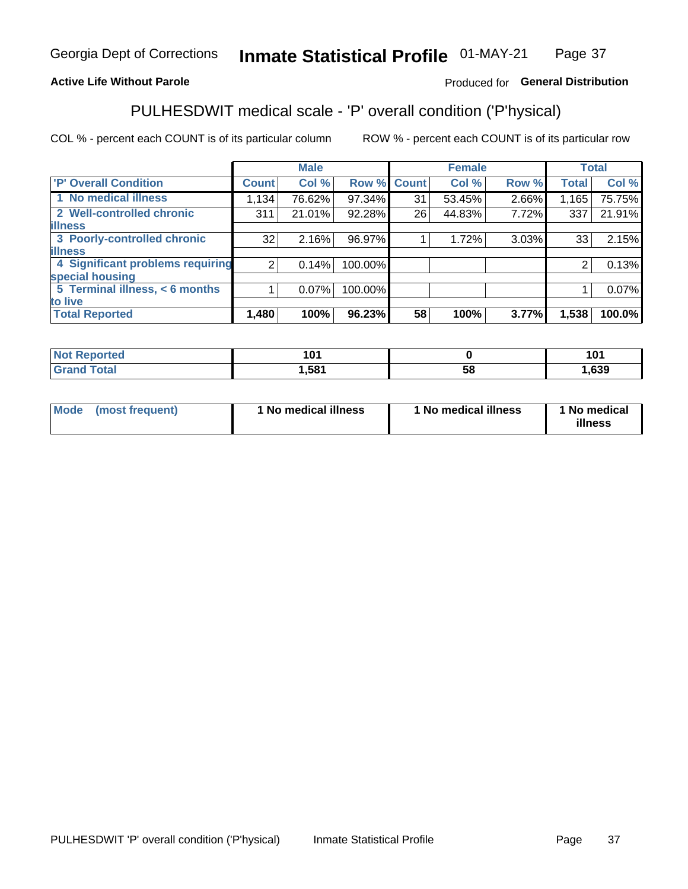Georgia Dept of Corrections **Inmate Statistical Profile** 01-MAY-21

**Active Life Without Parole**

Produced for **General Distribution**

## PULHESDWIT medical scale - 'P' overall condition ('P'hysical)

COL % - percent each COUNT is of its particular column ROW % - percent each COUNT is of its particular row

| | Male | | | Female | | | Total | |
|---|---|---|---|---|---|---|---|---|
| 'P' Overall Condition | Count | Col % | Row % | Count | Col % | Row % | Total | Col % |
| 1 No medical illness | 1,134 | 76.62% | 97.34% | 31 | 53.45% | 2.66% | 1,165 | 75.75% |
| 2 Well-controlled chronic illness | 311 | 21.01% | 92.28% | 26 | 44.83% | 7.72% | 337 | 21.91% |
| 3 Poorly-controlled chronic illness | 32 | 2.16% | 96.97% | 1 | 1.72% | 3.03% | 33 | 2.15% |
| 4 Significant problems requiring special housing | 2 | 0.14% | 100.00% | | | | 2 | 0.13% |
| 5 Terminal illness, < 6 months to live | 1 | 0.07% | 100.00% | | | | 1 | 0.07% |
| **Total Reported** | **1,480** | **100%** | **96.23%** | **58** | **100%** | **3.77%** | **1,538** | **100.0%** |

| | Male | Female | Total |
|---|---|---|---|
| Not Reported | 101 | 0 | 101 |
| Grand Total | 1,581 | 58 | 1,639 |

| | Male | Female | Total |
|---|---|---|---|
| Mode (most frequent) | 1 No medical illness | 1 No medical illness | 1 No medical illness |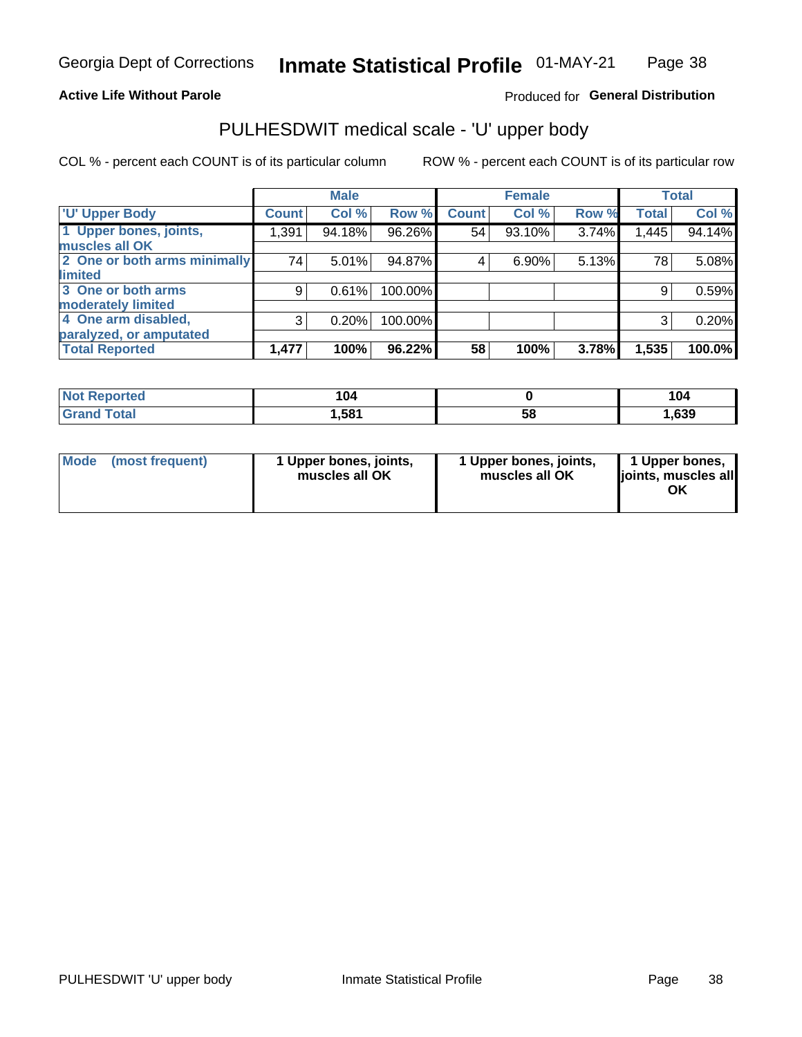Georgia Dept of Corrections **Inmate Statistical Profile** 01-MAY-21

**Active Life Without Parole**

Produced for **General Distribution**

## PULHESDWIT medical scale - 'U' upper body

COL % - percent each COUNT is of its particular column

ROW % - percent each COUNT is of its particular row

| | Male | | | Female | | | Total | |
|---|---|---|---|---|---|---|---|---|
| 'U' Upper Body | Count | Col % | Row % | Count | Col % | Row % | Total | Col % |
| 1 Upper bones, joints, muscles all OK | 1,391 | 94.18% | 96.26% | 54 | 93.10% | 3.74% | 1,445 | 94.14% |
| 2 One or both arms minimally limited | 74 | 5.01% | 94.87% | 4 | 6.90% | 5.13% | 78 | 5.08% |
| 3 One or both arms moderately limited | 9 | 0.61% | 100.00% | | | | 9 | 0.59% |
| 4 One arm disabled, paralyzed, or amputated | 3 | 0.20% | 100.00% | | | | 3 | 0.20% |
| **Total Reported** | **1,477** | **100%** | **96.22%** | **58** | **100%** | **3.78%** | **1,535** | **100.0%** |

| | Male | Female | Total |
|---|---|---|---|
| Not Reported | 104 | 0 | 104 |
| Grand Total | 1,581 | 58 | 1,639 |

| | Male | Female | Total |
|---|---|---|---|
| Mode (most frequent) | 1 Upper bones, joints, muscles all OK | 1 Upper bones, joints, muscles all OK | 1 Upper bones, joints, muscles all OK |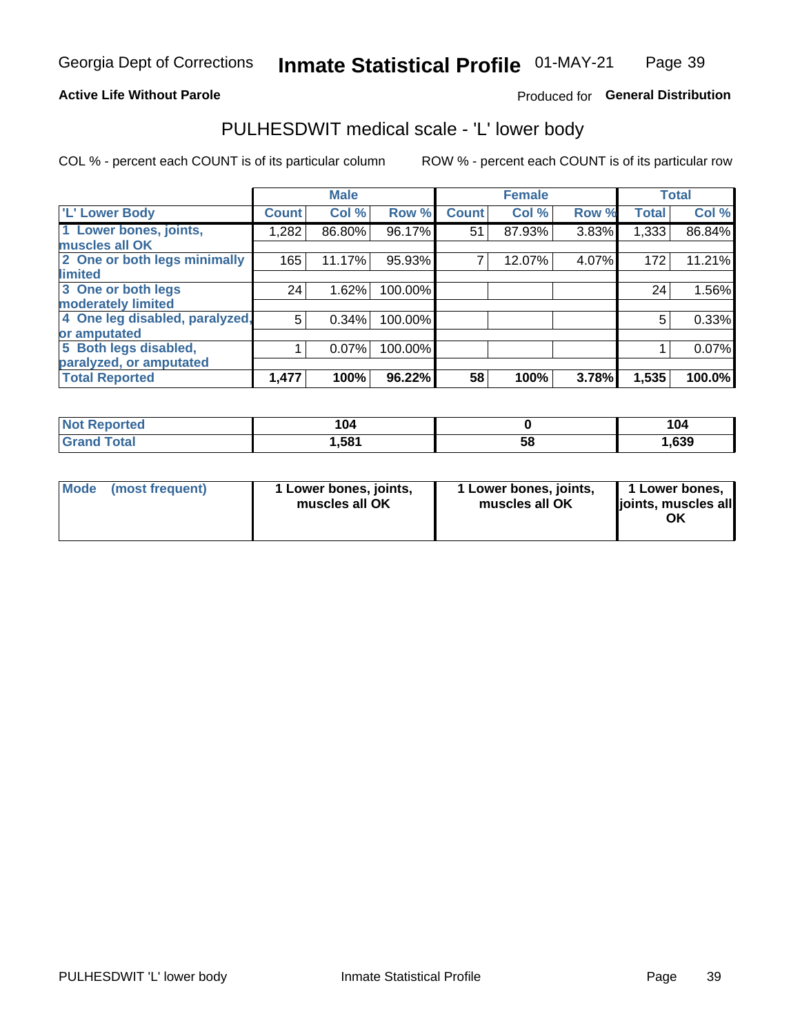**Active Life Without Parole** Produced for **General Distribution**

## PULHESDWIT medical scale - 'L' lower body

COL % - percent each COUNT is of its particular column ROW % - percent each COUNT is of its particular row

| | Male | | | Female | | | Total | |
|---|---|---|---|---|---|---|---|---|
| 'L' Lower Body | Count | Col % | Row % | Count | Col % | Row % | Total | Col % |
| 1 Lower bones, joints, muscles all OK | 1,282 | 86.80% | 96.17% | 51 | 87.93% | 3.83% | 1,333 | 86.84% |
| 2 One or both legs minimally limited | 165 | 11.17% | 95.93% | 7 | 12.07% | 4.07% | 172 | 11.21% |
| 3 One or both legs moderately limited | 24 | 1.62% | 100.00% | | | | 24 | 1.56% |
| 4 One leg disabled, paralyzed, or amputated | 5 | 0.34% | 100.00% | | | | 5 | 0.33% |
| 5 Both legs disabled, paralyzed, or amputated | 1 | 0.07% | 100.00% | | | | 1 | 0.07% |
| **Total Reported** | **1,477** | **100%** | **96.22%** | **58** | **100%** | **3.78%** | **1,535** | **100.0%** |

| | Male | Female | Total |
|---|---|---|---|
| Not Reported | 104 | 0 | 104 |
| Grand Total | 1,581 | 58 | 1,639 |

| | Male | Female | Total |
|---|---|---|---|
| Mode (most frequent) | 1 Lower bones, joints, muscles all OK | 1 Lower bones, joints, muscles all OK | 1 Lower bones, joints, muscles all OK |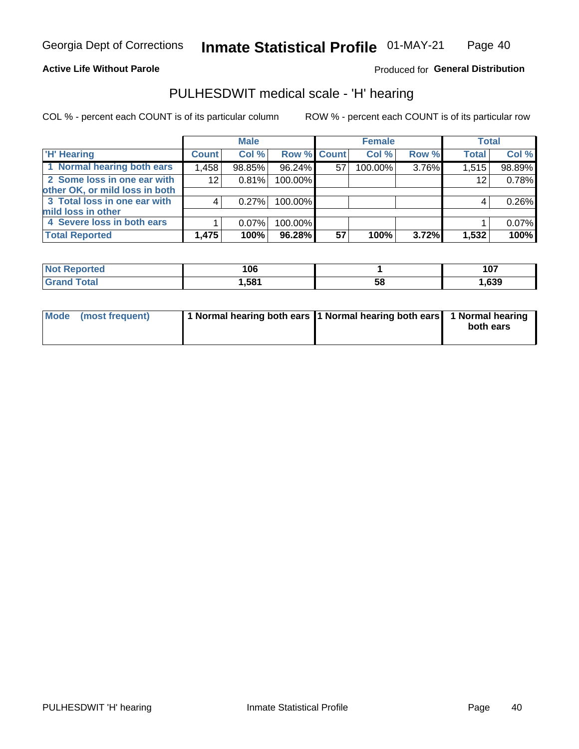Georgia Dept of Corrections **Inmate Statistical Profile** 01-MAY-21

**Active Life Without Parole**

Produced for **General Distribution**

## PULHESDWIT medical scale - 'H' hearing

COL % - percent each COUNT is of its particular column

ROW % - percent each COUNT is of its particular row

| | Male | | | Female | | | Total | |
|---|---|---|---|---|---|---|---|---|
| 'H' Hearing | Count | Col % | Row % | Count | Col % | Row % | Total | Col % |
| 1 Normal hearing both ears | 1,458 | 98.85% | 96.24% | 57 | 100.00% | 3.76% | 1,515 | 98.89% |
| 2 Some loss in one ear with other OK, or mild loss in both | 12 | 0.81% | 100.00% | | | | 12 | 0.78% |
| 3 Total loss in one ear with mild loss in other | 4 | 0.27% | 100.00% | | | | 4 | 0.26% |
| 4 Severe loss in both ears | 1 | 0.07% | 100.00% | | | | 1 | 0.07% |
| **Total Reported** | **1,475** | **100%** | **96.28%** | **57** | **100%** | **3.72%** | **1,532** | **100%** |

| | Male | Female | Total |
|---|---|---|---|
| Not Reported | 106 | 1 | 107 |
| Grand Total | 1,581 | 58 | 1,639 |

| | Male | Female | Total |
|---|---|---|---|
| Mode (most frequent) | 1 Normal hearing both ears | 1 Normal hearing both ears | 1 Normal hearing both ears |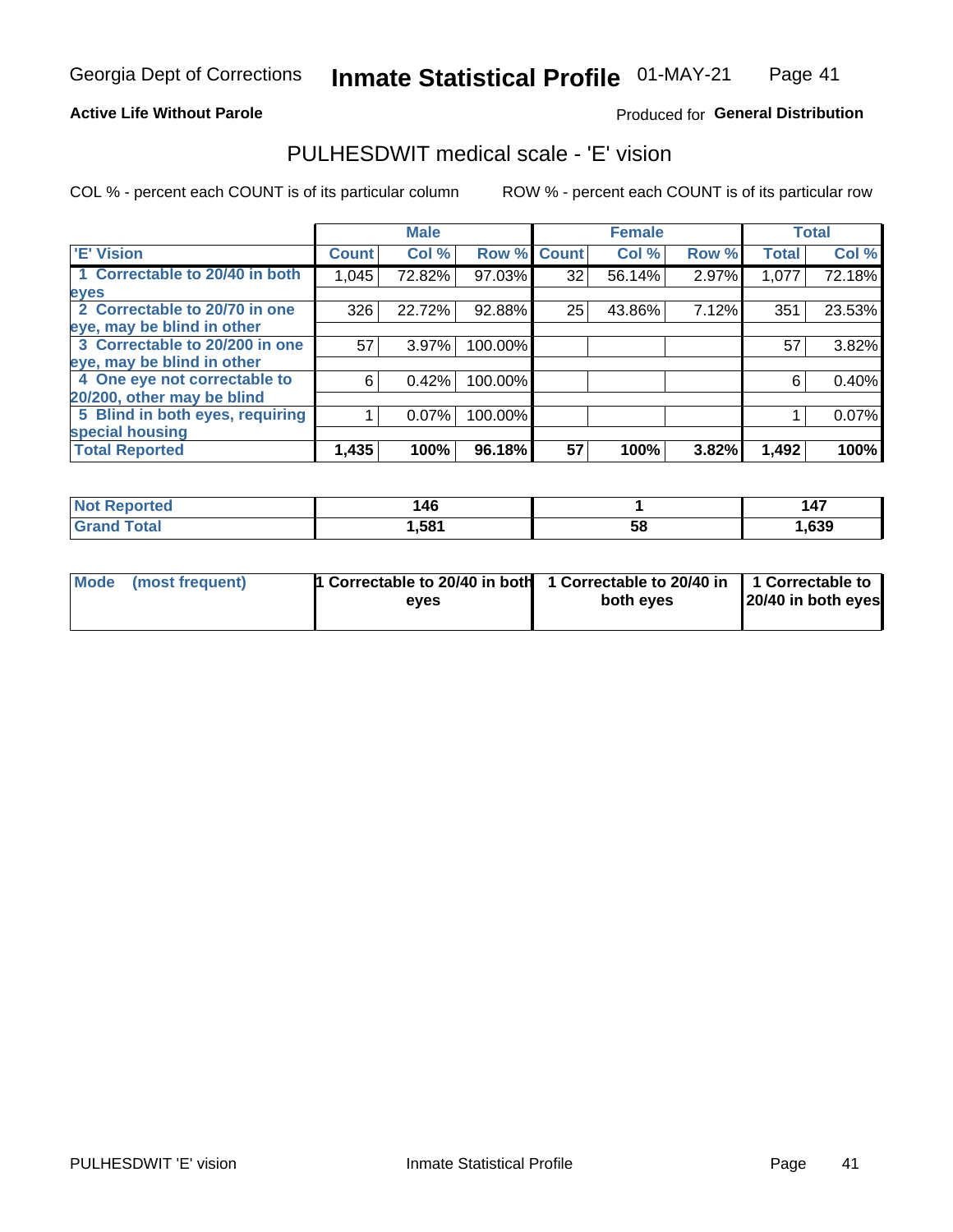# Inmate Statistical Profile

Georgia Dept of Corrections — 01-MAY-21

**Active Life Without Parole**

Produced for **General Distribution**

## PULHESDWIT medical scale - 'E' vision

COL % - percent each COUNT is of its particular column

ROW % - percent each COUNT is of its particular row

| 'E' Vision | Male | | | Female | | | Total | |
|---|---|---|---|---|---|---|---|---|
| | Count | Col % | Row % | Count | Col % | Row % | Total | Col % |
| 1 Correctable to 20/40 in both eyes | 1,045 | 72.82% | 97.03% | 32 | 56.14% | 2.97% | 1,077 | 72.18% |
| 2 Correctable to 20/70 in one eye, may be blind in other | 326 | 22.72% | 92.88% | 25 | 43.86% | 7.12% | 351 | 23.53% |
| 3 Correctable to 20/200 in one eye, may be blind in other | 57 | 3.97% | 100.00% | | | | 57 | 3.82% |
| 4 One eye not correctable to 20/200, other may be blind | 6 | 0.42% | 100.00% | | | | 6 | 0.40% |
| 5 Blind in both eyes, requiring special housing | 1 | 0.07% | 100.00% | | | | 1 | 0.07% |
| **Total Reported** | **1,435** | **100%** | **96.18%** | **57** | **100%** | **3.82%** | **1,492** | **100%** |

| | Male | Female | Total |
|---|---|---|---|
| **Not Reported** | **146** | **1** | **147** |
| **Grand Total** | **1,581** | **58** | **1,639** |

| | Male | Female | Total |
|---|---|---|---|
| **Mode (most frequent)** | **1 Correctable to 20/40 in both eyes** | **1 Correctable to 20/40 in both eyes** | **1 Correctable to 20/40 in both eyes** |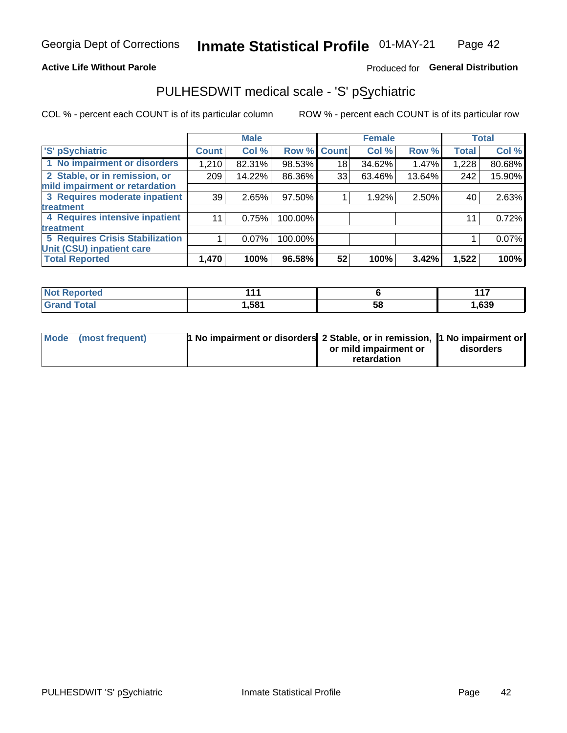Georgia Dept of Corrections **Inmate Statistical Profile** 01-MAY-21

**Active Life Without Parole**

Produced for **General Distribution**

## PULHESDWIT medical scale - 'S' pSychiatric

COL % - percent each COUNT is of its particular column

ROW % - percent each COUNT is of its particular row

| | Male | | | Female | | | Total | |
|---|---|---|---|---|---|---|---|---|
| 'S' pSychiatric | Count | Col % | Row % | Count | Col % | Row % | Total | Col % |
| 1 No impairment or disorders | 1,210 | 82.31% | 98.53% | 18 | 34.62% | 1.47% | 1,228 | 80.68% |
| 2 Stable, or in remission, or mild impairment or retardation | 209 | 14.22% | 86.36% | 33 | 63.46% | 13.64% | 242 | 15.90% |
| 3 Requires moderate inpatient treatment | 39 | 2.65% | 97.50% | 1 | 1.92% | 2.50% | 40 | 2.63% |
| 4 Requires intensive inpatient treatment | 11 | 0.75% | 100.00% | | | | 11 | 0.72% |
| 5 Requires Crisis Stabilization Unit (CSU) inpatient care | 1 | 0.07% | 100.00% | | | | 1 | 0.07% |
| **Total Reported** | **1,470** | **100%** | **96.58%** | **52** | **100%** | **3.42%** | **1,522** | **100%** |

| | Male | Female | Total |
|---|---|---|---|
| Not Reported | 111 | 6 | 117 |
| Grand Total | 1,581 | 58 | 1,639 |

| | Male | Female | Total |
|---|---|---|---|
| Mode (most frequent) | 1 No impairment or disorders | 2 Stable, or in remission, or mild impairment or retardation | 1 No impairment or disorders |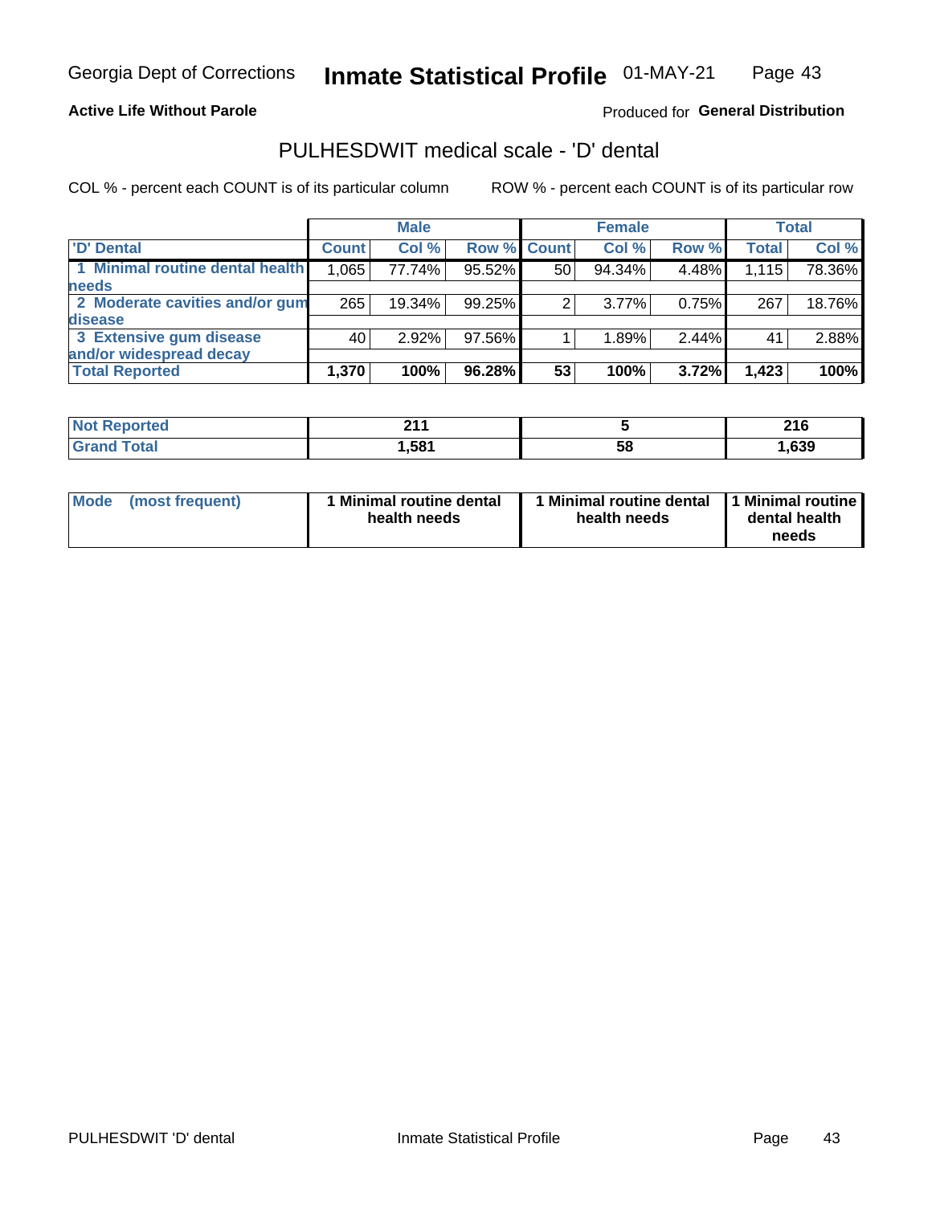# Inmate Statistical Profile

Georgia Dept of Corrections — 01-MAY-21

**Active Life Without Parole**

Produced for **General Distribution**

## PULHESDWIT medical scale - 'D' dental

COL % - percent each COUNT is of its particular column

ROW % - percent each COUNT is of its particular row

| | Male | | | Female | | | Total | |
|---|---|---|---|---|---|---|---|---|
| **'D' Dental** | **Count** | **Col %** | **Row %** | **Count** | **Col %** | **Row %** | **Total** | **Col %** |
| **1 Minimal routine dental health needs** | 1,065 | 77.74% | 95.52% | 50 | 94.34% | 4.48% | 1,115 | 78.36% |
| **2 Moderate cavities and/or gum disease** | 265 | 19.34% | 99.25% | 2 | 3.77% | 0.75% | 267 | 18.76% |
| **3 Extensive gum disease and/or widespread decay** | 40 | 2.92% | 97.56% | 1 | 1.89% | 2.44% | 41 | 2.88% |
| **Total Reported** | **1,370** | **100%** | **96.28%** | **53** | **100%** | **3.72%** | **1,423** | **100%** |

| | Male | Female | Total |
|---|---|---|---|
| **Not Reported** | **211** | **5** | **216** |
| **Grand Total** | **1,581** | **58** | **1,639** |

| | Male | Female | Total |
|---|---|---|---|
| **Mode (most frequent)** | **1 Minimal routine dental health needs** | **1 Minimal routine dental health needs** | **1 Minimal routine dental health needs** |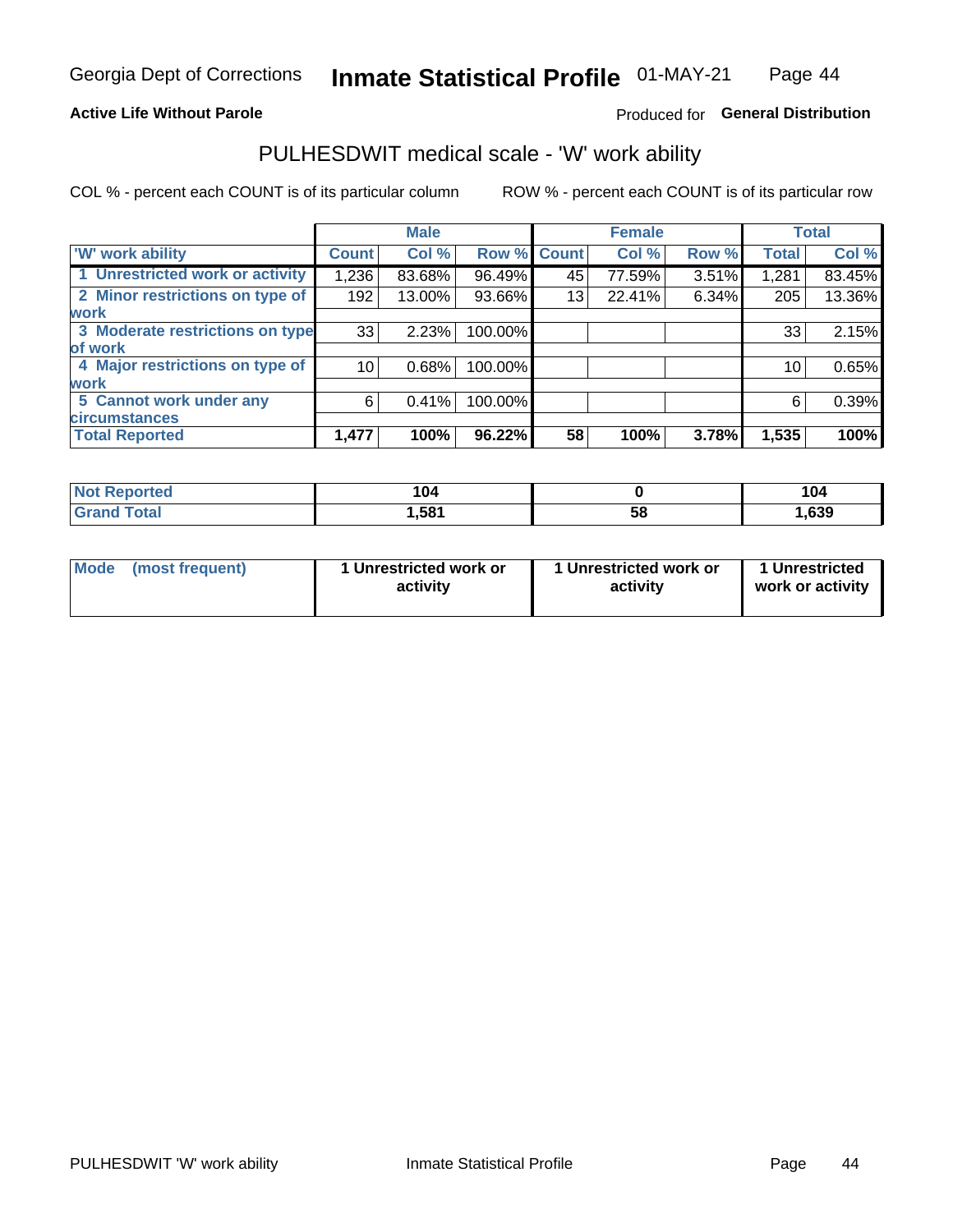Georgia Dept of Corrections **Inmate Statistical Profile** 01-MAY-21

**Active Life Without Parole**

Produced for **General Distribution**

## PULHESDWIT medical scale - 'W' work ability

COL % - percent each COUNT is of its particular column    ROW % - percent each COUNT is of its particular row

| | Male | | | Female | | | Total | |
|---|---|---|---|---|---|---|---|---|
| 'W' work ability | Count | Col % | Row % | Count | Col % | Row % | Total | Col % |
| 1 Unrestricted work or activity | 1,236 | 83.68% | 96.49% | 45 | 77.59% | 3.51% | 1,281 | 83.45% |
| 2 Minor restrictions on type of work | 192 | 13.00% | 93.66% | 13 | 22.41% | 6.34% | 205 | 13.36% |
| 3 Moderate restrictions on type of work | 33 | 2.23% | 100.00% | | | | 33 | 2.15% |
| 4 Major restrictions on type of work | 10 | 0.68% | 100.00% | | | | 10 | 0.65% |
| 5 Cannot work under any circumstances | 6 | 0.41% | 100.00% | | | | 6 | 0.39% |
| **Total Reported** | **1,477** | **100%** | **96.22%** | **58** | **100%** | **3.78%** | **1,535** | **100%** |

| | Male | Female | Total |
|---|---|---|---|
| Not Reported | 104 | 0 | 104 |
| Grand Total | 1,581 | 58 | 1,639 |

| | Male | Female | Total |
|---|---|---|---|
| Mode (most frequent) | 1 Unrestricted work or activity | 1 Unrestricted work or activity | 1 Unrestricted work or activity |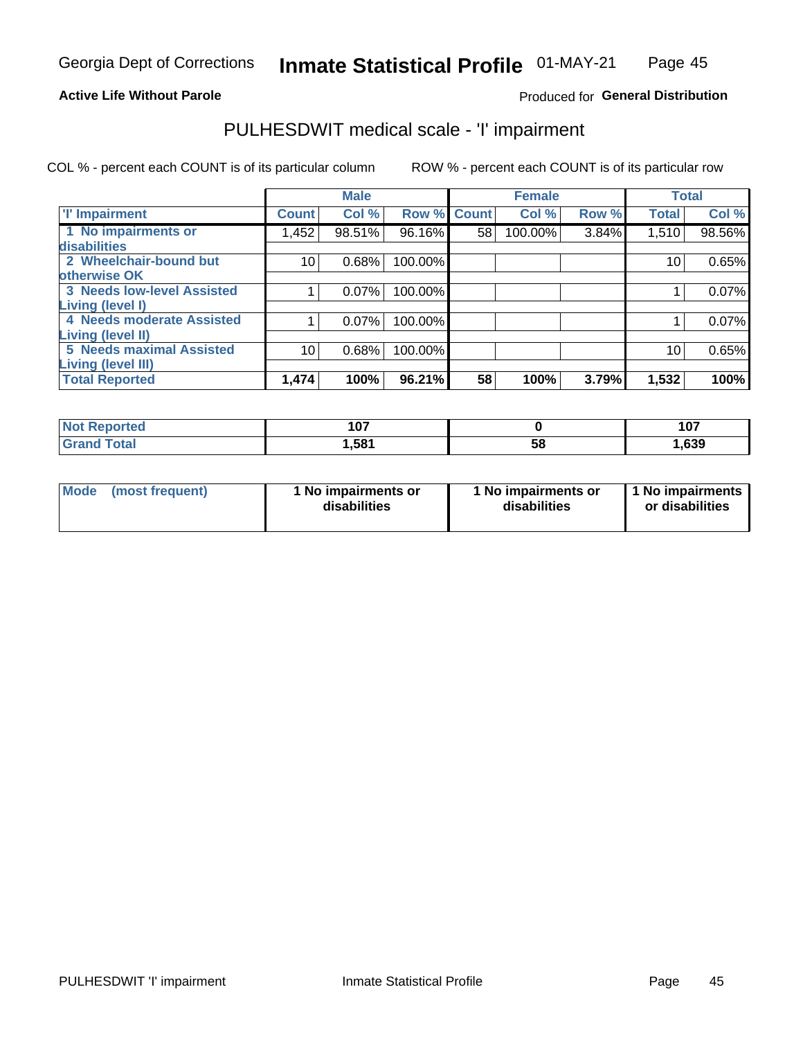Georgia Dept of Corrections **Inmate Statistical Profile** 01-MAY-21

**Active Life Without Parole**

Produced for **General Distribution**

## PULHESDWIT medical scale - 'I' impairment

COL % - percent each COUNT is of its particular column    ROW % - percent each COUNT is of its particular row

| | Male | | | Female | | | Total | |
|---|---|---|---|---|---|---|---|---|
| 'I' Impairment | Count | Col % | Row % | Count | Col % | Row % | Total | Col % |
| 1 No impairments or disabilities | 1,452 | 98.51% | 96.16% | 58 | 100.00% | 3.84% | 1,510 | 98.56% |
| 2 Wheelchair-bound but otherwise OK | 10 | 0.68% | 100.00% | | | | 10 | 0.65% |
| 3 Needs low-level Assisted Living (level I) | 1 | 0.07% | 100.00% | | | | 1 | 0.07% |
| 4 Needs moderate Assisted Living (level II) | 1 | 0.07% | 100.00% | | | | 1 | 0.07% |
| 5 Needs maximal Assisted Living (level III) | 10 | 0.68% | 100.00% | | | | 10 | 0.65% |
| **Total Reported** | **1,474** | **100%** | **96.21%** | **58** | **100%** | **3.79%** | **1,532** | **100%** |

| | Male | Female | Total |
|---|---|---|---|
| Not Reported | 107 | 0 | 107 |
| Grand Total | 1,581 | 58 | 1,639 |

| | Male | Female | Total |
|---|---|---|---|
| Mode (most frequent) | 1 No impairments or disabilities | 1 No impairments or disabilities | 1 No impairments or disabilities |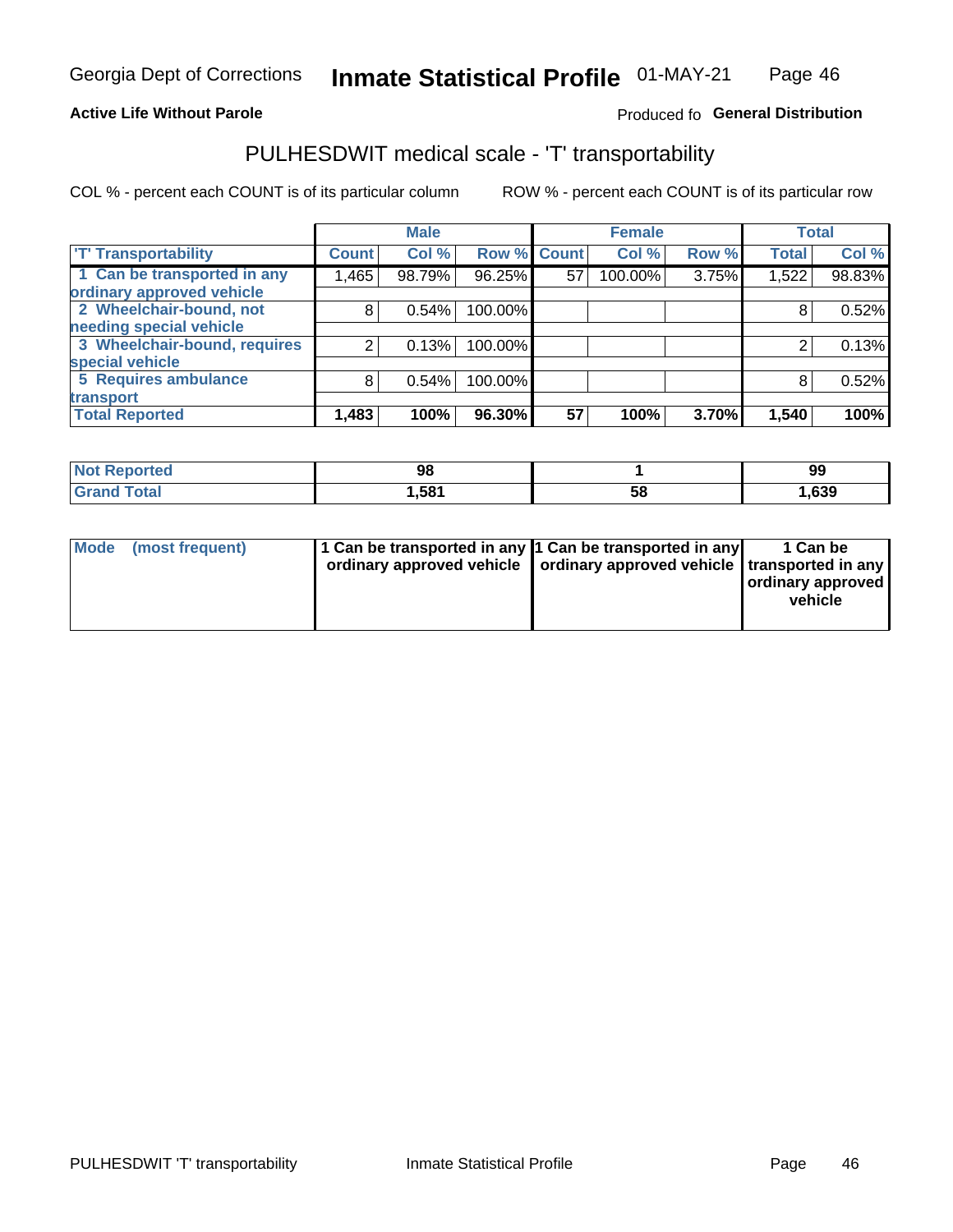Georgia Dept of Corrections **Inmate Statistical Profile** 01-MAY-21

**Active Life Without Parole**

Produced fo **General Distribution**

## PULHESDWIT medical scale - 'T' transportability

COL % - percent each COUNT is of its particular column

ROW % - percent each COUNT is of its particular row

| | Male | | | Female | | | Total | |
|---|---|---|---|---|---|---|---|---|
| 'T' Transportability | Count | Col % | Row % | Count | Col % | Row % | Total | Col % |
| 1 Can be transported in any ordinary approved vehicle | 1,465 | 98.79% | 96.25% | 57 | 100.00% | 3.75% | 1,522 | 98.83% |
| 2 Wheelchair-bound, not needing special vehicle | 8 | 0.54% | 100.00% | | | | 8 | 0.52% |
| 3 Wheelchair-bound, requires special vehicle | 2 | 0.13% | 100.00% | | | | 2 | 0.13% |
| 5 Requires ambulance transport | 8 | 0.54% | 100.00% | | | | 8 | 0.52% |
| **Total Reported** | **1,483** | **100%** | **96.30%** | **57** | **100%** | **3.70%** | **1,540** | **100%** |

| | Male | Female | Total |
|---|---|---|---|
| Not Reported | 98 | 1 | 99 |
| Grand Total | 1,581 | 58 | 1,639 |

| | Male | Female | Total |
|---|---|---|---|
| Mode (most frequent) | 1 Can be transported in any ordinary approved vehicle | 1 Can be transported in any ordinary approved vehicle | 1 Can be transported in any ordinary approved vehicle |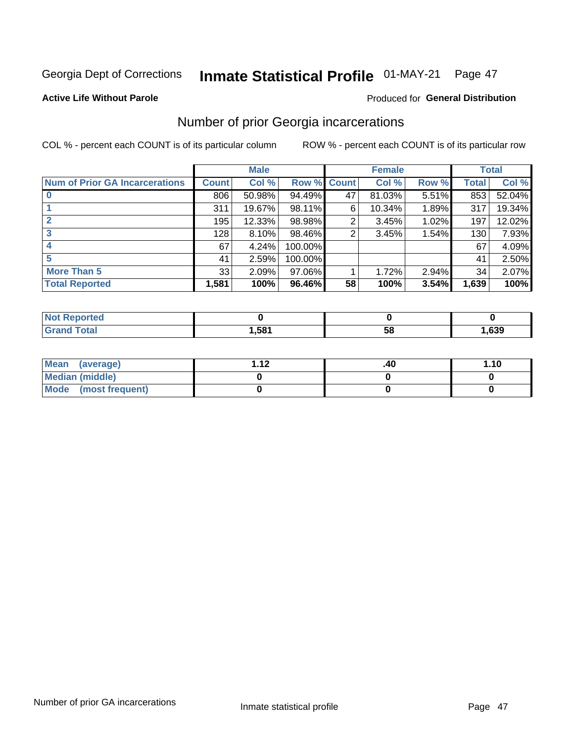Georgia Dept of Corrections **Inmate Statistical Profile** 01-MAY-21

**Active Life Without Parole**

Produced for **General Distribution**

## Number of prior Georgia incarcerations

COL % - percent each COUNT is of its particular column ROW % - percent each COUNT is of its particular row

| | Male | | | Female | | | Total | |
|---|---|---|---|---|---|---|---|---|
| **Num of Prior GA Incarcerations** | **Count** | **Col %** | **Row %** | **Count** | **Col %** | **Row %** | **Total** | **Col %** |
| **0** | 806 | 50.98% | 94.49% | 47 | 81.03% | 5.51% | 853 | 52.04% |
| **1** | 311 | 19.67% | 98.11% | 6 | 10.34% | 1.89% | 317 | 19.34% |
| **2** | 195 | 12.33% | 98.98% | 2 | 3.45% | 1.02% | 197 | 12.02% |
| **3** | 128 | 8.10% | 98.46% | 2 | 3.45% | 1.54% | 130 | 7.93% |
| **4** | 67 | 4.24% | 100.00% | | | | 67 | 4.09% |
| **5** | 41 | 2.59% | 100.00% | | | | 41 | 2.50% |
| **More Than 5** | 33 | 2.09% | 97.06% | 1 | 1.72% | 2.94% | 34 | 2.07% |
| **Total Reported** | **1,581** | **100%** | **96.46%** | **58** | **100%** | **3.54%** | **1,639** | **100%** |

| | Male | Female | Total |
|---|---|---|---|
| **Not Reported** | **0** | **0** | **0** |
| **Grand Total** | **1,581** | **58** | **1,639** |

| | Male | Female | Total |
|---|---|---|---|
| **Mean (average)** | **1.12** | **.40** | **1.10** |
| **Median (middle)** | **0** | **0** | **0** |
| **Mode (most frequent)** | **0** | **0** | **0** |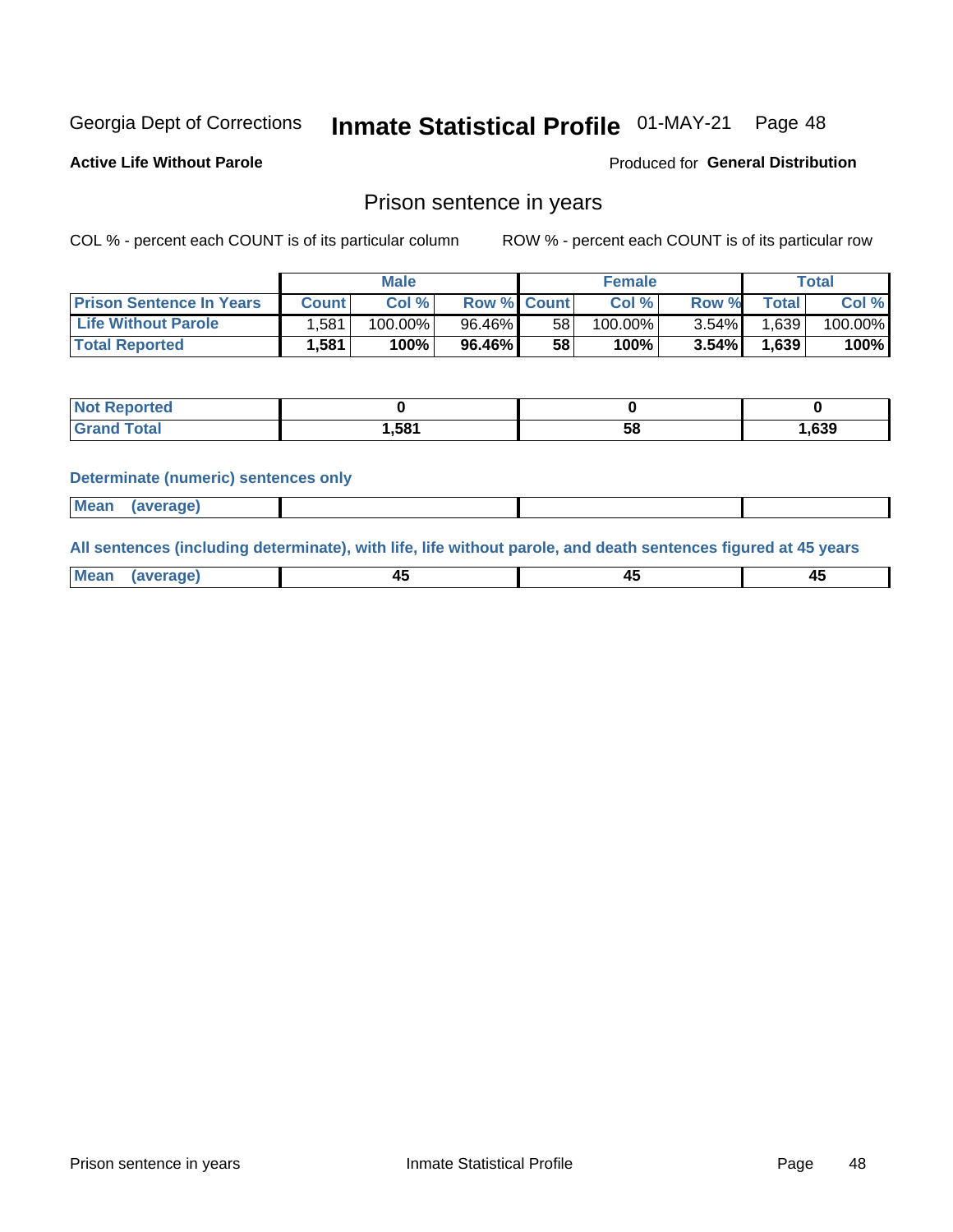Georgia Dept of Corrections **Inmate Statistical Profile** 01-MAY-21 Page 48

**Active Life Without Parole**

Produced for **General Distribution**

## Prison sentence in years

COL % - percent each COUNT is of its particular column

ROW % - percent each COUNT is of its particular row

| | Male | | | Female | | | Total | |
|---|---|---|---|---|---|---|---|---|
| **Prison Sentence In Years** | **Count** | **Col %** | **Row %** | **Count** | **Col %** | **Row %** | **Total** | **Col %** |
| **Life Without Parole** | 1,581 | 100.00% | 96.46% | 58 | 100.00% | 3.54% | 1,639 | 100.00% |
| **Total Reported** | **1,581** | **100%** | **96.46%** | **58** | **100%** | **3.54%** | **1,639** | **100%** |

| | Male | Female | Total |
|---|---|---|---|
| **Not Reported** | **0** | **0** | **0** |
| **Grand Total** | **1,581** | **58** | **1,639** |

**Determinate (numeric) sentences only**

| | Male | Female | Total |
|---|---|---|---|
| **Mean (average)** | | | |

**All sentences (including determinate), with life, life without parole, and death sentences figured at 45 years**

| | Male | Female | Total |
|---|---|---|---|
| **Mean (average)** | **45** | **45** | **45** |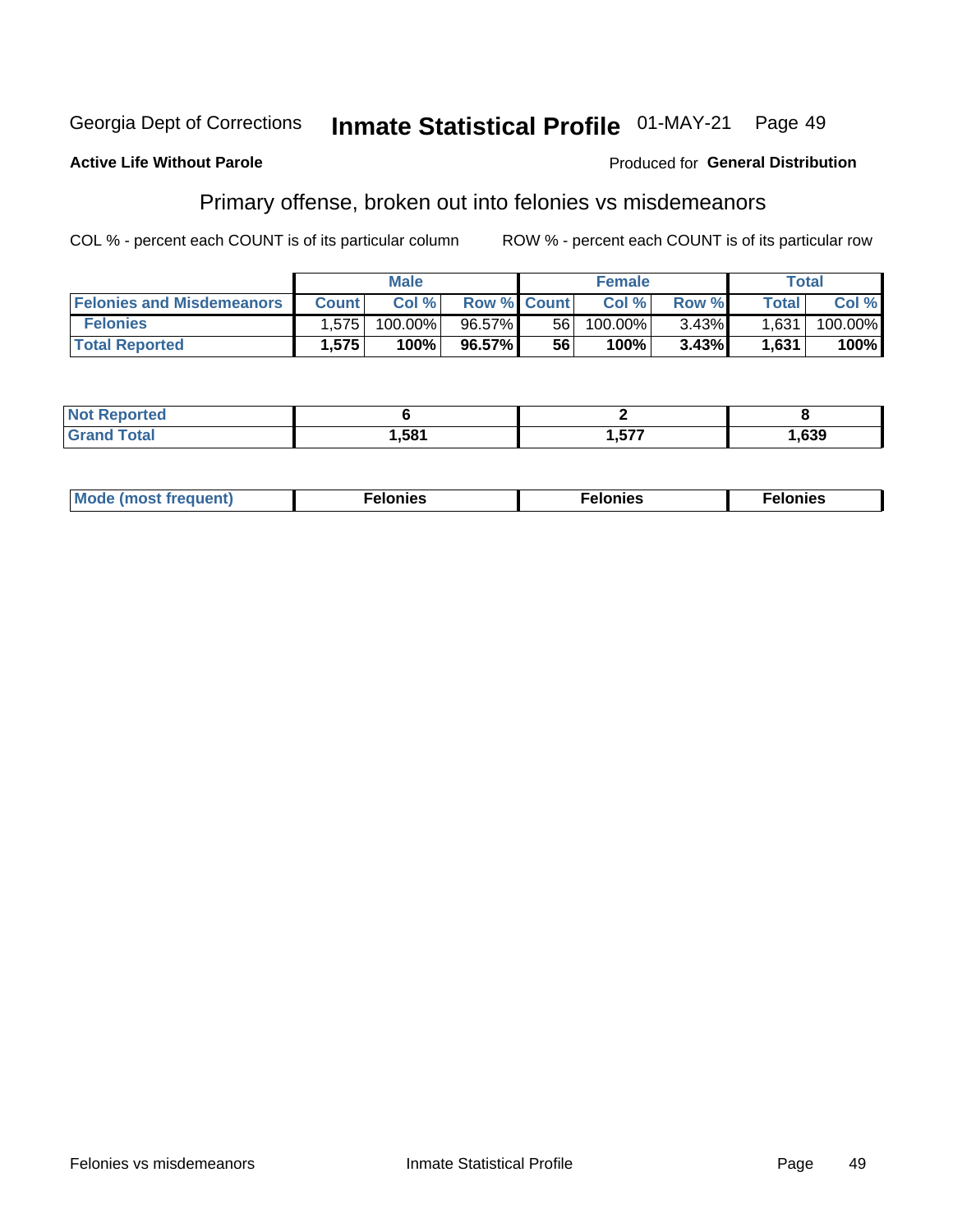Georgia Dept of Corrections **Inmate Statistical Profile** 01-MAY-21

**Active Life Without Parole**

Produced for **General Distribution**

## Primary offense, broken out into felonies vs misdemeanors

COL % - percent each COUNT is of its particular column ROW % - percent each COUNT is of its particular row

| | Male | | | Female | | | Total | |
|---|---|---|---|---|---|---|---|---|
| Felonies and Misdemeanors | Count | Col % | Row % | Count | Col % | Row % | Total | Col % |
| Felonies | 1,575 | 100.00% | 96.57% | 56 | 100.00% | 3.43% | 1,631 | 100.00% |
| Total Reported | **1,575** | **100%** | **96.57%** | **56** | **100%** | **3.43%** | **1,631** | **100%** |

| | Male | Female | Total |
|---|---|---|---|
| Not Reported | **6** | **2** | **8** |
| Grand Total | **1,581** | **1,577** | **1,639** |

| | Male | Female | Total |
|---|---|---|---|
| Mode (most frequent) | **Felonies** | **Felonies** | **Felonies** |

Felonies vs misdemeanors Inmate Statistical Profile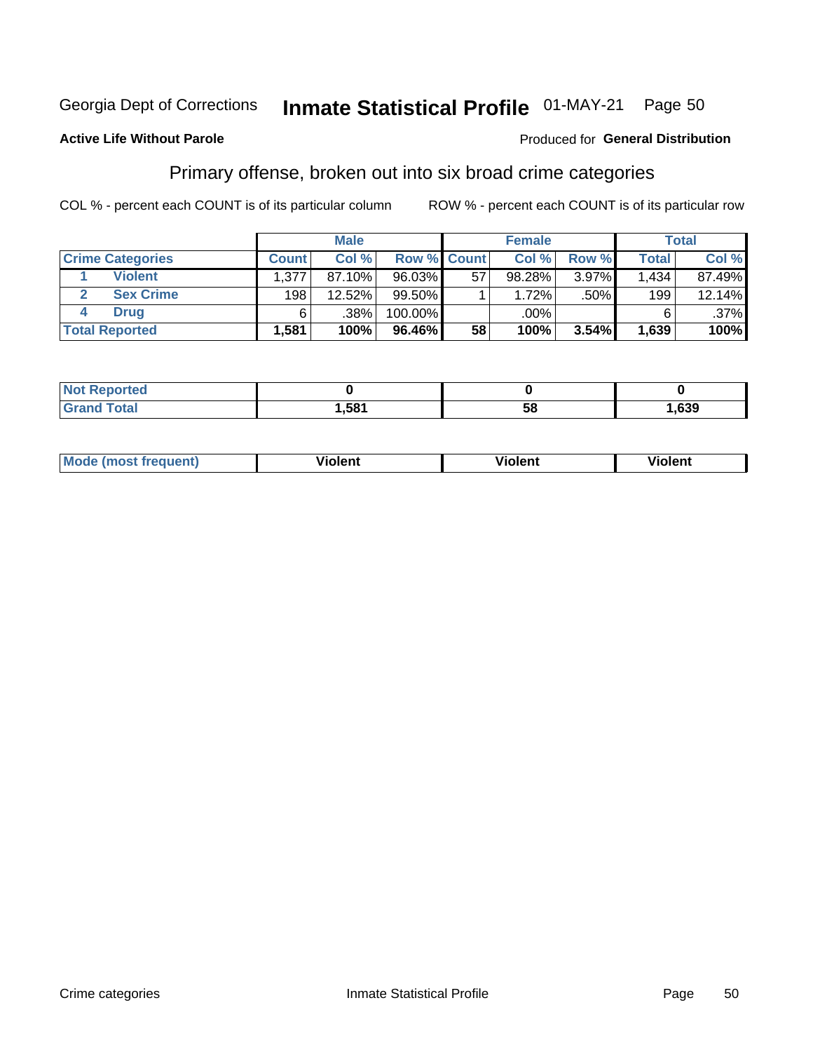Georgia Dept of Corrections **Inmate Statistical Profile** 01-MAY-21 Page 50

**Active Life Without Parole**

Produced for **General Distribution**

## Primary offense, broken out into six broad crime categories

COL % - percent each COUNT is of its particular column

ROW % - percent each COUNT is of its particular row

| | | Male | | | Female | | | Total | |
|---|---|---|---|---|---|---|---|---|---|
| **Crime Categories** | | **Count** | **Col %** | **Row %** | **Count** | **Col %** | **Row %** | **Total** | **Col %** |
| 1 | **Violent** | 1,377 | 87.10% | 96.03% | 57 | 98.28% | 3.97% | 1,434 | 87.49% |
| 2 | **Sex Crime** | 198 | 12.52% | 99.50% | 1 | 1.72% | .50% | 199 | 12.14% |
| 4 | **Drug** | 6 | .38% | 100.00% | | .00% | | 6 | .37% |
| **Total Reported** | | **1,581** | **100%** | **96.46%** | **58** | **100%** | **3.54%** | **1,639** | **100%** |

| | Male | Female | Total |
|---|---|---|---|
| **Not Reported** | **0** | **0** | **0** |
| **Grand Total** | **1,581** | **58** | **1,639** |

| | Male | Female | Total |
|---|---|---|---|
| **Mode (most frequent)** | **Violent** | **Violent** | **Violent** |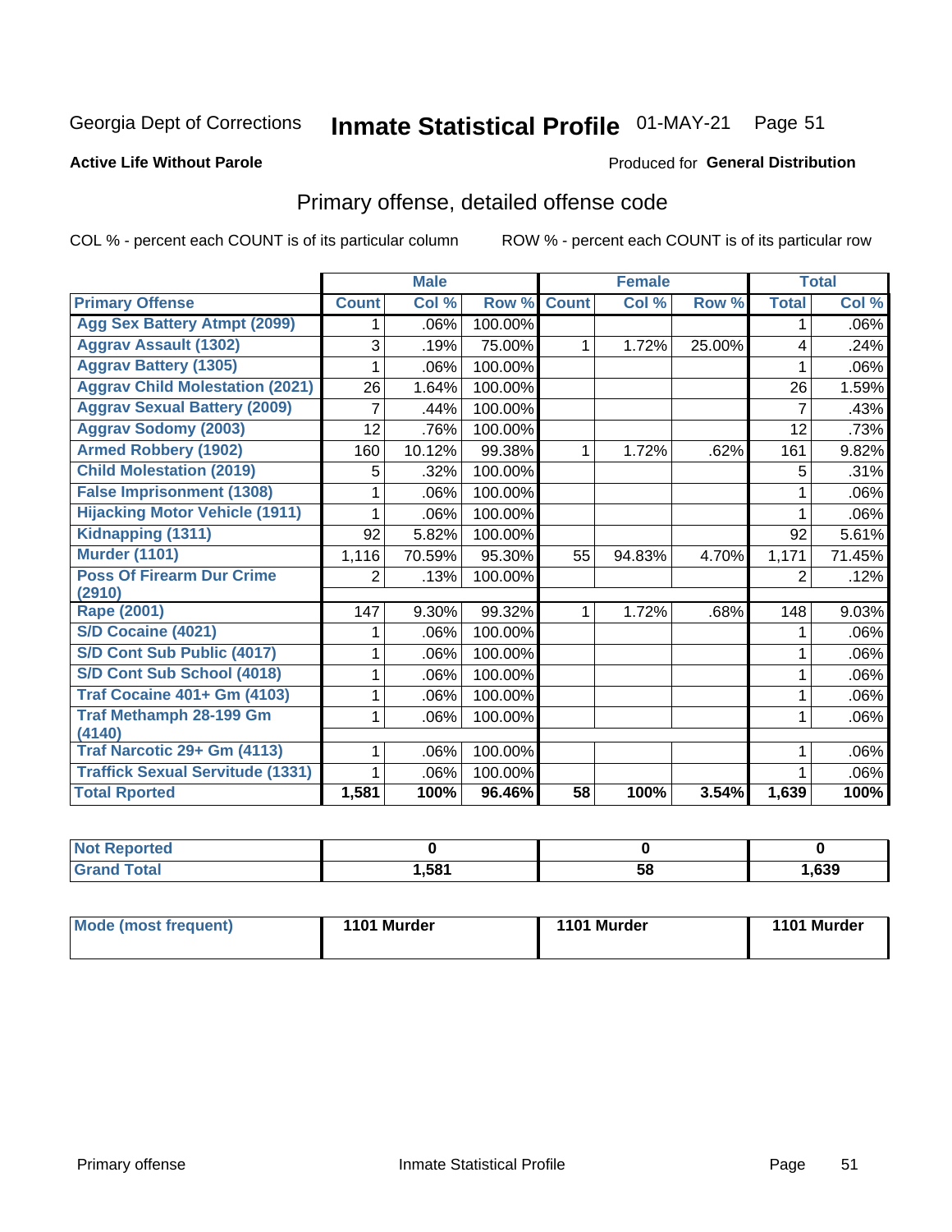Georgia Dept of Corrections **Inmate Statistical Profile** 01-MAY-21

**Active Life Without Parole**

Produced for **General Distribution**

## Primary offense, detailed offense code

COL % - percent each COUNT is of its particular column ROW % - percent each COUNT is of its particular row

| | Male | | | Female | | | Total | |
|---|---|---|---|---|---|---|---|---|
| **Primary Offense** | **Count** | **Col %** | **Row %** | **Count** | **Col %** | **Row %** | **Total** | **Col %** |
| Agg Sex Battery Atmpt (2099) | 1 | .06% | 100.00% | | | | 1 | .06% |
| Aggrav Assault (1302) | 3 | .19% | 75.00% | 1 | 1.72% | 25.00% | 4 | .24% |
| Aggrav Battery (1305) | 1 | .06% | 100.00% | | | | 1 | .06% |
| Aggrav Child Molestation (2021) | 26 | 1.64% | 100.00% | | | | 26 | 1.59% |
| Aggrav Sexual Battery (2009) | 7 | .44% | 100.00% | | | | 7 | .43% |
| Aggrav Sodomy (2003) | 12 | .76% | 100.00% | | | | 12 | .73% |
| Armed Robbery (1902) | 160 | 10.12% | 99.38% | 1 | 1.72% | .62% | 161 | 9.82% |
| Child Molestation (2019) | 5 | .32% | 100.00% | | | | 5 | .31% |
| False Imprisonment (1308) | 1 | .06% | 100.00% | | | | 1 | .06% |
| Hijacking Motor Vehicle (1911) | 1 | .06% | 100.00% | | | | 1 | .06% |
| Kidnapping (1311) | 92 | 5.82% | 100.00% | | | | 92 | 5.61% |
| Murder (1101) | 1,116 | 70.59% | 95.30% | 55 | 94.83% | 4.70% | 1,171 | 71.45% |
| Poss Of Firearm Dur Crime (2910) | 2 | .13% | 100.00% | | | | 2 | .12% |
| Rape (2001) | 147 | 9.30% | 99.32% | 1 | 1.72% | .68% | 148 | 9.03% |
| S/D Cocaine (4021) | 1 | .06% | 100.00% | | | | 1 | .06% |
| S/D Cont Sub Public (4017) | 1 | .06% | 100.00% | | | | 1 | .06% |
| S/D Cont Sub School (4018) | 1 | .06% | 100.00% | | | | 1 | .06% |
| Traf Cocaine 401+ Gm (4103) | 1 | .06% | 100.00% | | | | 1 | .06% |
| Traf Methamph 28-199 Gm (4140) | 1 | .06% | 100.00% | | | | 1 | .06% |
| Traf Narcotic 29+ Gm (4113) | 1 | .06% | 100.00% | | | | 1 | .06% |
| Traffick Sexual Servitude (1331) | 1 | .06% | 100.00% | | | | 1 | .06% |
| **Total Rported** | **1,581** | **100%** | **96.46%** | **58** | **100%** | **3.54%** | **1,639** | **100%** |

| | Male | Female | Total |
|---|---|---|---|
| Not Reported | **0** | **0** | **0** |
| Grand Total | **1,581** | **58** | **1,639** |

| | Male | Female | Total |
|---|---|---|---|
| Mode (most frequent) | **1101 Murder** | **1101 Murder** | **1101 Murder** |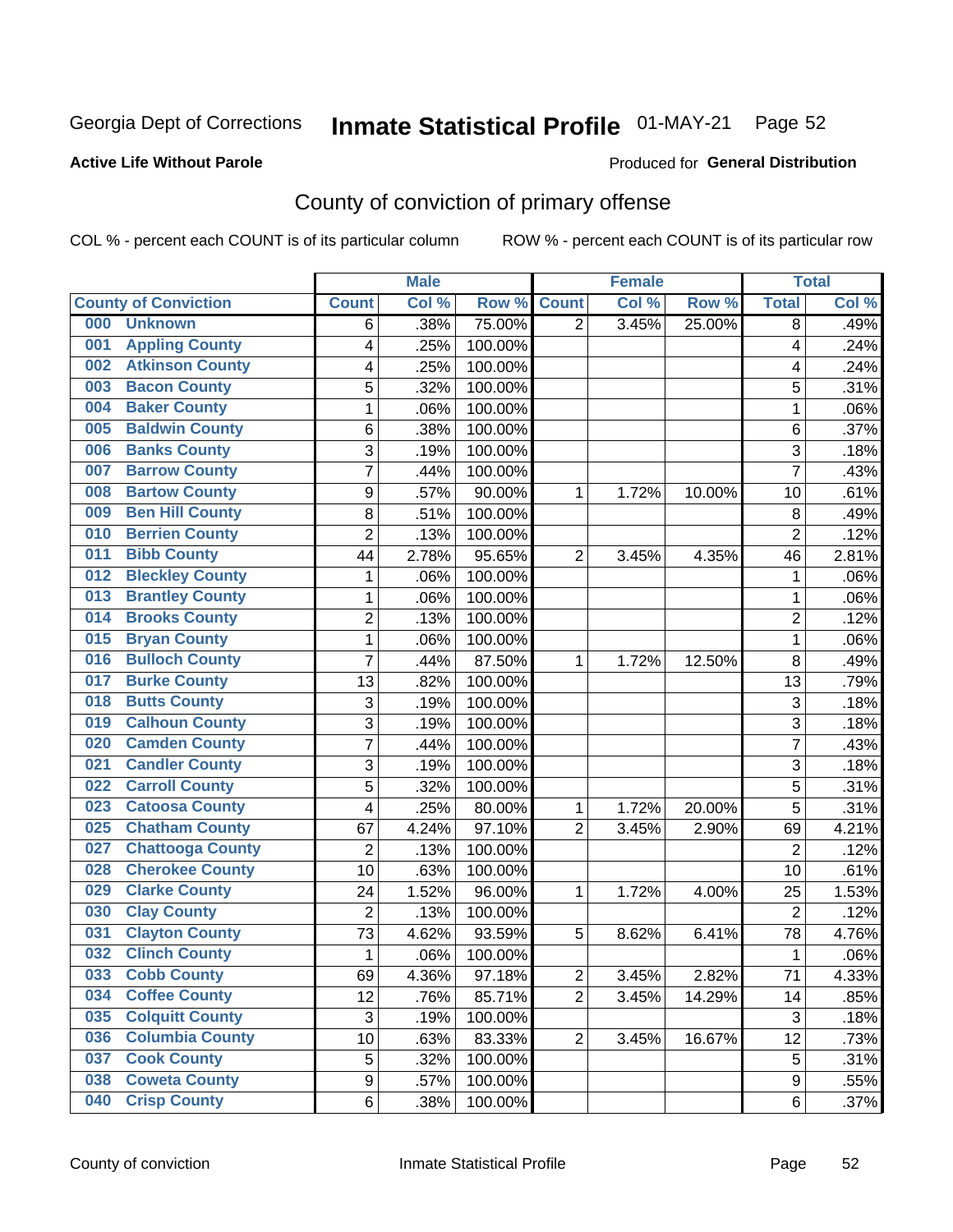Georgia Dept of Corrections **Inmate Statistical Profile** 01-MAY-21

**Active Life Without Parole**

Produced for **General Distribution**

## County of conviction of primary offense

COL % - percent each COUNT is of its particular column ROW % - percent each COUNT is of its particular row

| County of Conviction | Male | | | Female | | | Total | |
|---|---|---|---|---|---|---|---|---|
| | Count | Col % | Row % | Count | Col % | Row % | Total | Col % |
| 000 Unknown | 6 | .38% | 75.00% | 2 | 3.45% | 25.00% | 8 | .49% |
| 001 Appling County | 4 | .25% | 100.00% | | | | 4 | .24% |
| 002 Atkinson County | 4 | .25% | 100.00% | | | | 4 | .24% |
| 003 Bacon County | 5 | .32% | 100.00% | | | | 5 | .31% |
| 004 Baker County | 1 | .06% | 100.00% | | | | 1 | .06% |
| 005 Baldwin County | 6 | .38% | 100.00% | | | | 6 | .37% |
| 006 Banks County | 3 | .19% | 100.00% | | | | 3 | .18% |
| 007 Barrow County | 7 | .44% | 100.00% | | | | 7 | .43% |
| 008 Bartow County | 9 | .57% | 90.00% | 1 | 1.72% | 10.00% | 10 | .61% |
| 009 Ben Hill County | 8 | .51% | 100.00% | | | | 8 | .49% |
| 010 Berrien County | 2 | .13% | 100.00% | | | | 2 | .12% |
| 011 Bibb County | 44 | 2.78% | 95.65% | 2 | 3.45% | 4.35% | 46 | 2.81% |
| 012 Bleckley County | 1 | .06% | 100.00% | | | | 1 | .06% |
| 013 Brantley County | 1 | .06% | 100.00% | | | | 1 | .06% |
| 014 Brooks County | 2 | .13% | 100.00% | | | | 2 | .12% |
| 015 Bryan County | 1 | .06% | 100.00% | | | | 1 | .06% |
| 016 Bulloch County | 7 | .44% | 87.50% | 1 | 1.72% | 12.50% | 8 | .49% |
| 017 Burke County | 13 | .82% | 100.00% | | | | 13 | .79% |
| 018 Butts County | 3 | .19% | 100.00% | | | | 3 | .18% |
| 019 Calhoun County | 3 | .19% | 100.00% | | | | 3 | .18% |
| 020 Camden County | 7 | .44% | 100.00% | | | | 7 | .43% |
| 021 Candler County | 3 | .19% | 100.00% | | | | 3 | .18% |
| 022 Carroll County | 5 | .32% | 100.00% | | | | 5 | .31% |
| 023 Catoosa County | 4 | .25% | 80.00% | 1 | 1.72% | 20.00% | 5 | .31% |
| 025 Chatham County | 67 | 4.24% | 97.10% | 2 | 3.45% | 2.90% | 69 | 4.21% |
| 027 Chattooga County | 2 | .13% | 100.00% | | | | 2 | .12% |
| 028 Cherokee County | 10 | .63% | 100.00% | | | | 10 | .61% |
| 029 Clarke County | 24 | 1.52% | 96.00% | 1 | 1.72% | 4.00% | 25 | 1.53% |
| 030 Clay County | 2 | .13% | 100.00% | | | | 2 | .12% |
| 031 Clayton County | 73 | 4.62% | 93.59% | 5 | 8.62% | 6.41% | 78 | 4.76% |
| 032 Clinch County | 1 | .06% | 100.00% | | | | 1 | .06% |
| 033 Cobb County | 69 | 4.36% | 97.18% | 2 | 3.45% | 2.82% | 71 | 4.33% |
| 034 Coffee County | 12 | .76% | 85.71% | 2 | 3.45% | 14.29% | 14 | .85% |
| 035 Colquitt County | 3 | .19% | 100.00% | | | | 3 | .18% |
| 036 Columbia County | 10 | .63% | 83.33% | 2 | 3.45% | 16.67% | 12 | .73% |
| 037 Cook County | 5 | .32% | 100.00% | | | | 5 | .31% |
| 038 Coweta County | 9 | .57% | 100.00% | | | | 9 | .55% |
| 040 Crisp County | 6 | .38% | 100.00% | | | | 6 | .37% |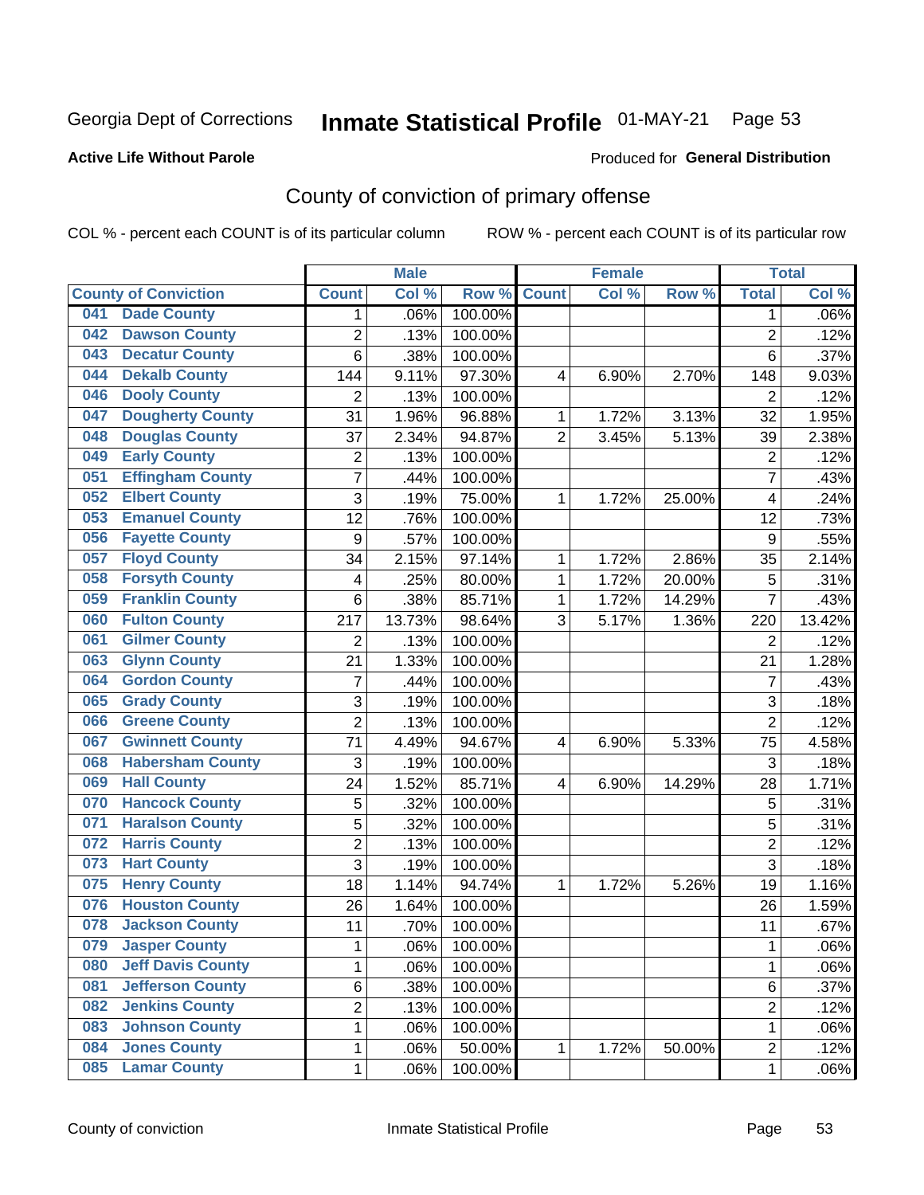Georgia Dept of Corrections **Inmate Statistical Profile** 01-MAY-21

**Active Life Without Parole**

Produced for **General Distribution**

## County of conviction of primary offense

COL % - percent each COUNT is of its particular column ROW % - percent each COUNT is of its particular row

| County of Conviction | Male | | | Female | | | Total | |
|---|---|---|---|---|---|---|---|---|
| | Count | Col % | Row % | Count | Col % | Row % | Total | Col % |
| 041 Dade County | 1 | .06% | 100.00% | | | | 1 | .06% |
| 042 Dawson County | 2 | .13% | 100.00% | | | | 2 | .12% |
| 043 Decatur County | 6 | .38% | 100.00% | | | | 6 | .37% |
| 044 Dekalb County | 144 | 9.11% | 97.30% | 4 | 6.90% | 2.70% | 148 | 9.03% |
| 046 Dooly County | 2 | .13% | 100.00% | | | | 2 | .12% |
| 047 Dougherty County | 31 | 1.96% | 96.88% | 1 | 1.72% | 3.13% | 32 | 1.95% |
| 048 Douglas County | 37 | 2.34% | 94.87% | 2 | 3.45% | 5.13% | 39 | 2.38% |
| 049 Early County | 2 | .13% | 100.00% | | | | 2 | .12% |
| 051 Effingham County | 7 | .44% | 100.00% | | | | 7 | .43% |
| 052 Elbert County | 3 | .19% | 75.00% | 1 | 1.72% | 25.00% | 4 | .24% |
| 053 Emanuel County | 12 | .76% | 100.00% | | | | 12 | .73% |
| 056 Fayette County | 9 | .57% | 100.00% | | | | 9 | .55% |
| 057 Floyd County | 34 | 2.15% | 97.14% | 1 | 1.72% | 2.86% | 35 | 2.14% |
| 058 Forsyth County | 4 | .25% | 80.00% | 1 | 1.72% | 20.00% | 5 | .31% |
| 059 Franklin County | 6 | .38% | 85.71% | 1 | 1.72% | 14.29% | 7 | .43% |
| 060 Fulton County | 217 | 13.73% | 98.64% | 3 | 5.17% | 1.36% | 220 | 13.42% |
| 061 Gilmer County | 2 | .13% | 100.00% | | | | 2 | .12% |
| 063 Glynn County | 21 | 1.33% | 100.00% | | | | 21 | 1.28% |
| 064 Gordon County | 7 | .44% | 100.00% | | | | 7 | .43% |
| 065 Grady County | 3 | .19% | 100.00% | | | | 3 | .18% |
| 066 Greene County | 2 | .13% | 100.00% | | | | 2 | .12% |
| 067 Gwinnett County | 71 | 4.49% | 94.67% | 4 | 6.90% | 5.33% | 75 | 4.58% |
| 068 Habersham County | 3 | .19% | 100.00% | | | | 3 | .18% |
| 069 Hall County | 24 | 1.52% | 85.71% | 4 | 6.90% | 14.29% | 28 | 1.71% |
| 070 Hancock County | 5 | .32% | 100.00% | | | | 5 | .31% |
| 071 Haralson County | 5 | .32% | 100.00% | | | | 5 | .31% |
| 072 Harris County | 2 | .13% | 100.00% | | | | 2 | .12% |
| 073 Hart County | 3 | .19% | 100.00% | | | | 3 | .18% |
| 075 Henry County | 18 | 1.14% | 94.74% | 1 | 1.72% | 5.26% | 19 | 1.16% |
| 076 Houston County | 26 | 1.64% | 100.00% | | | | 26 | 1.59% |
| 078 Jackson County | 11 | .70% | 100.00% | | | | 11 | .67% |
| 079 Jasper County | 1 | .06% | 100.00% | | | | 1 | .06% |
| 080 Jeff Davis County | 1 | .06% | 100.00% | | | | 1 | .06% |
| 081 Jefferson County | 6 | .38% | 100.00% | | | | 6 | .37% |
| 082 Jenkins County | 2 | .13% | 100.00% | | | | 2 | .12% |
| 083 Johnson County | 1 | .06% | 100.00% | | | | 1 | .06% |
| 084 Jones County | 1 | .06% | 50.00% | 1 | 1.72% | 50.00% | 2 | .12% |
| 085 Lamar County | 1 | .06% | 100.00% | | | | 1 | .06% |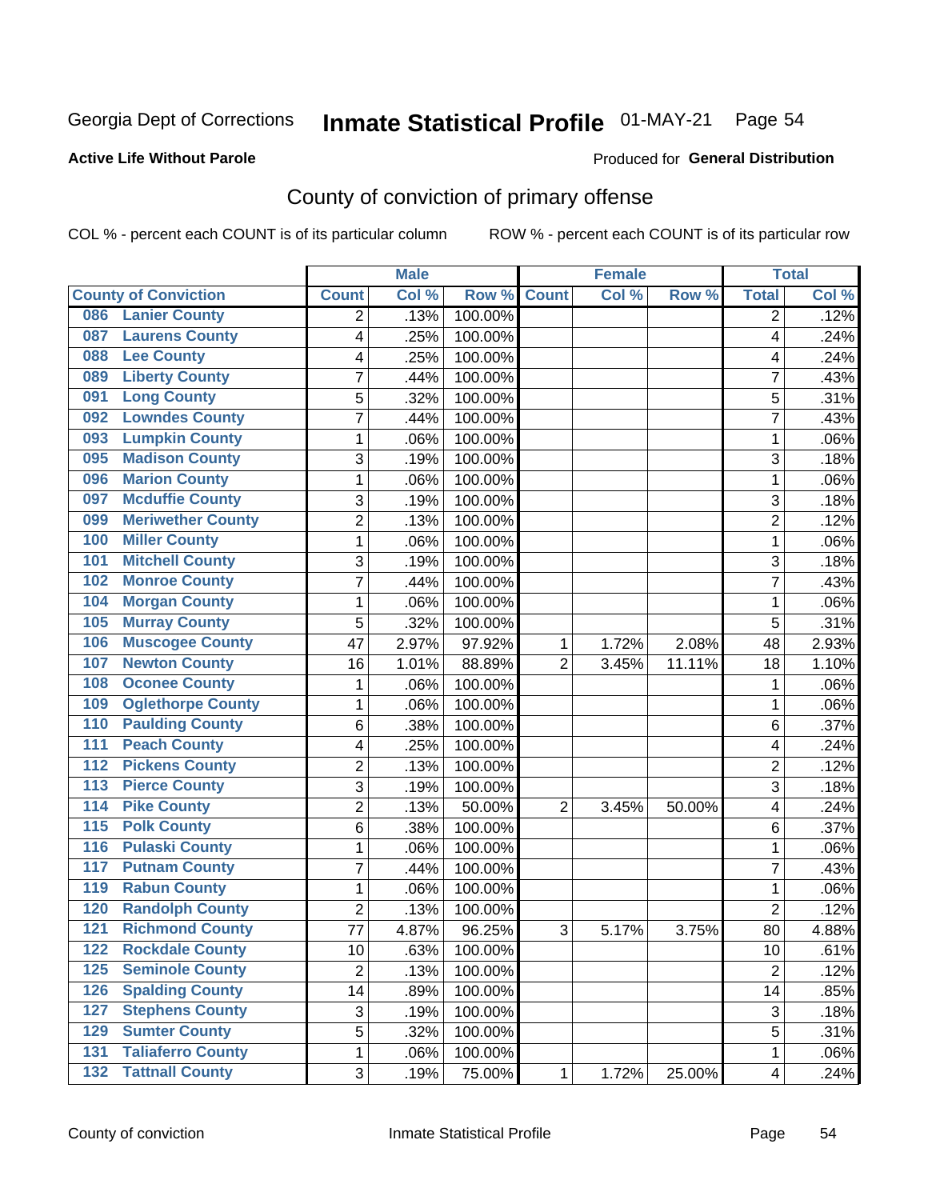Georgia Dept of Corrections **Inmate Statistical Profile** 01-MAY-21

**Active Life Without Parole**

Produced for **General Distribution**

## County of conviction of primary offense

COL % - percent each COUNT is of its particular column

ROW % - percent each COUNT is of its particular row

| County of Conviction | Male | | | Female | | | Total | |
|---|---|---|---|---|---|---|---|---|
| | Count | Col % | Row % | Count | Col % | Row % | Total | Col % |
| 086 Lanier County | 2 | .13% | 100.00% | | | | 2 | .12% |
| 087 Laurens County | 4 | .25% | 100.00% | | | | 4 | .24% |
| 088 Lee County | 4 | .25% | 100.00% | | | | 4 | .24% |
| 089 Liberty County | 7 | .44% | 100.00% | | | | 7 | .43% |
| 091 Long County | 5 | .32% | 100.00% | | | | 5 | .31% |
| 092 Lowndes County | 7 | .44% | 100.00% | | | | 7 | .43% |
| 093 Lumpkin County | 1 | .06% | 100.00% | | | | 1 | .06% |
| 095 Madison County | 3 | .19% | 100.00% | | | | 3 | .18% |
| 096 Marion County | 1 | .06% | 100.00% | | | | 1 | .06% |
| 097 Mcduffie County | 3 | .19% | 100.00% | | | | 3 | .18% |
| 099 Meriwether County | 2 | .13% | 100.00% | | | | 2 | .12% |
| 100 Miller County | 1 | .06% | 100.00% | | | | 1 | .06% |
| 101 Mitchell County | 3 | .19% | 100.00% | | | | 3 | .18% |
| 102 Monroe County | 7 | .44% | 100.00% | | | | 7 | .43% |
| 104 Morgan County | 1 | .06% | 100.00% | | | | 1 | .06% |
| 105 Murray County | 5 | .32% | 100.00% | | | | 5 | .31% |
| 106 Muscogee County | 47 | 2.97% | 97.92% | 1 | 1.72% | 2.08% | 48 | 2.93% |
| 107 Newton County | 16 | 1.01% | 88.89% | 2 | 3.45% | 11.11% | 18 | 1.10% |
| 108 Oconee County | 1 | .06% | 100.00% | | | | 1 | .06% |
| 109 Oglethorpe County | 1 | .06% | 100.00% | | | | 1 | .06% |
| 110 Paulding County | 6 | .38% | 100.00% | | | | 6 | .37% |
| 111 Peach County | 4 | .25% | 100.00% | | | | 4 | .24% |
| 112 Pickens County | 2 | .13% | 100.00% | | | | 2 | .12% |
| 113 Pierce County | 3 | .19% | 100.00% | | | | 3 | .18% |
| 114 Pike County | 2 | .13% | 50.00% | 2 | 3.45% | 50.00% | 4 | .24% |
| 115 Polk County | 6 | .38% | 100.00% | | | | 6 | .37% |
| 116 Pulaski County | 1 | .06% | 100.00% | | | | 1 | .06% |
| 117 Putnam County | 7 | .44% | 100.00% | | | | 7 | .43% |
| 119 Rabun County | 1 | .06% | 100.00% | | | | 1 | .06% |
| 120 Randolph County | 2 | .13% | 100.00% | | | | 2 | .12% |
| 121 Richmond County | 77 | 4.87% | 96.25% | 3 | 5.17% | 3.75% | 80 | 4.88% |
| 122 Rockdale County | 10 | .63% | 100.00% | | | | 10 | .61% |
| 125 Seminole County | 2 | .13% | 100.00% | | | | 2 | .12% |
| 126 Spalding County | 14 | .89% | 100.00% | | | | 14 | .85% |
| 127 Stephens County | 3 | .19% | 100.00% | | | | 3 | .18% |
| 129 Sumter County | 5 | .32% | 100.00% | | | | 5 | .31% |
| 131 Taliaferro County | 1 | .06% | 100.00% | | | | 1 | .06% |
| 132 Tattnall County | 3 | .19% | 75.00% | 1 | 1.72% | 25.00% | 4 | .24% |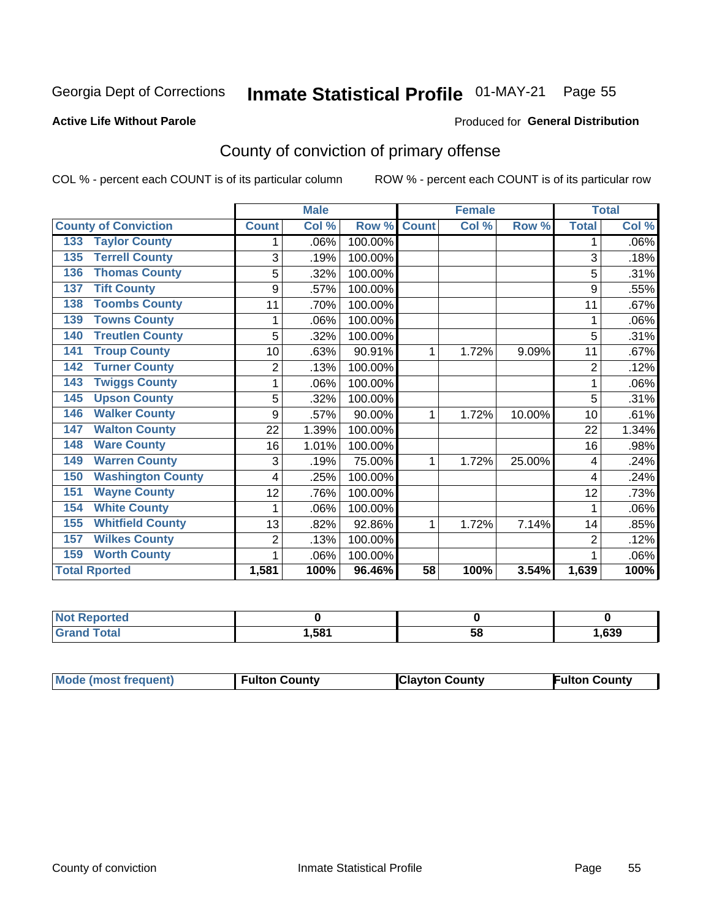Georgia Dept of Corrections **Inmate Statistical Profile** 01-MAY-21 Page 55

**Active Life Without Parole**

Produced for **General Distribution**

## County of conviction of primary offense

COL % - percent each COUNT is of its particular column ROW % - percent each COUNT is of its particular row

| County of Conviction | Male | | | Female | | | Total | |
|---|---|---|---|---|---|---|---|---|
| | Count | Col % | Row % | Count | Col % | Row % | Total | Col % |
| 133 Taylor County | 1 | .06% | 100.00% | | | | 1 | .06% |
| 135 Terrell County | 3 | .19% | 100.00% | | | | 3 | .18% |
| 136 Thomas County | 5 | .32% | 100.00% | | | | 5 | .31% |
| 137 Tift County | 9 | .57% | 100.00% | | | | 9 | .55% |
| 138 Toombs County | 11 | .70% | 100.00% | | | | 11 | .67% |
| 139 Towns County | 1 | .06% | 100.00% | | | | 1 | .06% |
| 140 Treutlen County | 5 | .32% | 100.00% | | | | 5 | .31% |
| 141 Troup County | 10 | .63% | 90.91% | 1 | 1.72% | 9.09% | 11 | .67% |
| 142 Turner County | 2 | .13% | 100.00% | | | | 2 | .12% |
| 143 Twiggs County | 1 | .06% | 100.00% | | | | 1 | .06% |
| 145 Upson County | 5 | .32% | 100.00% | | | | 5 | .31% |
| 146 Walker County | 9 | .57% | 90.00% | 1 | 1.72% | 10.00% | 10 | .61% |
| 147 Walton County | 22 | 1.39% | 100.00% | | | | 22 | 1.34% |
| 148 Ware County | 16 | 1.01% | 100.00% | | | | 16 | .98% |
| 149 Warren County | 3 | .19% | 75.00% | 1 | 1.72% | 25.00% | 4 | .24% |
| 150 Washington County | 4 | .25% | 100.00% | | | | 4 | .24% |
| 151 Wayne County | 12 | .76% | 100.00% | | | | 12 | .73% |
| 154 White County | 1 | .06% | 100.00% | | | | 1 | .06% |
| 155 Whitfield County | 13 | .82% | 92.86% | 1 | 1.72% | 7.14% | 14 | .85% |
| 157 Wilkes County | 2 | .13% | 100.00% | | | | 2 | .12% |
| 159 Worth County | 1 | .06% | 100.00% | | | | 1 | .06% |
| **Total Rported** | **1,581** | **100%** | **96.46%** | **58** | **100%** | **3.54%** | **1,639** | **100%** |

| | Male | Female | Total |
|---|---|---|---|
| Not Reported | 0 | 0 | 0 |
| Grand Total | 1,581 | 58 | 1,639 |

| | Male | Female | Total |
|---|---|---|---|
| Mode (most frequent) | Fulton County | Clayton County | Fulton County |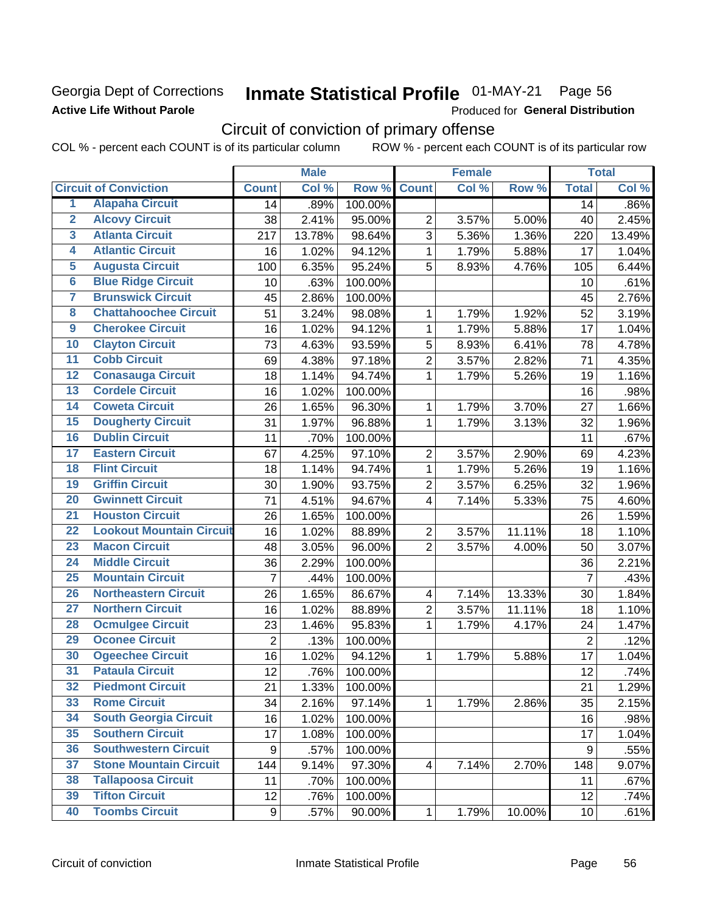Georgia Dept of Corrections
**Active Life Without Parole**

# Inmate Statistical Profile 01-MAY-21 Page 56

Produced for **General Distribution**

## Circuit of conviction of primary offense

COL % - percent each COUNT is of its particular column ROW % - percent each COUNT is of its particular row

| | | Male | | | Female | | | Total | |
|---|---|---|---|---|---|---|---|---|---|
| **Circuit of Conviction** | | **Count** | **Col %** | **Row %** | **Count** | **Col %** | **Row %** | **Total** | **Col %** |
| 1 | Alapaha Circuit | 14 | .89% | 100.00% | | | | 14 | .86% |
| 2 | Alcovy Circuit | 38 | 2.41% | 95.00% | 2 | 3.57% | 5.00% | 40 | 2.45% |
| 3 | Atlanta Circuit | 217 | 13.78% | 98.64% | 3 | 5.36% | 1.36% | 220 | 13.49% |
| 4 | Atlantic Circuit | 16 | 1.02% | 94.12% | 1 | 1.79% | 5.88% | 17 | 1.04% |
| 5 | Augusta Circuit | 100 | 6.35% | 95.24% | 5 | 8.93% | 4.76% | 105 | 6.44% |
| 6 | Blue Ridge Circuit | 10 | .63% | 100.00% | | | | 10 | .61% |
| 7 | Brunswick Circuit | 45 | 2.86% | 100.00% | | | | 45 | 2.76% |
| 8 | Chattahoochee Circuit | 51 | 3.24% | 98.08% | 1 | 1.79% | 1.92% | 52 | 3.19% |
| 9 | Cherokee Circuit | 16 | 1.02% | 94.12% | 1 | 1.79% | 5.88% | 17 | 1.04% |
| 10 | Clayton Circuit | 73 | 4.63% | 93.59% | 5 | 8.93% | 6.41% | 78 | 4.78% |
| 11 | Cobb Circuit | 69 | 4.38% | 97.18% | 2 | 3.57% | 2.82% | 71 | 4.35% |
| 12 | Conasauga Circuit | 18 | 1.14% | 94.74% | 1 | 1.79% | 5.26% | 19 | 1.16% |
| 13 | Cordele Circuit | 16 | 1.02% | 100.00% | | | | 16 | .98% |
| 14 | Coweta Circuit | 26 | 1.65% | 96.30% | 1 | 1.79% | 3.70% | 27 | 1.66% |
| 15 | Dougherty Circuit | 31 | 1.97% | 96.88% | 1 | 1.79% | 3.13% | 32 | 1.96% |
| 16 | Dublin Circuit | 11 | .70% | 100.00% | | | | 11 | .67% |
| 17 | Eastern Circuit | 67 | 4.25% | 97.10% | 2 | 3.57% | 2.90% | 69 | 4.23% |
| 18 | Flint Circuit | 18 | 1.14% | 94.74% | 1 | 1.79% | 5.26% | 19 | 1.16% |
| 19 | Griffin Circuit | 30 | 1.90% | 93.75% | 2 | 3.57% | 6.25% | 32 | 1.96% |
| 20 | Gwinnett Circuit | 71 | 4.51% | 94.67% | 4 | 7.14% | 5.33% | 75 | 4.60% |
| 21 | Houston Circuit | 26 | 1.65% | 100.00% | | | | 26 | 1.59% |
| 22 | Lookout Mountain Circuit | 16 | 1.02% | 88.89% | 2 | 3.57% | 11.11% | 18 | 1.10% |
| 23 | Macon Circuit | 48 | 3.05% | 96.00% | 2 | 3.57% | 4.00% | 50 | 3.07% |
| 24 | Middle Circuit | 36 | 2.29% | 100.00% | | | | 36 | 2.21% |
| 25 | Mountain Circuit | 7 | .44% | 100.00% | | | | 7 | .43% |
| 26 | Northeastern Circuit | 26 | 1.65% | 86.67% | 4 | 7.14% | 13.33% | 30 | 1.84% |
| 27 | Northern Circuit | 16 | 1.02% | 88.89% | 2 | 3.57% | 11.11% | 18 | 1.10% |
| 28 | Ocmulgee Circuit | 23 | 1.46% | 95.83% | 1 | 1.79% | 4.17% | 24 | 1.47% |
| 29 | Oconee Circuit | 2 | .13% | 100.00% | | | | 2 | .12% |
| 30 | Ogeechee Circuit | 16 | 1.02% | 94.12% | 1 | 1.79% | 5.88% | 17 | 1.04% |
| 31 | Pataula Circuit | 12 | .76% | 100.00% | | | | 12 | .74% |
| 32 | Piedmont Circuit | 21 | 1.33% | 100.00% | | | | 21 | 1.29% |
| 33 | Rome Circuit | 34 | 2.16% | 97.14% | 1 | 1.79% | 2.86% | 35 | 2.15% |
| 34 | South Georgia Circuit | 16 | 1.02% | 100.00% | | | | 16 | .98% |
| 35 | Southern Circuit | 17 | 1.08% | 100.00% | | | | 17 | 1.04% |
| 36 | Southwestern Circuit | 9 | .57% | 100.00% | | | | 9 | .55% |
| 37 | Stone Mountain Circuit | 144 | 9.14% | 97.30% | 4 | 7.14% | 2.70% | 148 | 9.07% |
| 38 | Tallapoosa Circuit | 11 | .70% | 100.00% | | | | 11 | .67% |
| 39 | Tifton Circuit | 12 | .76% | 100.00% | | | | 12 | .74% |
| 40 | Toombs Circuit | 9 | .57% | 90.00% | 1 | 1.79% | 10.00% | 10 | .61% |

Circuit of conviction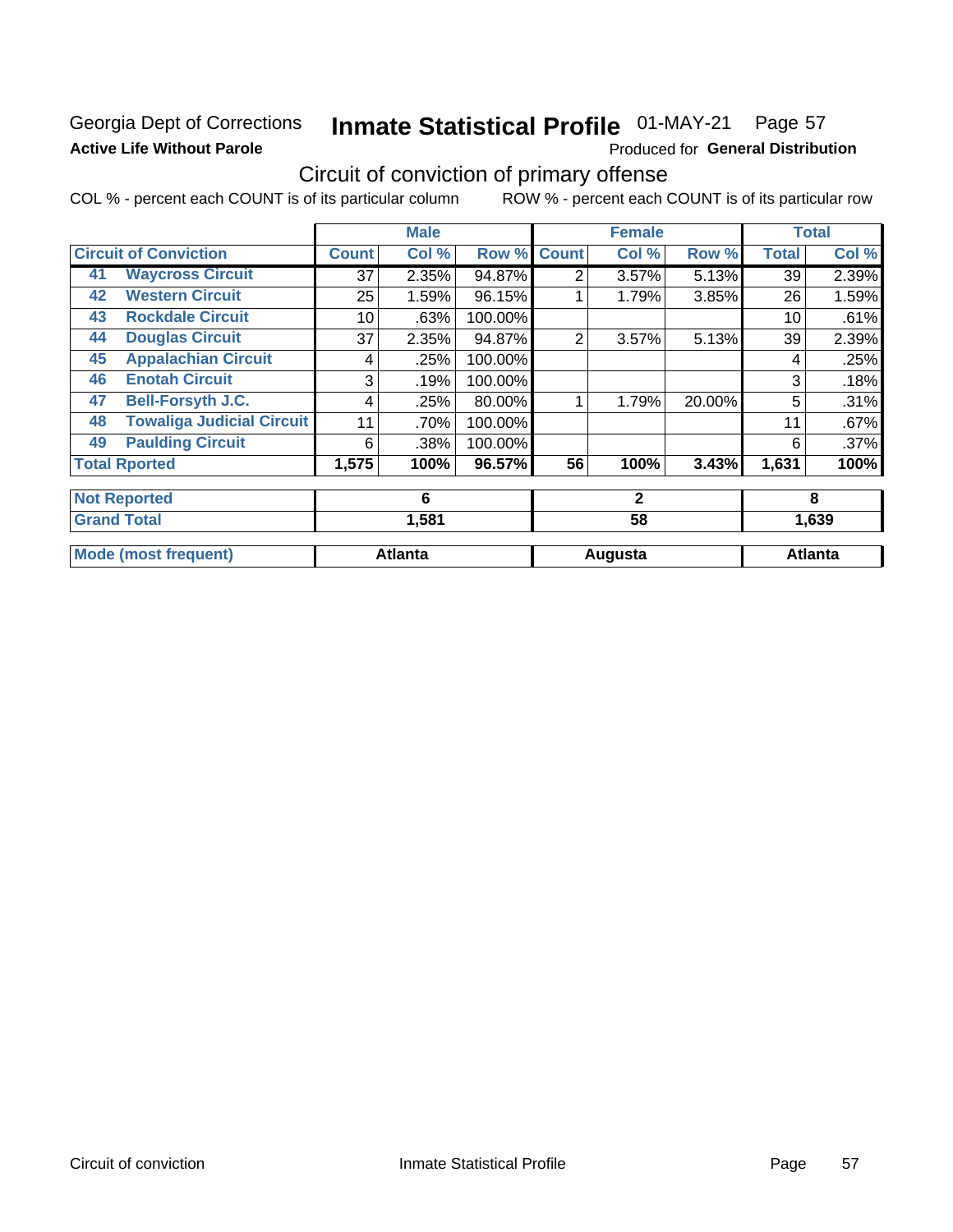Georgia Dept of Corrections
**Active Life Without Parole**

# Inmate Statistical Profile 01-MAY-21 Page 57

Produced for **General Distribution**

## Circuit of conviction of primary offense

COL % - percent each COUNT is of its particular column ROW % - percent each COUNT is of its particular row

| | | Male | | | Female | | | Total | |
|---|---|---|---|---|---|---|---|---|---|
| **Circuit of Conviction** | | **Count** | **Col %** | **Row %** | **Count** | **Col %** | **Row %** | **Total** | **Col %** |
| 41 | Waycross Circuit | 37 | 2.35% | 94.87% | 2 | 3.57% | 5.13% | 39 | 2.39% |
| 42 | Western Circuit | 25 | 1.59% | 96.15% | 1 | 1.79% | 3.85% | 26 | 1.59% |
| 43 | Rockdale Circuit | 10 | .63% | 100.00% | | | | 10 | .61% |
| 44 | Douglas Circuit | 37 | 2.35% | 94.87% | 2 | 3.57% | 5.13% | 39 | 2.39% |
| 45 | Appalachian Circuit | 4 | .25% | 100.00% | | | | 4 | .25% |
| 46 | Enotah Circuit | 3 | .19% | 100.00% | | | | 3 | .18% |
| 47 | Bell-Forsyth J.C. | 4 | .25% | 80.00% | 1 | 1.79% | 20.00% | 5 | .31% |
| 48 | Towaliga Judicial Circuit | 11 | .70% | 100.00% | | | | 11 | .67% |
| 49 | Paulding Circuit | 6 | .38% | 100.00% | | | | 6 | .37% |
| **Total Rported** | | **1,575** | **100%** | **96.57%** | **56** | **100%** | **3.43%** | **1,631** | **100%** |
| **Not Reported** | | **6** | | | **2** | | | **8** | |
| **Grand Total** | | **1,581** | | | **58** | | | **1,639** | |
| **Mode (most frequent)** | | **Atlanta** | | | **Augusta** | | | **Atlanta** | |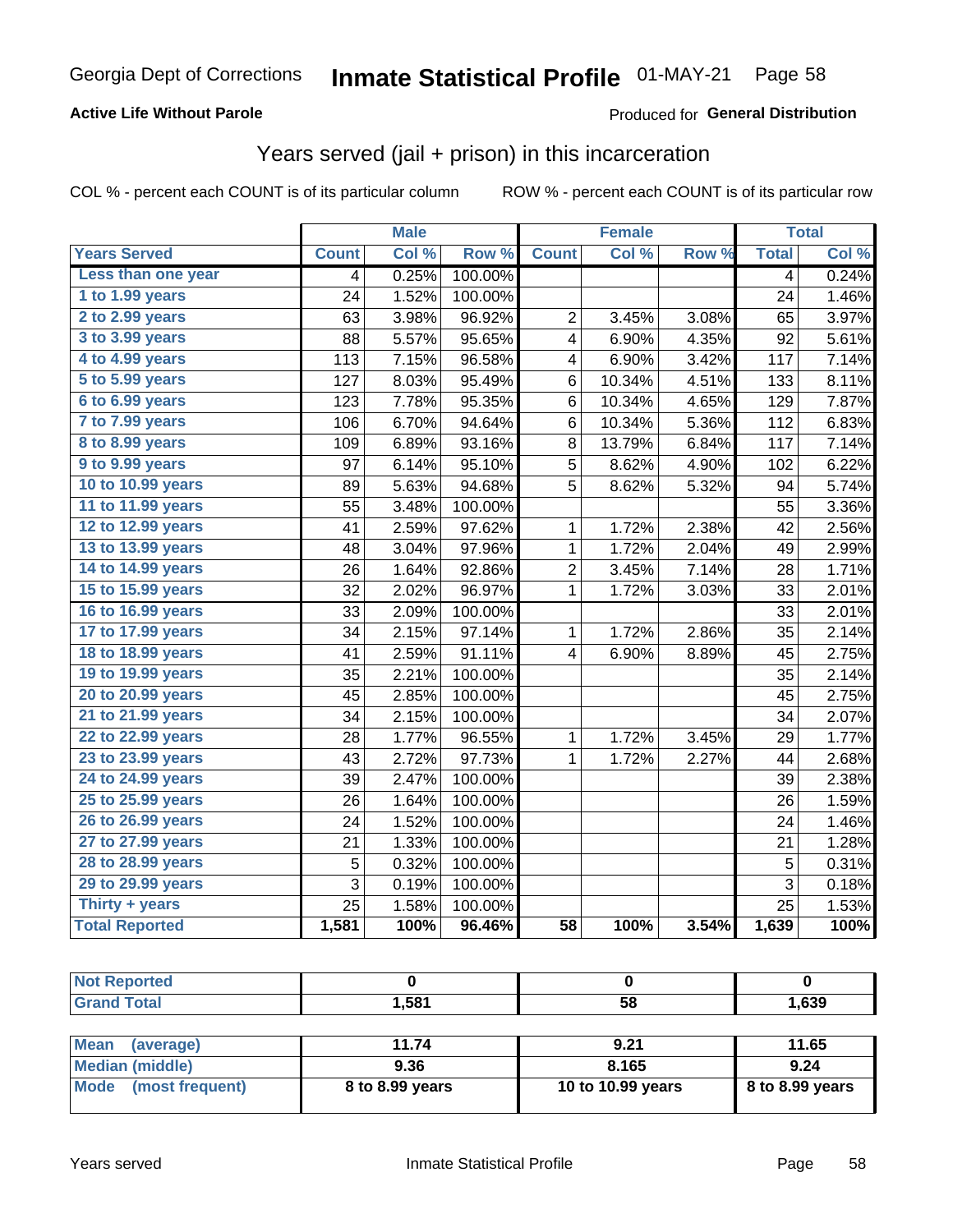Georgia Dept of Corrections **Inmate Statistical Profile** 01-MAY-21 Page 58

**Active Life Without Parole**

Produced for **General Distribution**

## Years served (jail + prison) in this incarceration

COL % - percent each COUNT is of its particular column ROW % - percent each COUNT is of its particular row

| | Male | | | Female | | | Total | |
|---|---|---|---|---|---|---|---|---|
| **Years Served** | **Count** | **Col %** | **Row %** | **Count** | **Col %** | **Row %** | **Total** | **Col %** |
| Less than one year | 4 | 0.25% | 100.00% | | | | 4 | 0.24% |
| 1 to 1.99 years | 24 | 1.52% | 100.00% | | | | 24 | 1.46% |
| 2 to 2.99 years | 63 | 3.98% | 96.92% | 2 | 3.45% | 3.08% | 65 | 3.97% |
| 3 to 3.99 years | 88 | 5.57% | 95.65% | 4 | 6.90% | 4.35% | 92 | 5.61% |
| 4 to 4.99 years | 113 | 7.15% | 96.58% | 4 | 6.90% | 3.42% | 117 | 7.14% |
| 5 to 5.99 years | 127 | 8.03% | 95.49% | 6 | 10.34% | 4.51% | 133 | 8.11% |
| 6 to 6.99 years | 123 | 7.78% | 95.35% | 6 | 10.34% | 4.65% | 129 | 7.87% |
| 7 to 7.99 years | 106 | 6.70% | 94.64% | 6 | 10.34% | 5.36% | 112 | 6.83% |
| 8 to 8.99 years | 109 | 6.89% | 93.16% | 8 | 13.79% | 6.84% | 117 | 7.14% |
| 9 to 9.99 years | 97 | 6.14% | 95.10% | 5 | 8.62% | 4.90% | 102 | 6.22% |
| 10 to 10.99 years | 89 | 5.63% | 94.68% | 5 | 8.62% | 5.32% | 94 | 5.74% |
| 11 to 11.99 years | 55 | 3.48% | 100.00% | | | | 55 | 3.36% |
| 12 to 12.99 years | 41 | 2.59% | 97.62% | 1 | 1.72% | 2.38% | 42 | 2.56% |
| 13 to 13.99 years | 48 | 3.04% | 97.96% | 1 | 1.72% | 2.04% | 49 | 2.99% |
| 14 to 14.99 years | 26 | 1.64% | 92.86% | 2 | 3.45% | 7.14% | 28 | 1.71% |
| 15 to 15.99 years | 32 | 2.02% | 96.97% | 1 | 1.72% | 3.03% | 33 | 2.01% |
| 16 to 16.99 years | 33 | 2.09% | 100.00% | | | | 33 | 2.01% |
| 17 to 17.99 years | 34 | 2.15% | 97.14% | 1 | 1.72% | 2.86% | 35 | 2.14% |
| 18 to 18.99 years | 41 | 2.59% | 91.11% | 4 | 6.90% | 8.89% | 45 | 2.75% |
| 19 to 19.99 years | 35 | 2.21% | 100.00% | | | | 35 | 2.14% |
| 20 to 20.99 years | 45 | 2.85% | 100.00% | | | | 45 | 2.75% |
| 21 to 21.99 years | 34 | 2.15% | 100.00% | | | | 34 | 2.07% |
| 22 to 22.99 years | 28 | 1.77% | 96.55% | 1 | 1.72% | 3.45% | 29 | 1.77% |
| 23 to 23.99 years | 43 | 2.72% | 97.73% | 1 | 1.72% | 2.27% | 44 | 2.68% |
| 24 to 24.99 years | 39 | 2.47% | 100.00% | | | | 39 | 2.38% |
| 25 to 25.99 years | 26 | 1.64% | 100.00% | | | | 26 | 1.59% |
| 26 to 26.99 years | 24 | 1.52% | 100.00% | | | | 24 | 1.46% |
| 27 to 27.99 years | 21 | 1.33% | 100.00% | | | | 21 | 1.28% |
| 28 to 28.99 years | 5 | 0.32% | 100.00% | | | | 5 | 0.31% |
| 29 to 29.99 years | 3 | 0.19% | 100.00% | | | | 3 | 0.18% |
| Thirty + years | 25 | 1.58% | 100.00% | | | | 25 | 1.53% |
| **Total Reported** | **1,581** | **100%** | **96.46%** | **58** | **100%** | **3.54%** | **1,639** | **100%** |

| | Male | Female | Total |
|---|---|---|---|
| Not Reported | 0 | 0 | 0 |
| Grand Total | 1,581 | 58 | 1,639 |

| | Male | Female | Total |
|---|---|---|---|
| Mean (average) | 11.74 | 9.21 | 11.65 |
| Median (middle) | 9.36 | 8.165 | 9.24 |
| Mode (most frequent) | 8 to 8.99 years | 10 to 10.99 years | 8 to 8.99 years |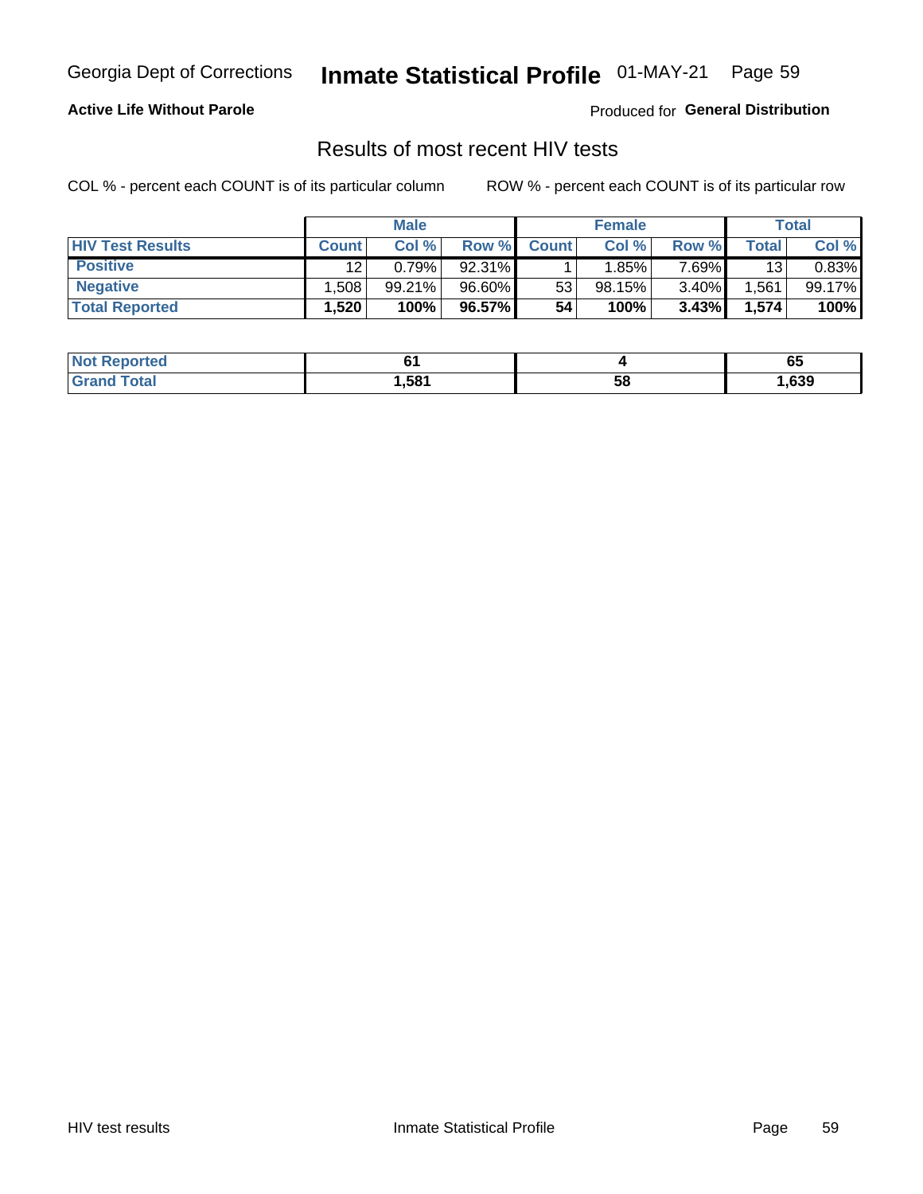Georgia Dept of Corrections **Inmate Statistical Profile** 01-MAY-21

**Active Life Without Parole**

Produced for **General Distribution**

## Results of most recent HIV tests

COL % - percent each COUNT is of its particular column

ROW % - percent each COUNT is of its particular row

| | Male | | | Female | | | Total | |
|---|---|---|---|---|---|---|---|---|
| **HIV Test Results** | **Count** | **Col %** | **Row %** | **Count** | **Col %** | **Row %** | **Total** | **Col %** |
| **Positive** | 12 | 0.79% | 92.31% | 1 | 1.85% | 7.69% | 13 | 0.83% |
| **Negative** | 1,508 | 99.21% | 96.60% | 53 | 98.15% | 3.40% | 1,561 | 99.17% |
| **Total Reported** | **1,520** | **100%** | **96.57%** | **54** | **100%** | **3.43%** | **1,574** | **100%** |

| | Male | Female | Total |
|---|---|---|---|
| **Not Reported** | **61** | **4** | **65** |
| **Grand Total** | **1,581** | **58** | **1,639** |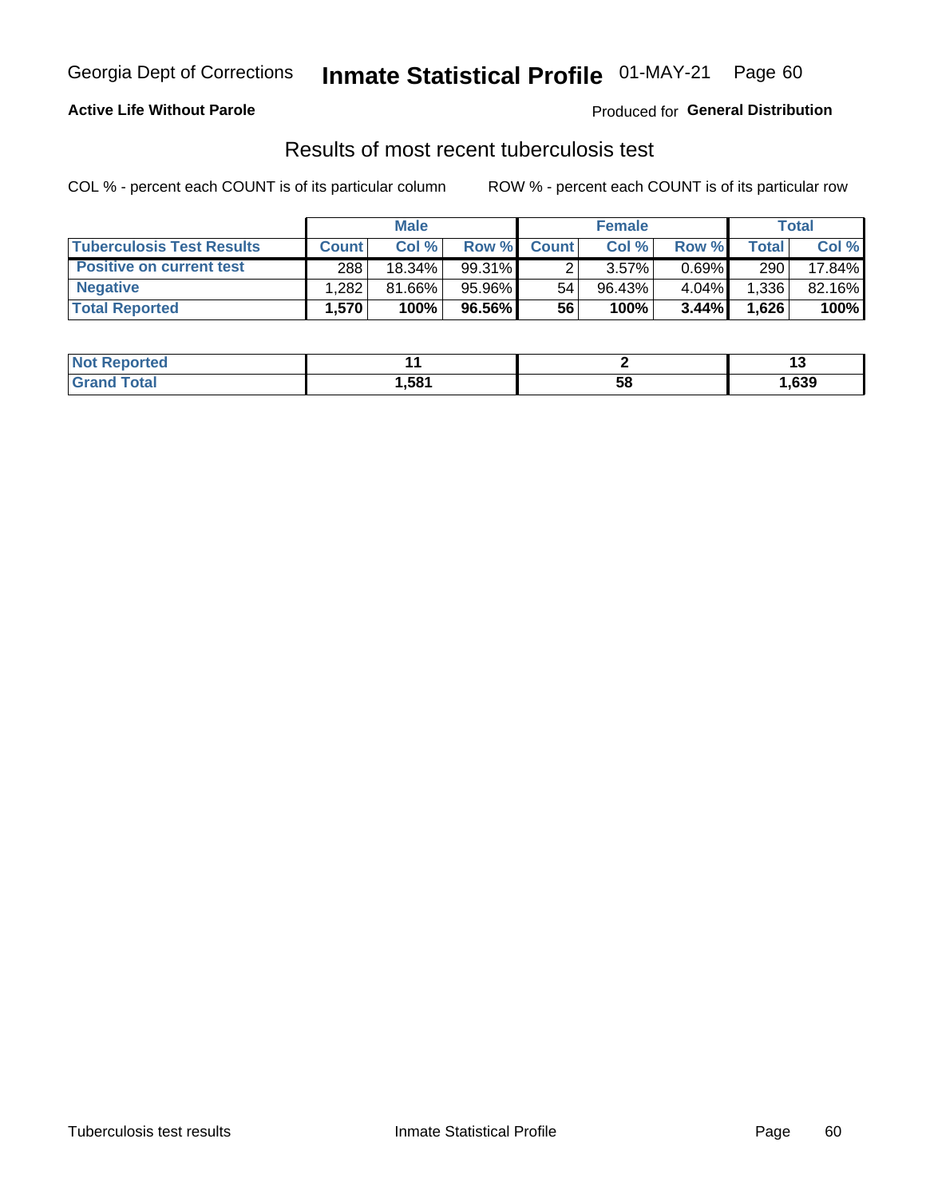Georgia Dept of Corrections **Inmate Statistical Profile** 01-MAY-21

**Active Life Without Parole**

Produced for **General Distribution**

## Results of most recent tuberculosis test

COL % - percent each COUNT is of its particular column

ROW % - percent each COUNT is of its particular row

| | Male | | | Female | | | Total | |
|---|---|---|---|---|---|---|---|---|
| **Tuberculosis Test Results** | **Count** | **Col %** | **Row %** | **Count** | **Col %** | **Row %** | **Total** | **Col %** |
| **Positive on current test** | 288 | 18.34% | 99.31% | 2 | 3.57% | 0.69% | 290 | 17.84% |
| **Negative** | 1,282 | 81.66% | 95.96% | 54 | 96.43% | 4.04% | 1,336 | 82.16% |
| **Total Reported** | **1,570** | **100%** | **96.56%** | **56** | **100%** | **3.44%** | **1,626** | **100%** |

| | Male | Female | Total |
|---|---|---|---|
| **Not Reported** | **11** | **2** | **13** |
| **Grand Total** | **1,581** | **58** | **1,639** |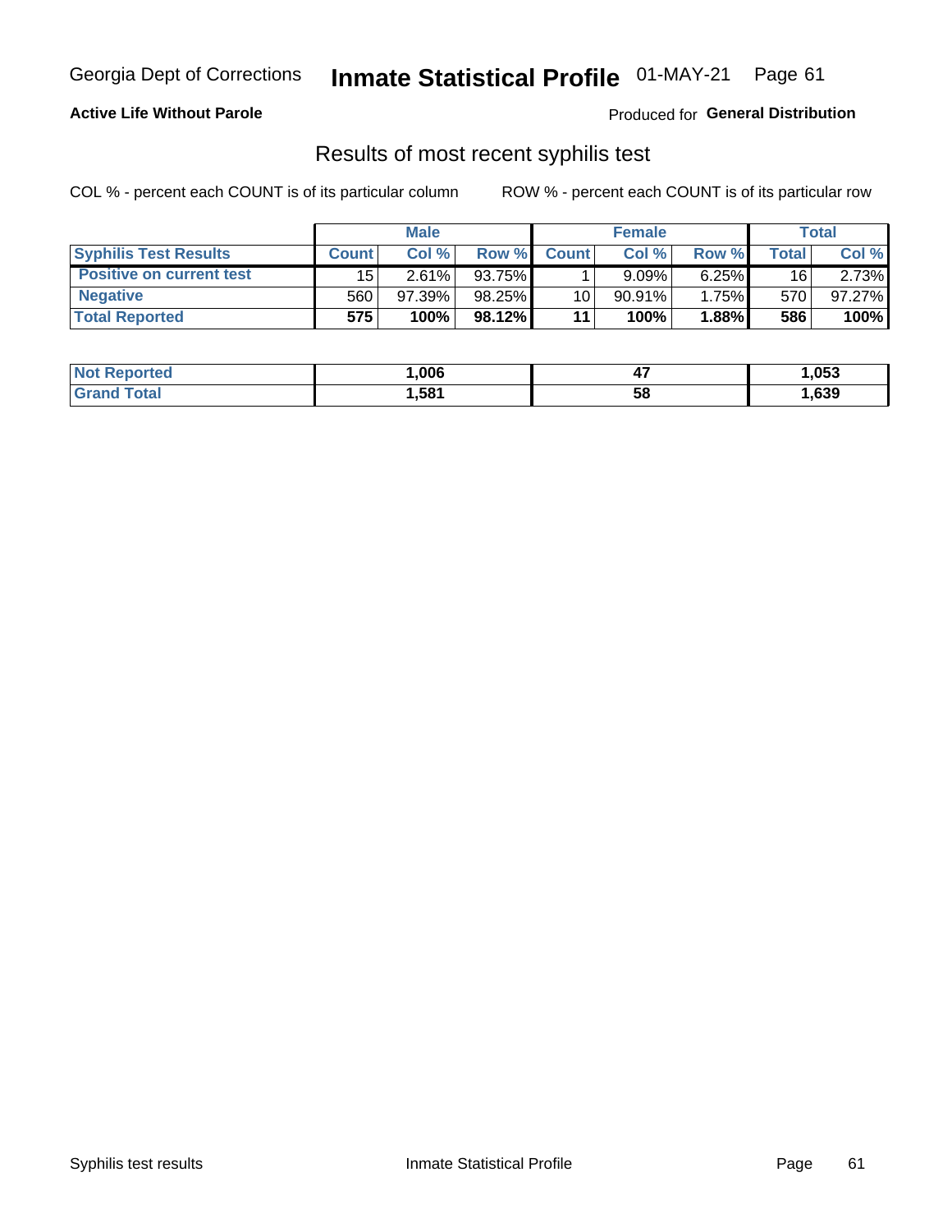Georgia Dept of Corrections **Inmate Statistical Profile** 01-MAY-21

**Active Life Without Parole**

Produced for **General Distribution**

## Results of most recent syphilis test

COL % - percent each COUNT is of its particular column

ROW % - percent each COUNT is of its particular row

| | Male | | | Female | | | Total | |
|---|---|---|---|---|---|---|---|---|
| **Syphilis Test Results** | **Count** | **Col %** | **Row %** | **Count** | **Col %** | **Row %** | **Total** | **Col %** |
| **Positive on current test** | 15 | 2.61% | 93.75% | 1 | 9.09% | 6.25% | 16 | 2.73% |
| **Negative** | 560 | 97.39% | 98.25% | 10 | 90.91% | 1.75% | 570 | 97.27% |
| **Total Reported** | **575** | **100%** | **98.12%** | **11** | **100%** | **1.88%** | **586** | **100%** |

| | Male | Female | Total |
|---|---|---|---|
| **Not Reported** | **1,006** | **47** | **1,053** |
| **Grand Total** | **1,581** | **58** | **1,639** |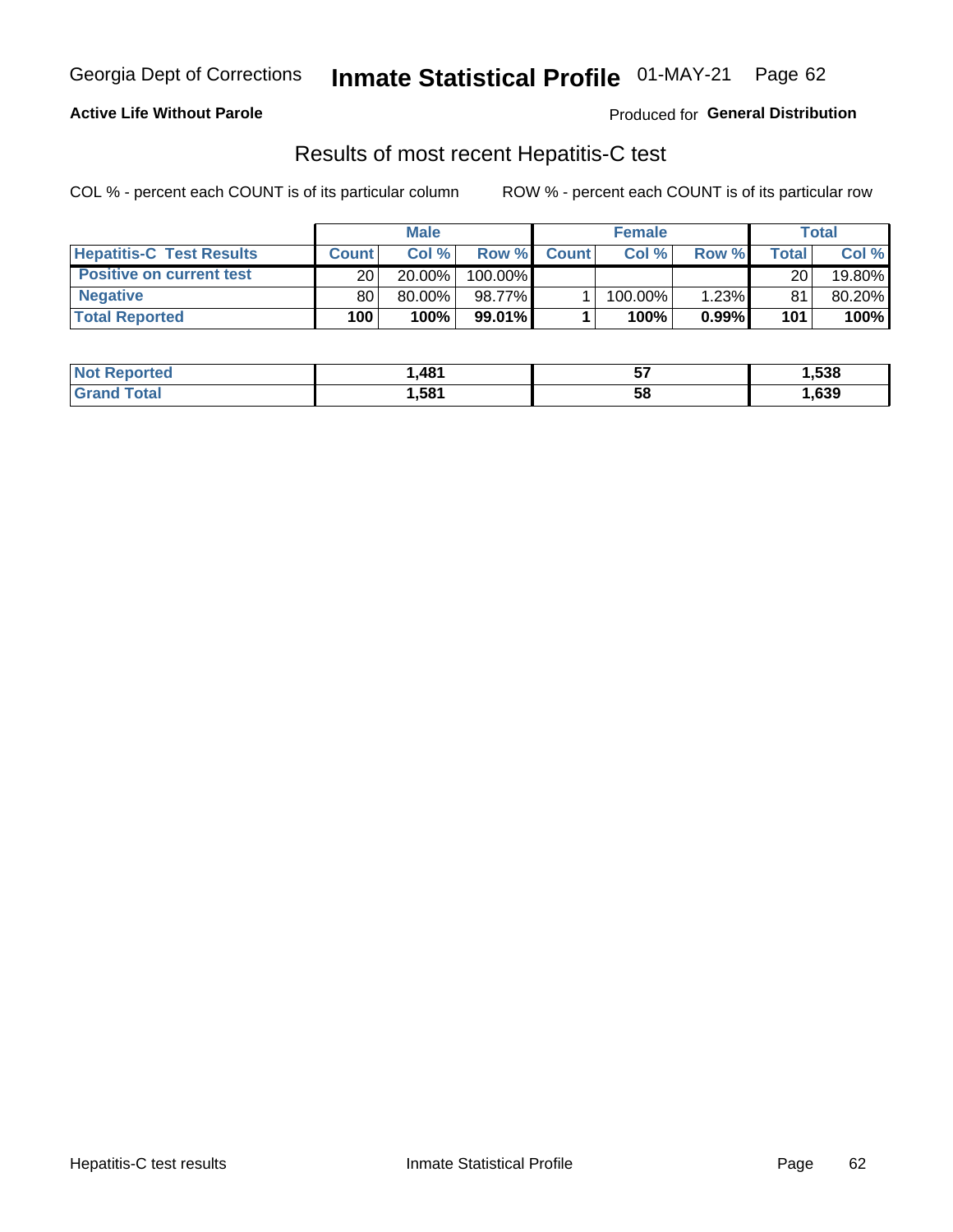Georgia Dept of Corrections **Inmate Statistical Profile** 01-MAY-21 Page 62

**Active Life Without Parole**

Produced for **General Distribution**

## Results of most recent Hepatitis-C test

COL % - percent each COUNT is of its particular column

ROW % - percent each COUNT is of its particular row

| | Male | | | Female | | | Total | |
|---|---|---|---|---|---|---|---|---|
| **Hepatitis-C Test Results** | **Count** | **Col %** | **Row %** | **Count** | **Col %** | **Row %** | **Total** | **Col %** |
| **Positive on current test** | 20 | 20.00% | 100.00% | | | | 20 | 19.80% |
| **Negative** | 80 | 80.00% | 98.77% | 1 | 100.00% | 1.23% | 81 | 80.20% |
| **Total Reported** | **100** | **100%** | **99.01%** | **1** | **100%** | **0.99%** | **101** | **100%** |

| | Male | Female | Total |
|---|---|---|---|
| **Not Reported** | **1,481** | **57** | **1,538** |
| **Grand Total** | **1,581** | **58** | **1,639** |

Hepatitis-C test results Inmate Statistical Profile